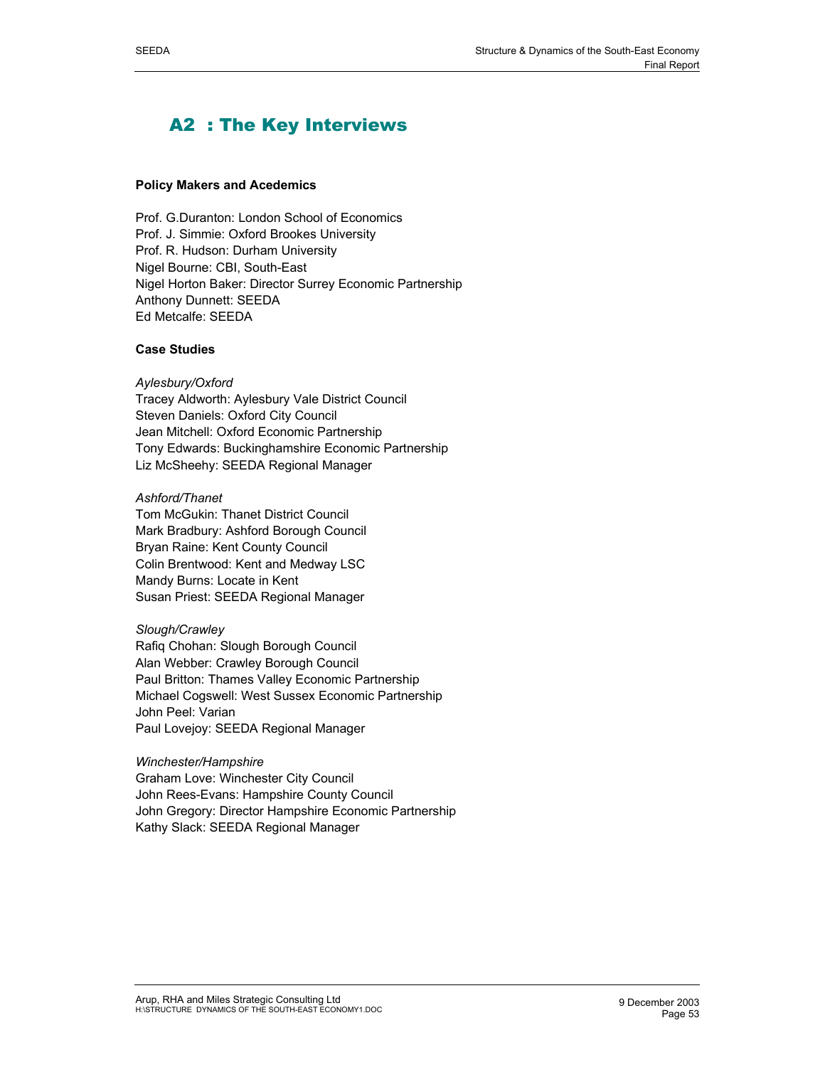# A2 : The Key Interviews

**Policy Makers and Acedemics**

Prof. G.Duranton: London School of Economics
Prof. J. Simmie: Oxford Brookes University
Prof. R. Hudson: Durham University
Nigel Bourne: CBI, South-East
Nigel Horton Baker: Director Surrey Economic Partnership
Anthony Dunnett: SEEDA
Ed Metcalfe: SEEDA

**Case Studies**

*Aylesbury/Oxford*
Tracey Aldworth: Aylesbury Vale District Council
Steven Daniels: Oxford City Council
Jean Mitchell: Oxford Economic Partnership
Tony Edwards: Buckinghamshire Economic Partnership
Liz McSheehy: SEEDA Regional Manager

*Ashford/Thanet*
Tom McGukin: Thanet District Council
Mark Bradbury: Ashford Borough Council
Bryan Raine: Kent County Council
Colin Brentwood: Kent and Medway LSC
Mandy Burns: Locate in Kent
Susan Priest: SEEDA Regional Manager

*Slough/Crawley*
Rafiq Chohan: Slough Borough Council
Alan Webber: Crawley Borough Council
Paul Britton: Thames Valley Economic Partnership
Michael Cogswell: West Sussex Economic Partnership
John Peel: Varian
Paul Lovejoy: SEEDA Regional Manager

*Winchester/Hampshire*
Graham Love: Winchester City Council
John Rees-Evans: Hampshire County Council
John Gregory: Director Hampshire Economic Partnership
Kathy Slack: SEEDA Regional Manager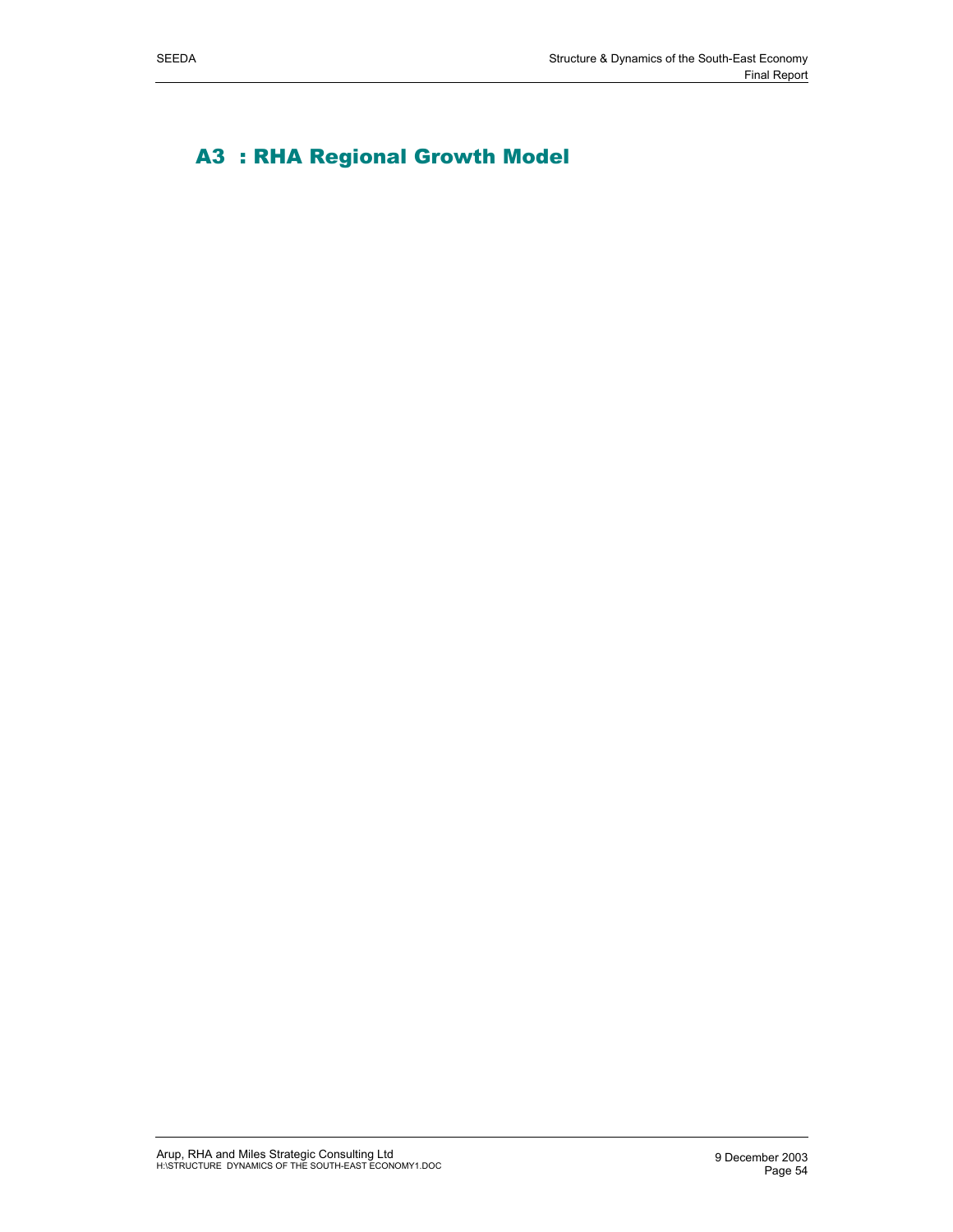# A3 : RHA Regional Growth Model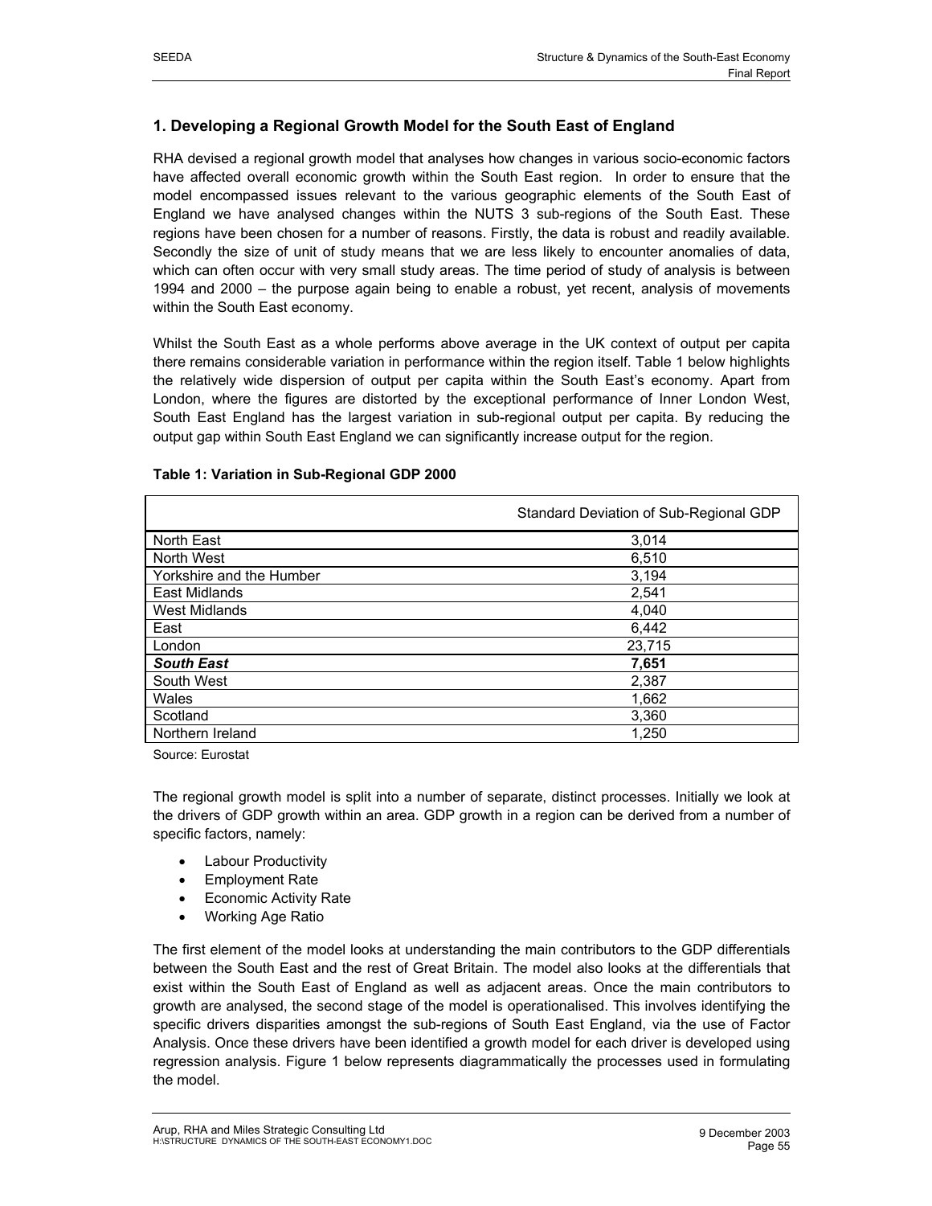## 1. Developing a Regional Growth Model for the South East of England

RHA devised a regional growth model that analyses how changes in various socio-economic factors have affected overall economic growth within the South East region. In order to ensure that the model encompassed issues relevant to the various geographic elements of the South East of England we have analysed changes within the NUTS 3 sub-regions of the South East. These regions have been chosen for a number of reasons. Firstly, the data is robust and readily available. Secondly the size of unit of study means that we are less likely to encounter anomalies of data, which can often occur with very small study areas. The time period of study of analysis is between 1994 and 2000 – the purpose again being to enable a robust, yet recent, analysis of movements within the South East economy.

Whilst the South East as a whole performs above average in the UK context of output per capita there remains considerable variation in performance within the region itself. Table 1 below highlights the relatively wide dispersion of output per capita within the South East's economy. Apart from London, where the figures are distorted by the exceptional performance of Inner London West, South East England has the largest variation in sub-regional output per capita. By reducing the output gap within South East England we can significantly increase output for the region.

**Table 1: Variation in Sub-Regional GDP 2000**

| | Standard Deviation of Sub-Regional GDP |
|---|---|
| North East | 3,014 |
| North West | 6,510 |
| Yorkshire and the Humber | 3,194 |
| East Midlands | 2,541 |
| West Midlands | 4,040 |
| East | 6,442 |
| London | 23,715 |
| ***South East*** | **7,651** |
| South West | 2,387 |
| Wales | 1,662 |
| Scotland | 3,360 |
| Northern Ireland | 1,250 |

Source: Eurostat

The regional growth model is split into a number of separate, distinct processes. Initially we look at the drivers of GDP growth within an area. GDP growth in a region can be derived from a number of specific factors, namely:

- Labour Productivity
- Employment Rate
- Economic Activity Rate
- Working Age Ratio

The first element of the model looks at understanding the main contributors to the GDP differentials between the South East and the rest of Great Britain. The model also looks at the differentials that exist within the South East of England as well as adjacent areas. Once the main contributors to growth are analysed, the second stage of the model is operationalised. This involves identifying the specific drivers disparities amongst the sub-regions of South East England, via the use of Factor Analysis. Once these drivers have been identified a growth model for each driver is developed using regression analysis. Figure 1 below represents diagrammatically the processes used in formulating the model.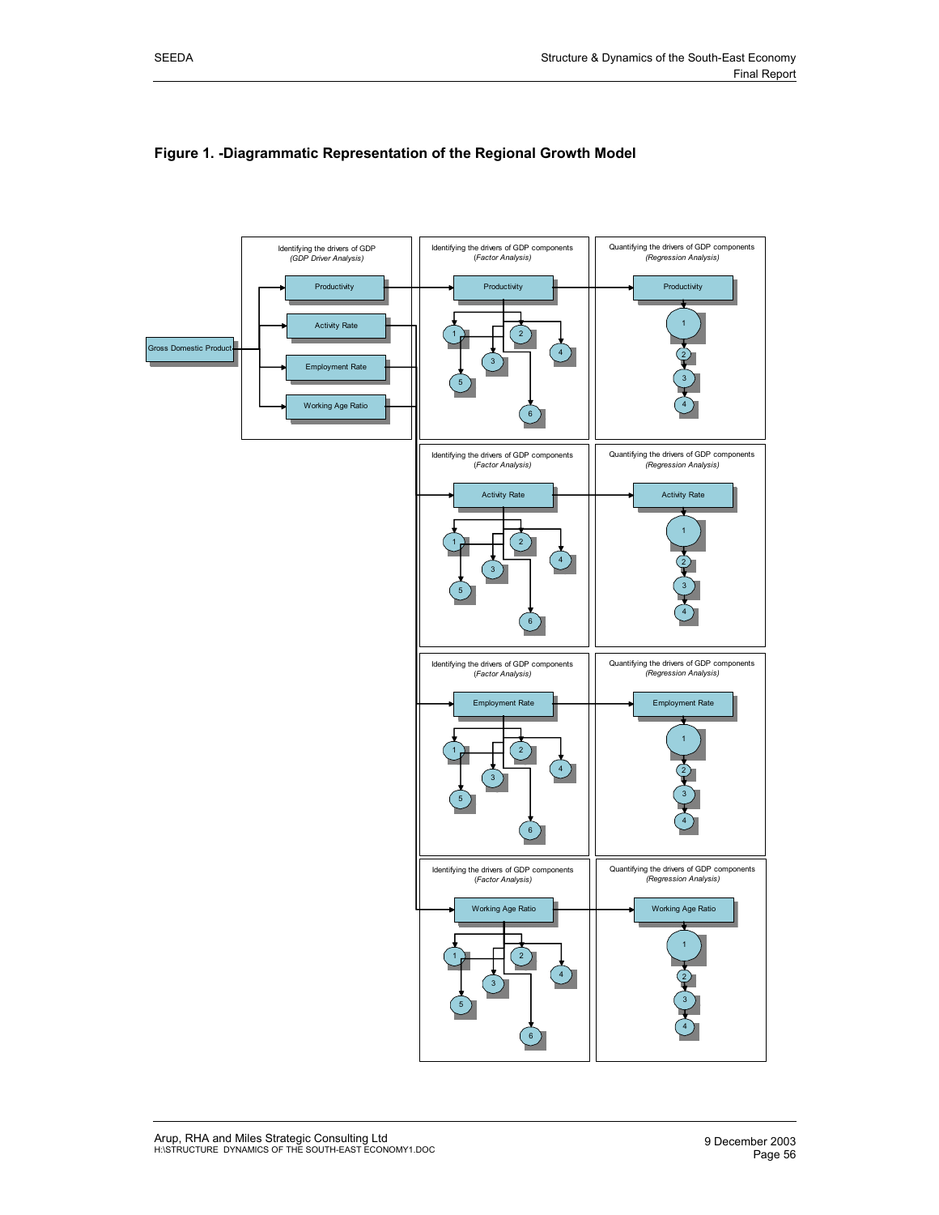**Figure 1. -Diagrammatic Representation of the Regional Growth Model**

Gross Domestic Product

Identifying the drivers of GDP
*(GDP Driver Analysis)*

Productivity

Activity Rate

Employment Rate

Working Age Ratio

Identifying the drivers of GDP components
*(Factor Analysis)*

Productivity

1 2 3 4 5 6

Quantifying the drivers of GDP components
*(Regression Analysis)*

Productivity

1 2 3 4

Identifying the drivers of GDP components
*(Factor Analysis)*

Activity Rate

1 2 3 4 5 6

Quantifying the drivers of GDP components
*(Regression Analysis)*

Activity Rate

1 2 3 4

Identifying the drivers of GDP components
*(Factor Analysis)*

Employment Rate

1 2 3 4 5 6

Quantifying the drivers of GDP components
*(Regression Analysis)*

Employment Rate

1 2 3 4

Identifying the drivers of GDP components
*(Factor Analysis)*

Working Age Ratio

1 2 3 4 5 6

Quantifying the drivers of GDP components
*(Regression Analysis)*

Working Age Ratio

1 2 3 4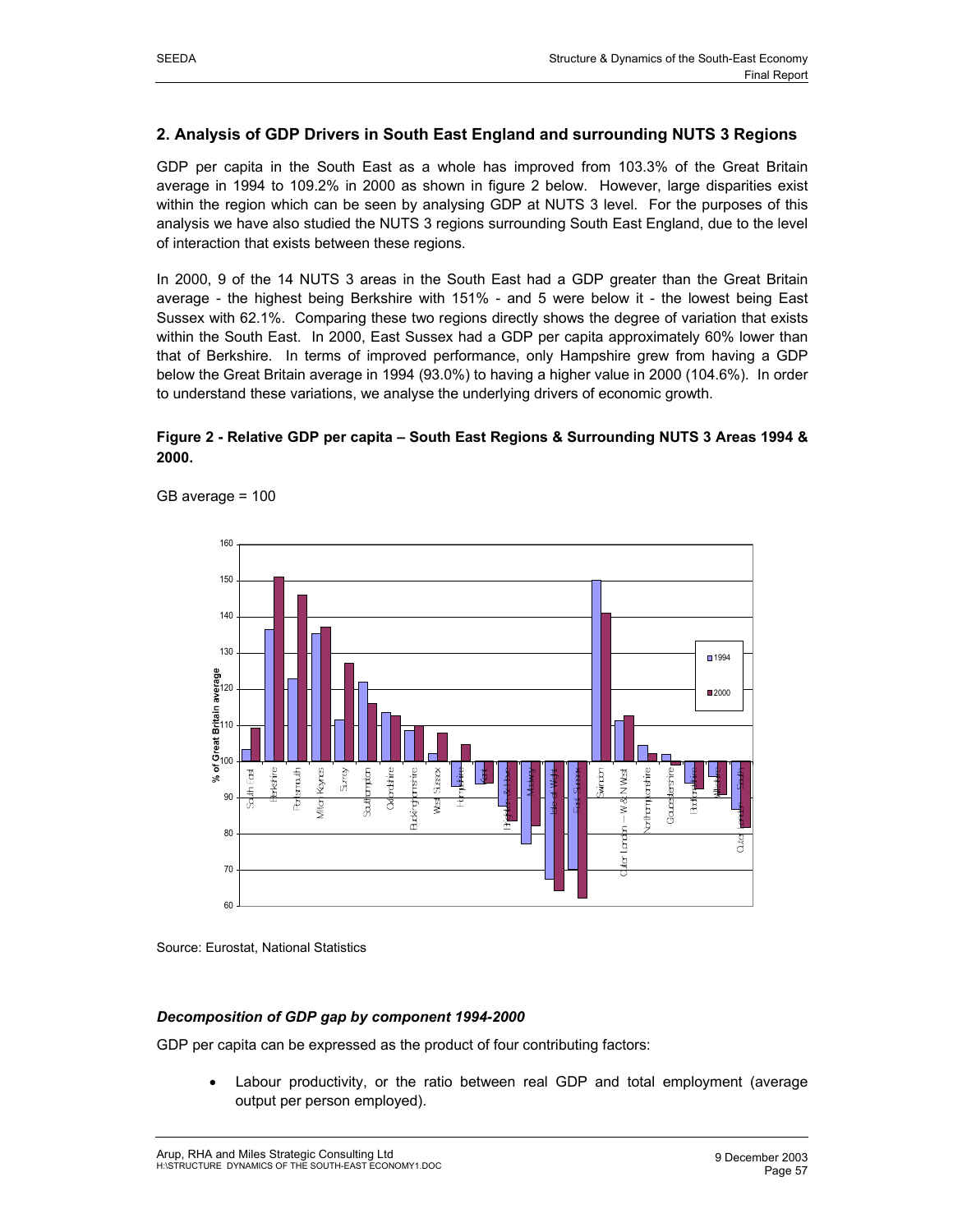## 2. Analysis of GDP Drivers in South East England and surrounding NUTS 3 Regions

GDP per capita in the South East as a whole has improved from 103.3% of the Great Britain average in 1994 to 109.2% in 2000 as shown in figure 2 below. However, large disparities exist within the region which can be seen by analysing GDP at NUTS 3 level. For the purposes of this analysis we have also studied the NUTS 3 regions surrounding South East England, due to the level of interaction that exists between these regions.

In 2000, 9 of the 14 NUTS 3 areas in the South East had a GDP greater than the Great Britain average - the highest being Berkshire with 151% - and 5 were below it - the lowest being East Sussex with 62.1%. Comparing these two regions directly shows the degree of variation that exists within the South East. In 2000, East Sussex had a GDP per capita approximately 60% lower than that of Berkshire. In terms of improved performance, only Hampshire grew from having a GDP below the Great Britain average in 1994 (93.0%) to having a higher value in 2000 (104.6%). In order to understand these variations, we analyse the underlying drivers of economic growth.

**Figure 2 - Relative GDP per capita – South East Regions & Surrounding NUTS 3 Areas 1994 & 2000.**

GB average = 100

Source: Eurostat, National Statistics

### *Decomposition of GDP gap by component 1994-2000*

GDP per capita can be expressed as the product of four contributing factors:

- Labour productivity, or the ratio between real GDP and total employment (average output per person employed).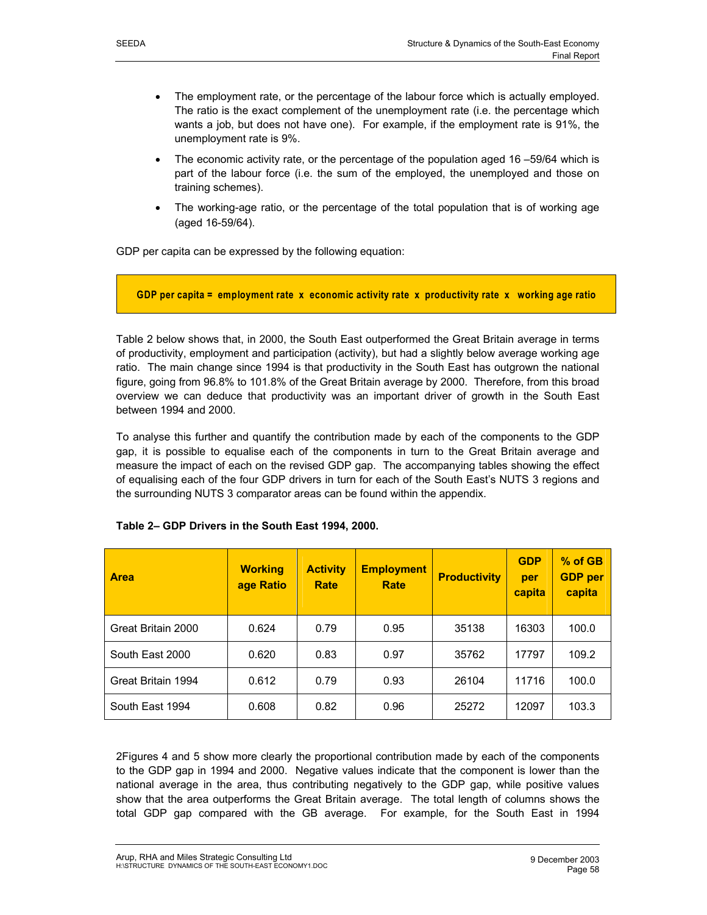- The employment rate, or the percentage of the labour force which is actually employed. The ratio is the exact complement of the unemployment rate (i.e. the percentage which wants a job, but does not have one). For example, if the employment rate is 91%, the unemployment rate is 9%.
- The economic activity rate, or the percentage of the population aged 16 –59/64 which is part of the labour force (i.e. the sum of the employed, the unemployed and those on training schemes).
- The working-age ratio, or the percentage of the total population that is of working age (aged 16-59/64).

GDP per capita can be expressed by the following equation:

**GDP per capita = employment rate x economic activity rate x productivity rate x working age ratio**

Table 2 below shows that, in 2000, the South East outperformed the Great Britain average in terms of productivity, employment and participation (activity), but had a slightly below average working age ratio. The main change since 1994 is that productivity in the South East has outgrown the national figure, going from 96.8% to 101.8% of the Great Britain average by 2000. Therefore, from this broad overview we can deduce that productivity was an important driver of growth in the South East between 1994 and 2000.

To analyse this further and quantify the contribution made by each of the components to the GDP gap, it is possible to equalise each of the components in turn to the Great Britain average and measure the impact of each on the revised GDP gap. The accompanying tables showing the effect of equalising each of the four GDP drivers in turn for each of the South East's NUTS 3 regions and the surrounding NUTS 3 comparator areas can be found within the appendix.

**Table 2– GDP Drivers in the South East 1994, 2000.**

| Area | Working age Ratio | Activity Rate | Employment Rate | Productivity | GDP per capita | % of GB GDP per capita |
|---|---|---|---|---|---|---|
| Great Britain 2000 | 0.624 | 0.79 | 0.95 | 35138 | 16303 | 100.0 |
| South East 2000 | 0.620 | 0.83 | 0.97 | 35762 | 17797 | 109.2 |
| Great Britain 1994 | 0.612 | 0.79 | 0.93 | 26104 | 11716 | 100.0 |
| South East 1994 | 0.608 | 0.82 | 0.96 | 25272 | 12097 | 103.3 |

2Figures 4 and 5 show more clearly the proportional contribution made by each of the components to the GDP gap in 1994 and 2000. Negative values indicate that the component is lower than the national average in the area, thus contributing negatively to the GDP gap, while positive values show that the area outperforms the Great Britain average. The total length of columns shows the total GDP gap compared with the GB average. For example, for the South East in 1994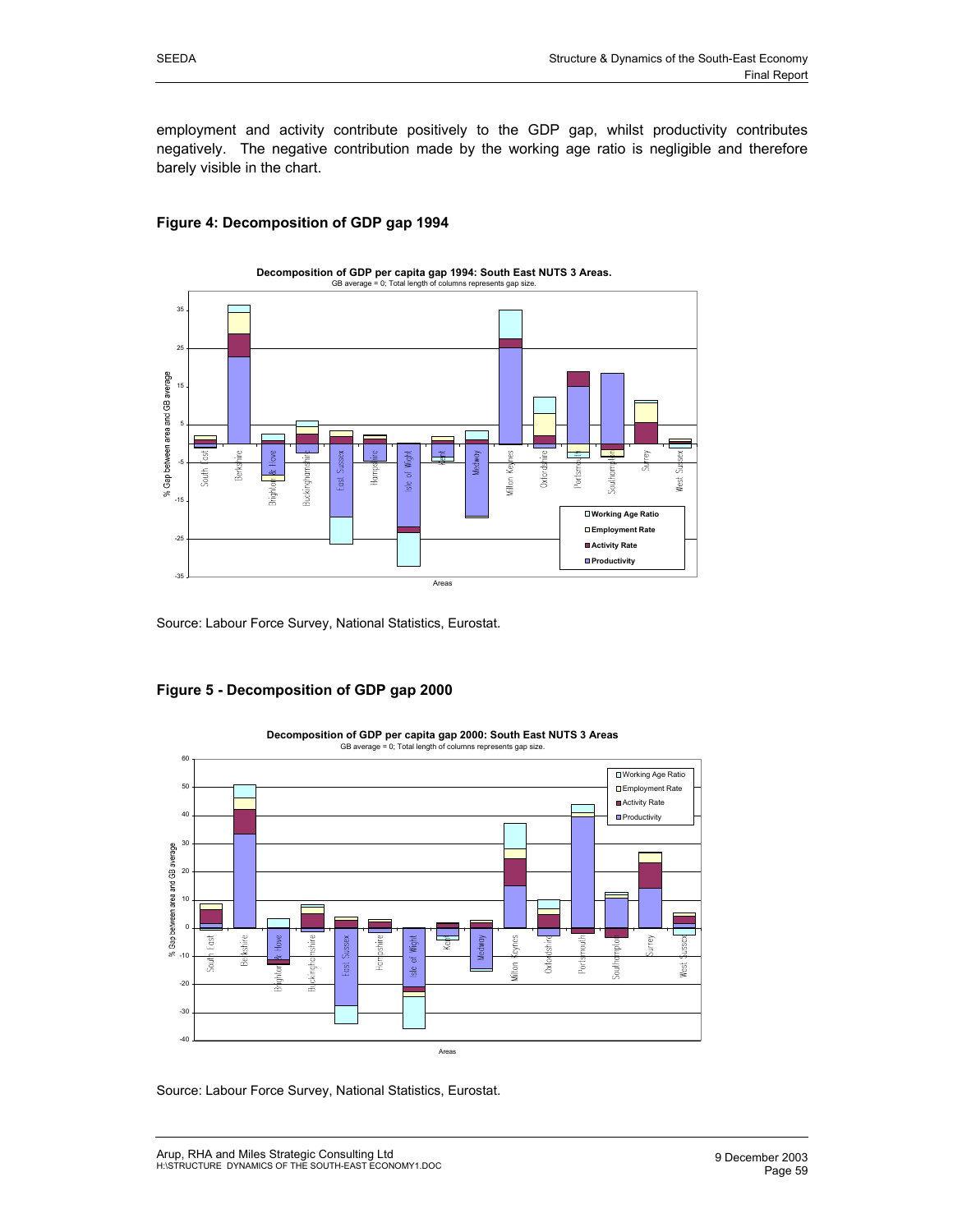employment and activity contribute positively to the GDP gap, whilst productivity contributes negatively. The negative contribution made by the working age ratio is negligible and therefore barely visible in the chart.

### Figure 4: Decomposition of GDP gap 1994

Source: Labour Force Survey, National Statistics, Eurostat.

### Figure 5 - Decomposition of GDP gap 2000

Source: Labour Force Survey, National Statistics, Eurostat.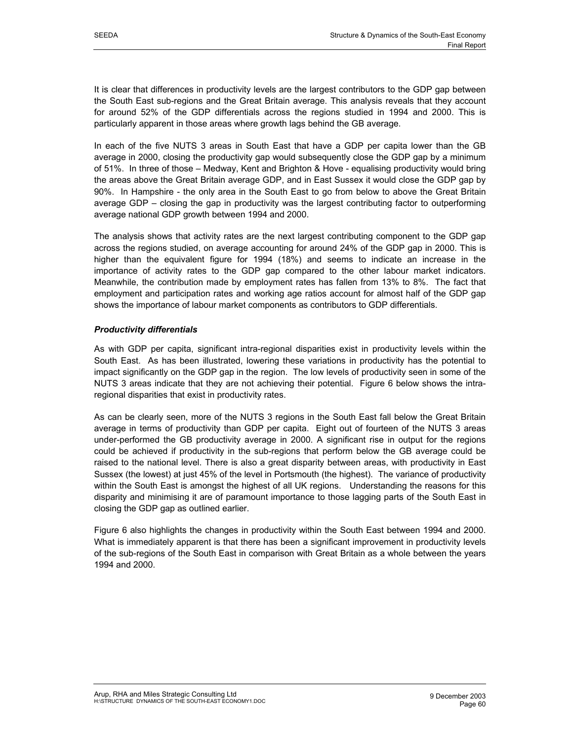It is clear that differences in productivity levels are the largest contributors to the GDP gap between the South East sub-regions and the Great Britain average. This analysis reveals that they account for around 52% of the GDP differentials across the regions studied in 1994 and 2000. This is particularly apparent in those areas where growth lags behind the GB average.

In each of the five NUTS 3 areas in South East that have a GDP per capita lower than the GB average in 2000, closing the productivity gap would subsequently close the GDP gap by a minimum of 51%. In three of those – Medway, Kent and Brighton & Hove - equalising productivity would bring the areas above the Great Britain average GDP, and in East Sussex it would close the GDP gap by 90%. In Hampshire - the only area in the South East to go from below to above the Great Britain average GDP – closing the gap in productivity was the largest contributing factor to outperforming average national GDP growth between 1994 and 2000.

The analysis shows that activity rates are the next largest contributing component to the GDP gap across the regions studied, on average accounting for around 24% of the GDP gap in 2000. This is higher than the equivalent figure for 1994 (18%) and seems to indicate an increase in the importance of activity rates to the GDP gap compared to the other labour market indicators. Meanwhile, the contribution made by employment rates has fallen from 13% to 8%. The fact that employment and participation rates and working age ratios account for almost half of the GDP gap shows the importance of labour market components as contributors to GDP differentials.

***Productivity differentials***

As with GDP per capita, significant intra-regional disparities exist in productivity levels within the South East. As has been illustrated, lowering these variations in productivity has the potential to impact significantly on the GDP gap in the region. The low levels of productivity seen in some of the NUTS 3 areas indicate that they are not achieving their potential. Figure 6 below shows the intra-regional disparities that exist in productivity rates.

As can be clearly seen, more of the NUTS 3 regions in the South East fall below the Great Britain average in terms of productivity than GDP per capita. Eight out of fourteen of the NUTS 3 areas under-performed the GB productivity average in 2000. A significant rise in output for the regions could be achieved if productivity in the sub-regions that perform below the GB average could be raised to the national level. There is also a great disparity between areas, with productivity in East Sussex (the lowest) at just 45% of the level in Portsmouth (the highest). The variance of productivity within the South East is amongst the highest of all UK regions. Understanding the reasons for this disparity and minimising it are of paramount importance to those lagging parts of the South East in closing the GDP gap as outlined earlier.

Figure 6 also highlights the changes in productivity within the South East between 1994 and 2000. What is immediately apparent is that there has been a significant improvement in productivity levels of the sub-regions of the South East in comparison with Great Britain as a whole between the years 1994 and 2000.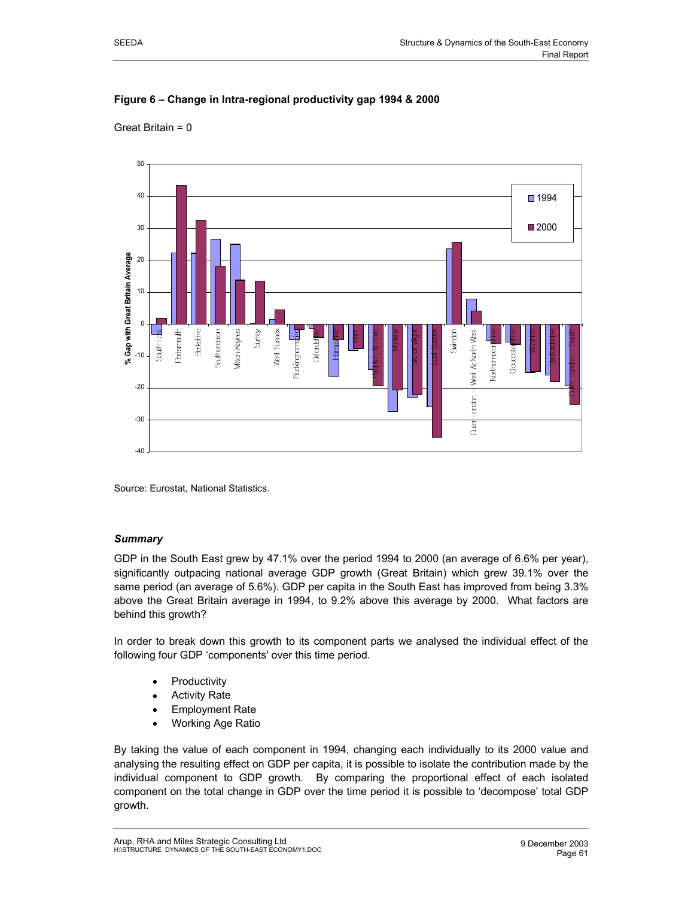**Figure 6 – Change in Intra-regional productivity gap 1994 & 2000**

Great Britain = 0

Source: Eurostat, National Statistics.

### *Summary*

GDP in the South East grew by 47.1% over the period 1994 to 2000 (an average of 6.6% per year), significantly outpacing national average GDP growth (Great Britain) which grew 39.1% over the same period (an average of 5.6%). GDP per capita in the South East has improved from being 3.3% above the Great Britain average in 1994, to 9.2% above this average by 2000. What factors are behind this growth?

In order to break down this growth to its component parts we analysed the individual effect of the following four GDP 'components' over this time period.

- Productivity
- Activity Rate
- Employment Rate
- Working Age Ratio

By taking the value of each component in 1994, changing each individually to its 2000 value and analysing the resulting effect on GDP per capita, it is possible to isolate the contribution made by the individual component to GDP growth. By comparing the proportional effect of each isolated component on the total change in GDP over the time period it is possible to 'decompose' total GDP growth.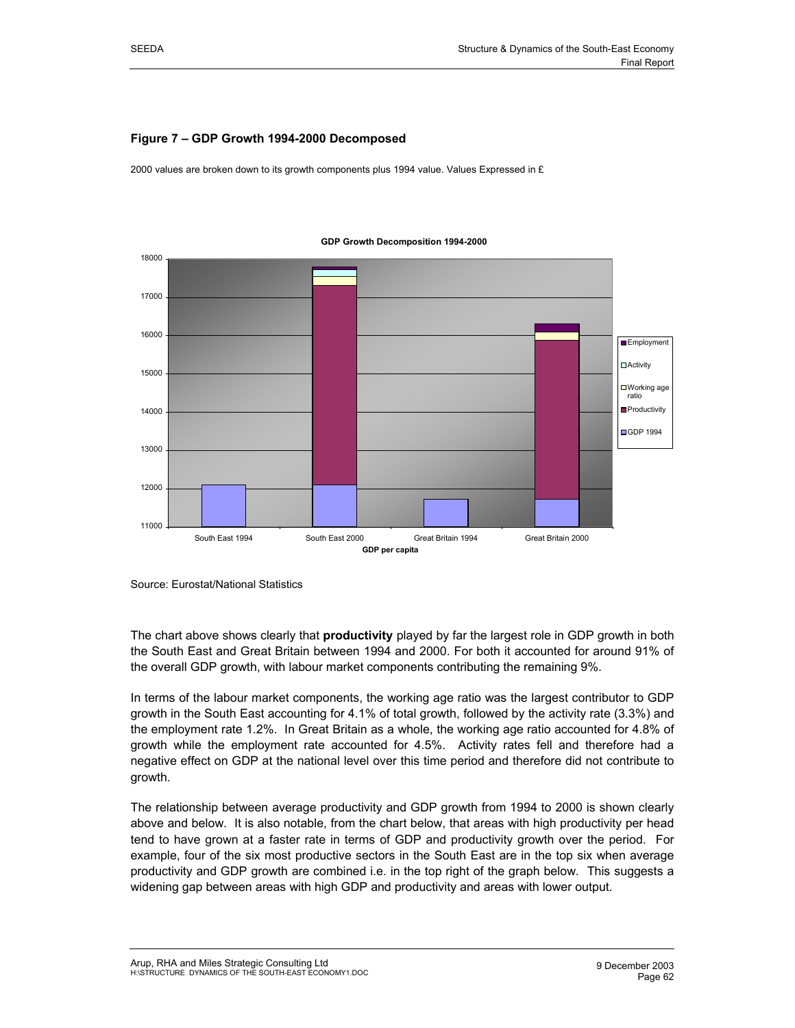### Figure 7 – GDP Growth 1994-2000 Decomposed

2000 values are broken down to its growth components plus 1994 value. Values Expressed in £

Source: Eurostat/National Statistics

The chart above shows clearly that **productivity** played by far the largest role in GDP growth in both the South East and Great Britain between 1994 and 2000. For both it accounted for around 91% of the overall GDP growth, with labour market components contributing the remaining 9%.

In terms of the labour market components, the working age ratio was the largest contributor to GDP growth in the South East accounting for 4.1% of total growth, followed by the activity rate (3.3%) and the employment rate 1.2%. In Great Britain as a whole, the working age ratio accounted for 4.8% of growth while the employment rate accounted for 4.5%. Activity rates fell and therefore had a negative effect on GDP at the national level over this time period and therefore did not contribute to growth.

The relationship between average productivity and GDP growth from 1994 to 2000 is shown clearly above and below. It is also notable, from the chart below, that areas with high productivity per head tend to have grown at a faster rate in terms of GDP and productivity growth over the period. For example, four of the six most productive sectors in the South East are in the top six when average productivity and GDP growth are combined i.e. in the top right of the graph below. This suggests a widening gap between areas with high GDP and productivity and areas with lower output.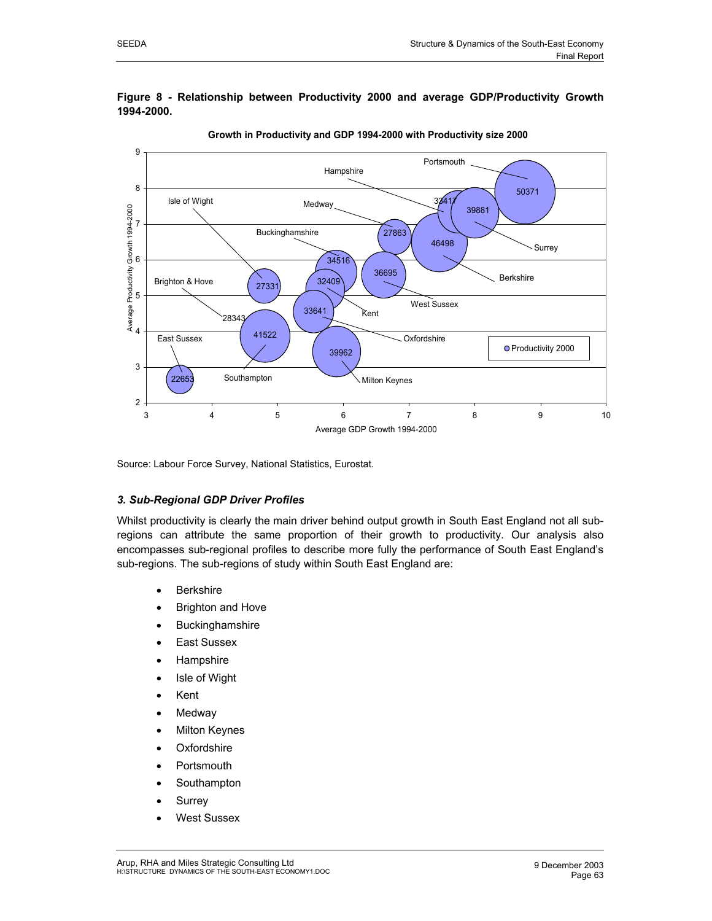**Figure 8 - Relationship between Productivity 2000 and average GDP/Productivity Growth 1994-2000.**

Source: Labour Force Survey, National Statistics, Eurostat.

### *3. Sub-Regional GDP Driver Profiles*

Whilst productivity is clearly the main driver behind output growth in South East England not all sub-regions can attribute the same proportion of their growth to productivity. Our analysis also encompasses sub-regional profiles to describe more fully the performance of South East England's sub-regions. The sub-regions of study within South East England are:

- Berkshire
- Brighton and Hove
- Buckinghamshire
- East Sussex
- Hampshire
- Isle of Wight
- Kent
- Medway
- Milton Keynes
- Oxfordshire
- Portsmouth
- Southampton
- Surrey
- West Sussex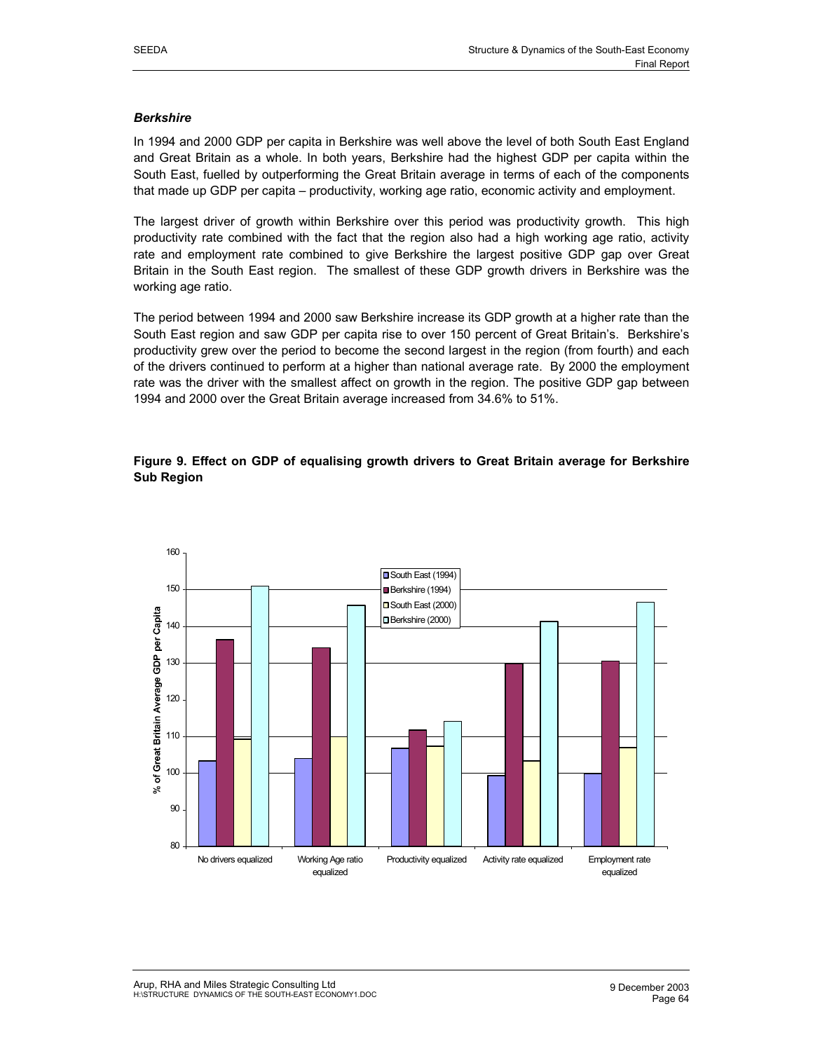### *Berkshire*

In 1994 and 2000 GDP per capita in Berkshire was well above the level of both South East England and Great Britain as a whole. In both years, Berkshire had the highest GDP per capita within the South East, fuelled by outperforming the Great Britain average in terms of each of the components that made up GDP per capita – productivity, working age ratio, economic activity and employment.

The largest driver of growth within Berkshire over this period was productivity growth. This high productivity rate combined with the fact that the region also had a high working age ratio, activity rate and employment rate combined to give Berkshire the largest positive GDP gap over Great Britain in the South East region. The smallest of these GDP growth drivers in Berkshire was the working age ratio.

The period between 1994 and 2000 saw Berkshire increase its GDP growth at a higher rate than the South East region and saw GDP per capita rise to over 150 percent of Great Britain's. Berkshire's productivity grew over the period to become the second largest in the region (from fourth) and each of the drivers continued to perform at a higher than national average rate. By 2000 the employment rate was the driver with the smallest affect on growth in the region. The positive GDP gap between 1994 and 2000 over the Great Britain average increased from 34.6% to 51%.

**Figure 9. Effect on GDP of equalising growth drivers to Great Britain average for Berkshire Sub Region**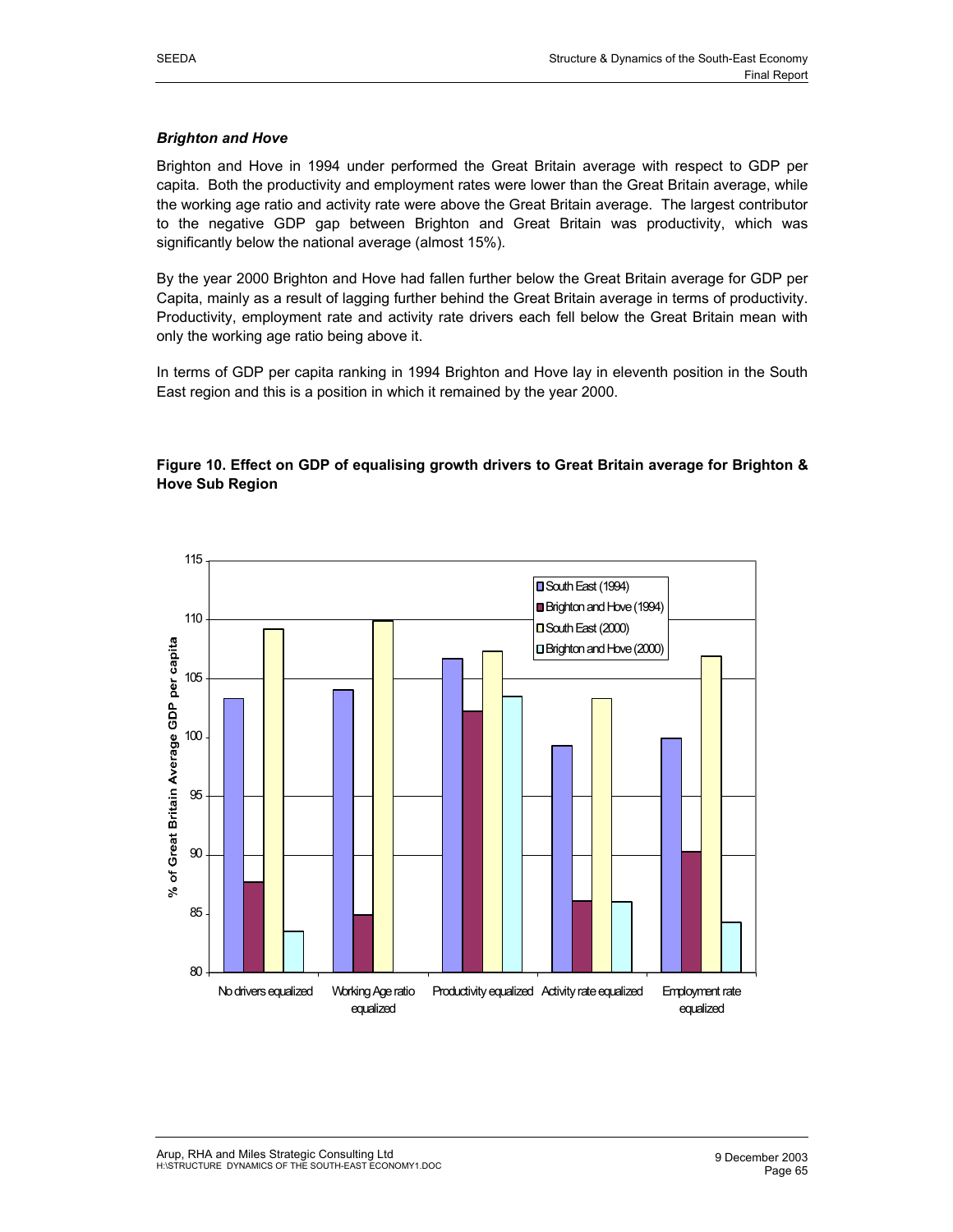### *Brighton and Hove*

Brighton and Hove in 1994 under performed the Great Britain average with respect to GDP per capita. Both the productivity and employment rates were lower than the Great Britain average, while the working age ratio and activity rate were above the Great Britain average. The largest contributor to the negative GDP gap between Brighton and Great Britain was productivity, which was significantly below the national average (almost 15%).

By the year 2000 Brighton and Hove had fallen further below the Great Britain average for GDP per Capita, mainly as a result of lagging further behind the Great Britain average in terms of productivity. Productivity, employment rate and activity rate drivers each fell below the Great Britain mean with only the working age ratio being above it.

In terms of GDP per capita ranking in 1994 Brighton and Hove lay in eleventh position in the South East region and this is a position in which it remained by the year 2000.

**Figure 10. Effect on GDP of equalising growth drivers to Great Britain average for Brighton & Hove Sub Region**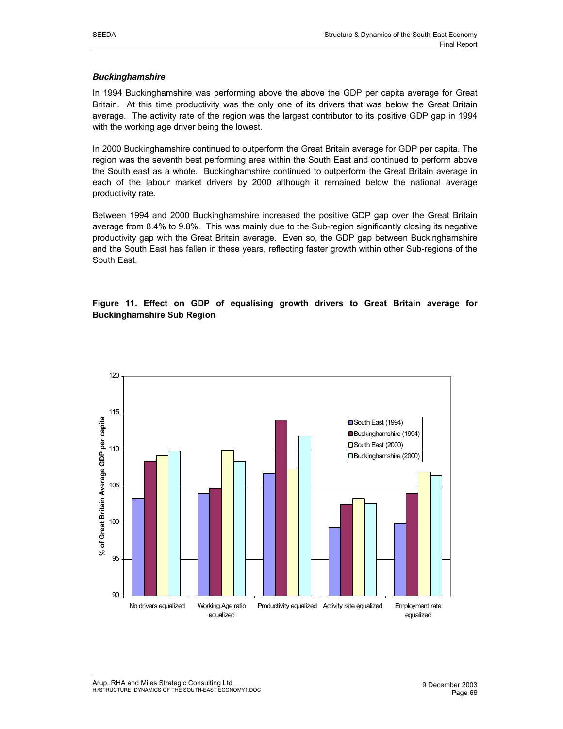### *Buckinghamshire*

In 1994 Buckinghamshire was performing above the above the GDP per capita average for Great Britain. At this time productivity was the only one of its drivers that was below the Great Britain average. The activity rate of the region was the largest contributor to its positive GDP gap in 1994 with the working age driver being the lowest.

In 2000 Buckinghamshire continued to outperform the Great Britain average for GDP per capita. The region was the seventh best performing area within the South East and continued to perform above the South east as a whole. Buckinghamshire continued to outperform the Great Britain average in each of the labour market drivers by 2000 although it remained below the national average productivity rate.

Between 1994 and 2000 Buckinghamshire increased the positive GDP gap over the Great Britain average from 8.4% to 9.8%. This was mainly due to the Sub-region significantly closing its negative productivity gap with the Great Britain average. Even so, the GDP gap between Buckinghamshire and the South East has fallen in these years, reflecting faster growth within other Sub-regions of the South East.

**Figure 11. Effect on GDP of equalising growth drivers to Great Britain average for Buckinghamshire Sub Region**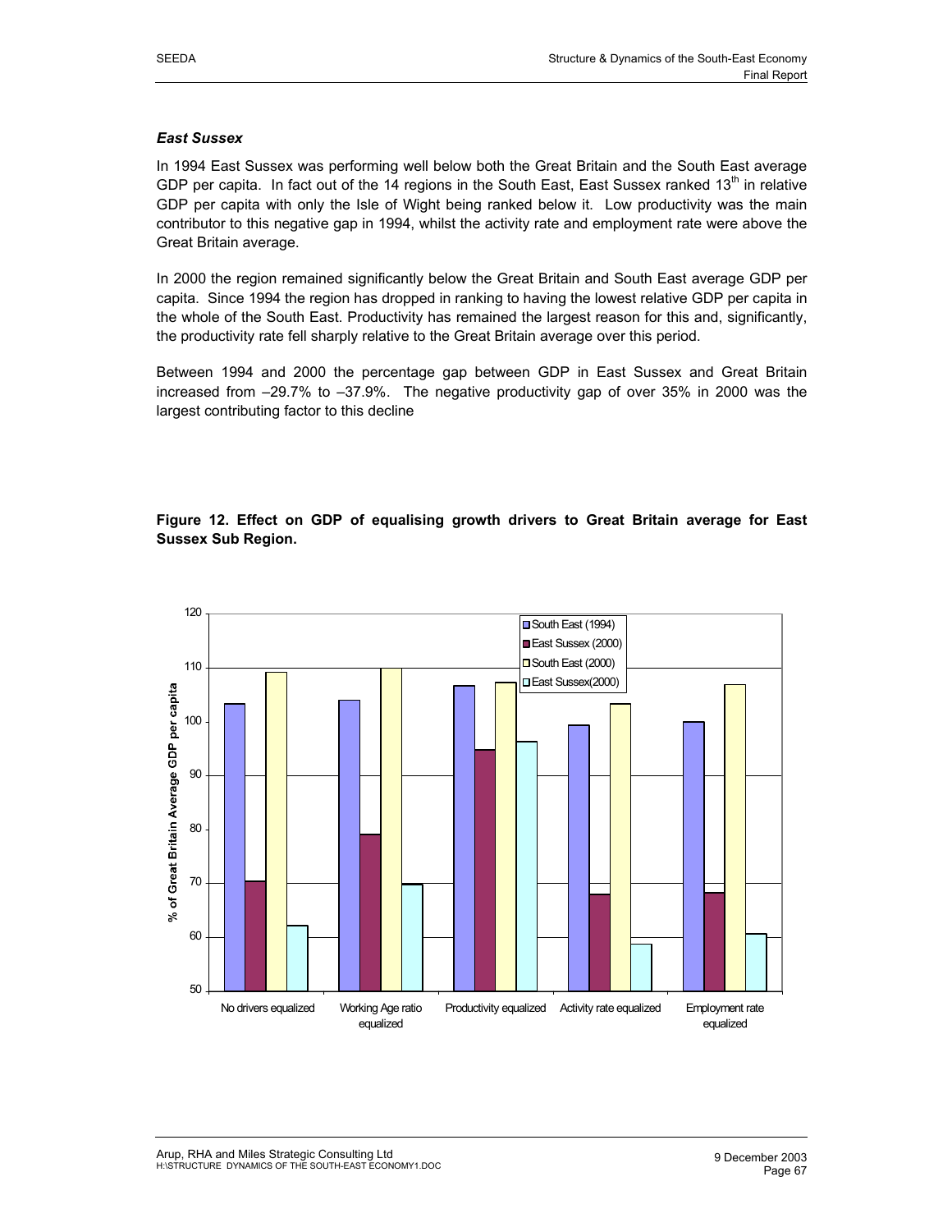### *East Sussex*

In 1994 East Sussex was performing well below both the Great Britain and the South East average GDP per capita. In fact out of the 14 regions in the South East, East Sussex ranked 13th in relative GDP per capita with only the Isle of Wight being ranked below it. Low productivity was the main contributor to this negative gap in 1994, whilst the activity rate and employment rate were above the Great Britain average.

In 2000 the region remained significantly below the Great Britain and South East average GDP per capita. Since 1994 the region has dropped in ranking to having the lowest relative GDP per capita in the whole of the South East. Productivity has remained the largest reason for this and, significantly, the productivity rate fell sharply relative to the Great Britain average over this period.

Between 1994 and 2000 the percentage gap between GDP in East Sussex and Great Britain increased from –29.7% to –37.9%. The negative productivity gap of over 35% in 2000 was the largest contributing factor to this decline

**Figure 12. Effect on GDP of equalising growth drivers to Great Britain average for East Sussex Sub Region.**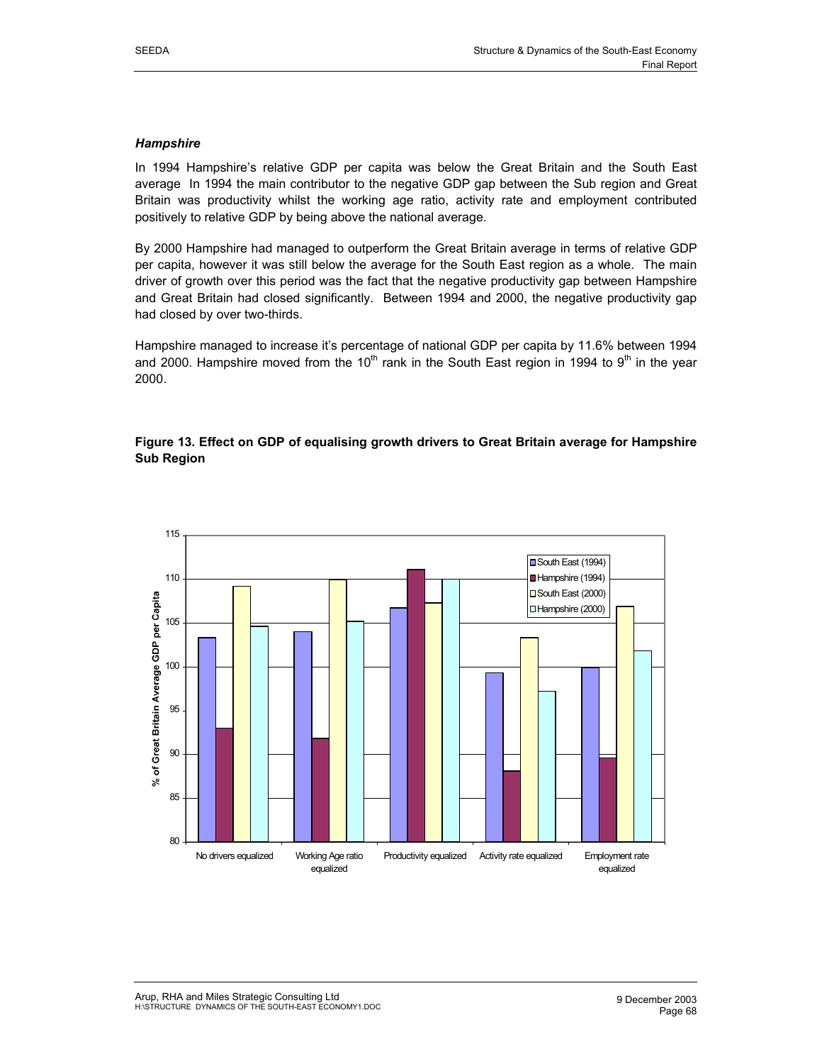### *Hampshire*

In 1994 Hampshire's relative GDP per capita was below the Great Britain and the South East average In 1994 the main contributor to the negative GDP gap between the Sub region and Great Britain was productivity whilst the working age ratio, activity rate and employment contributed positively to relative GDP by being above the national average.

By 2000 Hampshire had managed to outperform the Great Britain average in terms of relative GDP per capita, however it was still below the average for the South East region as a whole. The main driver of growth over this period was the fact that the negative productivity gap between Hampshire and Great Britain had closed significantly. Between 1994 and 2000, the negative productivity gap had closed by over two-thirds.

Hampshire managed to increase it's percentage of national GDP per capita by 11.6% between 1994 and 2000. Hampshire moved from the 10th rank in the South East region in 1994 to 9th in the year 2000.

**Figure 13. Effect on GDP of equalising growth drivers to Great Britain average for Hampshire Sub Region**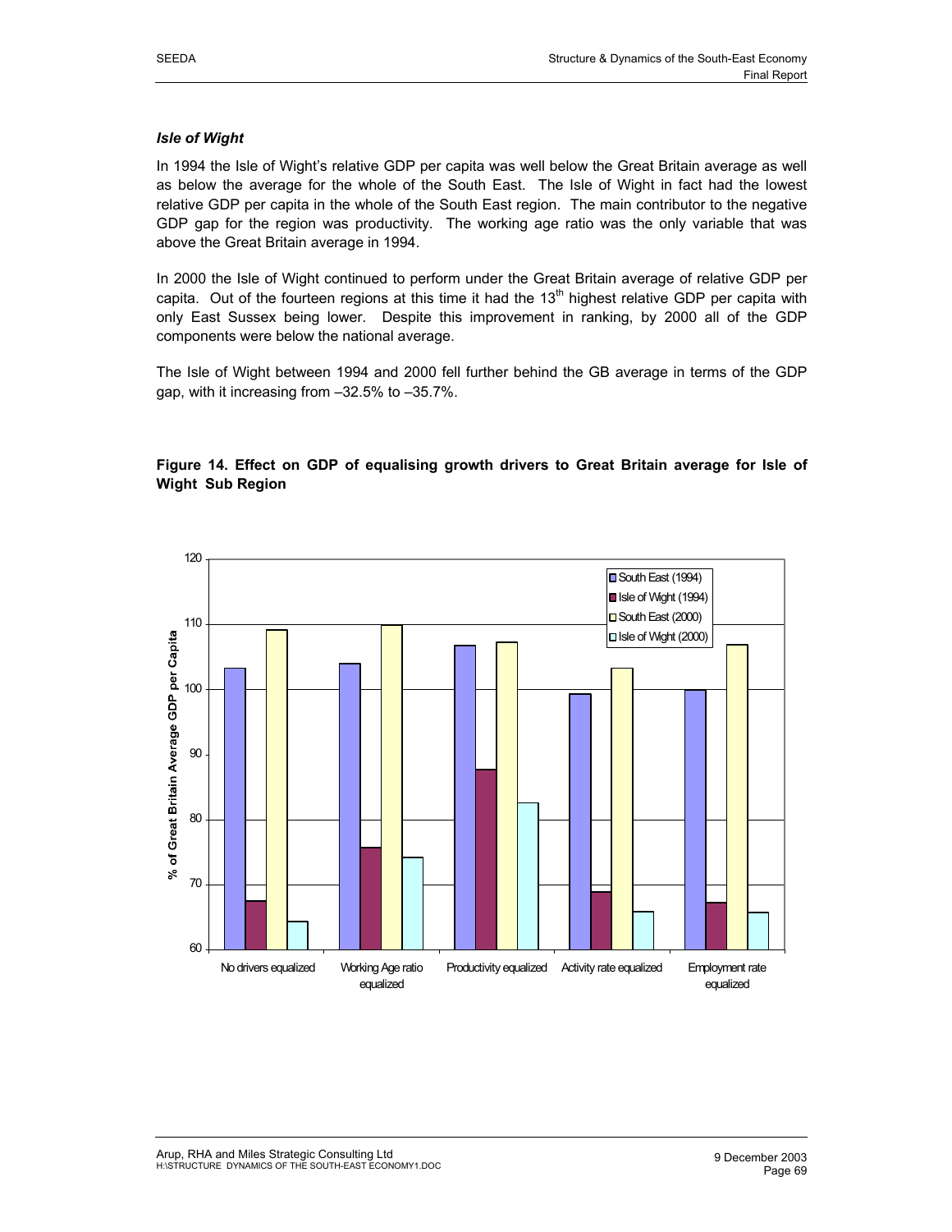### *Isle of Wight*

In 1994 the Isle of Wight's relative GDP per capita was well below the Great Britain average as well as below the average for the whole of the South East. The Isle of Wight in fact had the lowest relative GDP per capita in the whole of the South East region. The main contributor to the negative GDP gap for the region was productivity. The working age ratio was the only variable that was above the Great Britain average in 1994.

In 2000 the Isle of Wight continued to perform under the Great Britain average of relative GDP per capita. Out of the fourteen regions at this time it had the 13th highest relative GDP per capita with only East Sussex being lower. Despite this improvement in ranking, by 2000 all of the GDP components were below the national average.

The Isle of Wight between 1994 and 2000 fell further behind the GB average in terms of the GDP gap, with it increasing from –32.5% to –35.7%.

**Figure 14. Effect on GDP of equalising growth drivers to Great Britain average for Isle of Wight Sub Region**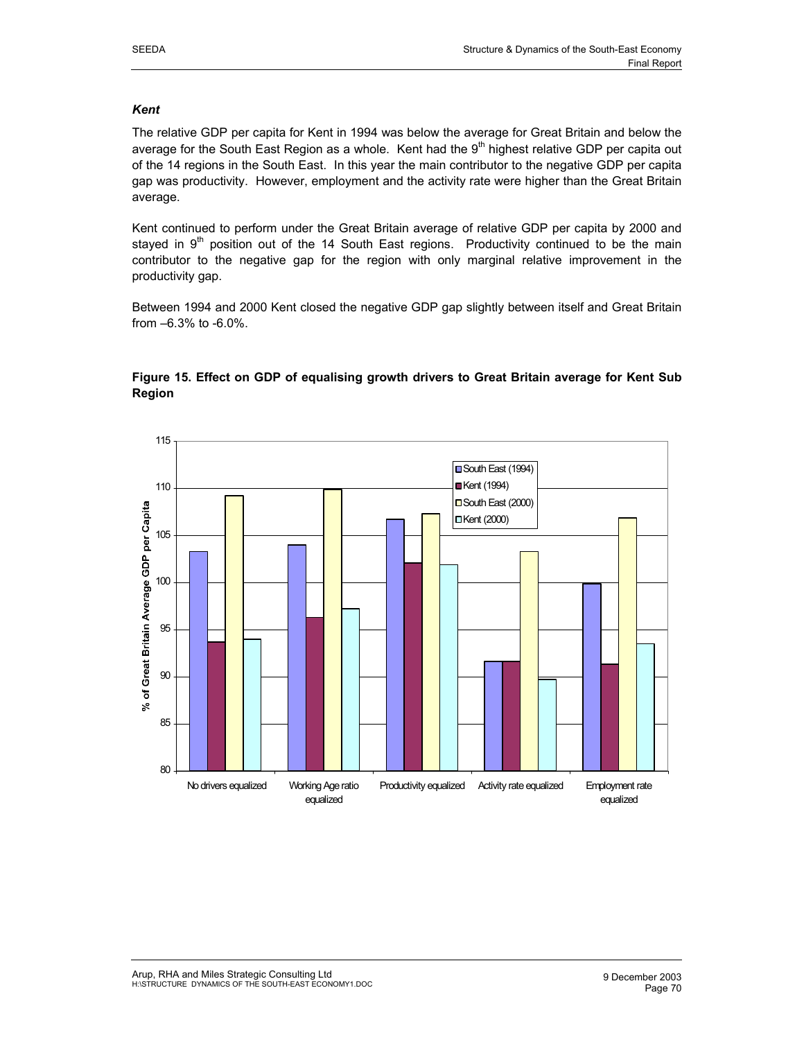### *Kent*

The relative GDP per capita for Kent in 1994 was below the average for Great Britain and below the average for the South East Region as a whole. Kent had the 9th highest relative GDP per capita out of the 14 regions in the South East. In this year the main contributor to the negative GDP per capita gap was productivity. However, employment and the activity rate were higher than the Great Britain average.

Kent continued to perform under the Great Britain average of relative GDP per capita by 2000 and stayed in 9th position out of the 14 South East regions. Productivity continued to be the main contributor to the negative gap for the region with only marginal relative improvement in the productivity gap.

Between 1994 and 2000 Kent closed the negative GDP gap slightly between itself and Great Britain from –6.3% to -6.0%.

**Figure 15. Effect on GDP of equalising growth drivers to Great Britain average for Kent Sub Region**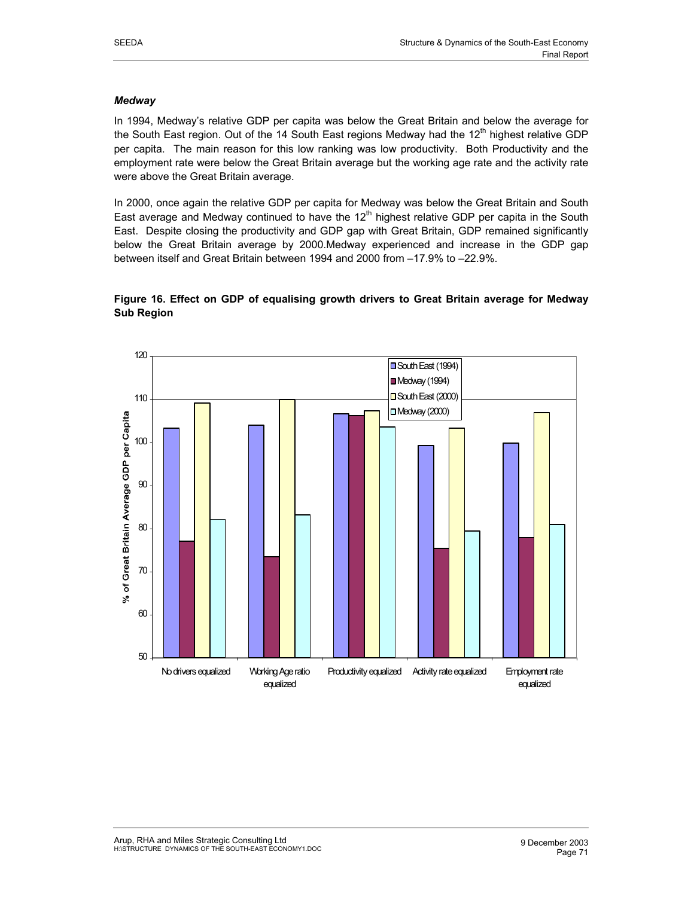### *Medway*

In 1994, Medway's relative GDP per capita was below the Great Britain and below the average for the South East region. Out of the 14 South East regions Medway had the 12th highest relative GDP per capita. The main reason for this low ranking was low productivity. Both Productivity and the employment rate were below the Great Britain average but the working age rate and the activity rate were above the Great Britain average.

In 2000, once again the relative GDP per capita for Medway was below the Great Britain and South East average and Medway continued to have the 12th highest relative GDP per capita in the South East. Despite closing the productivity and GDP gap with Great Britain, GDP remained significantly below the Great Britain average by 2000.Medway experienced and increase in the GDP gap between itself and Great Britain between 1994 and 2000 from –17.9% to –22.9%.

**Figure 16. Effect on GDP of equalising growth drivers to Great Britain average for Medway Sub Region**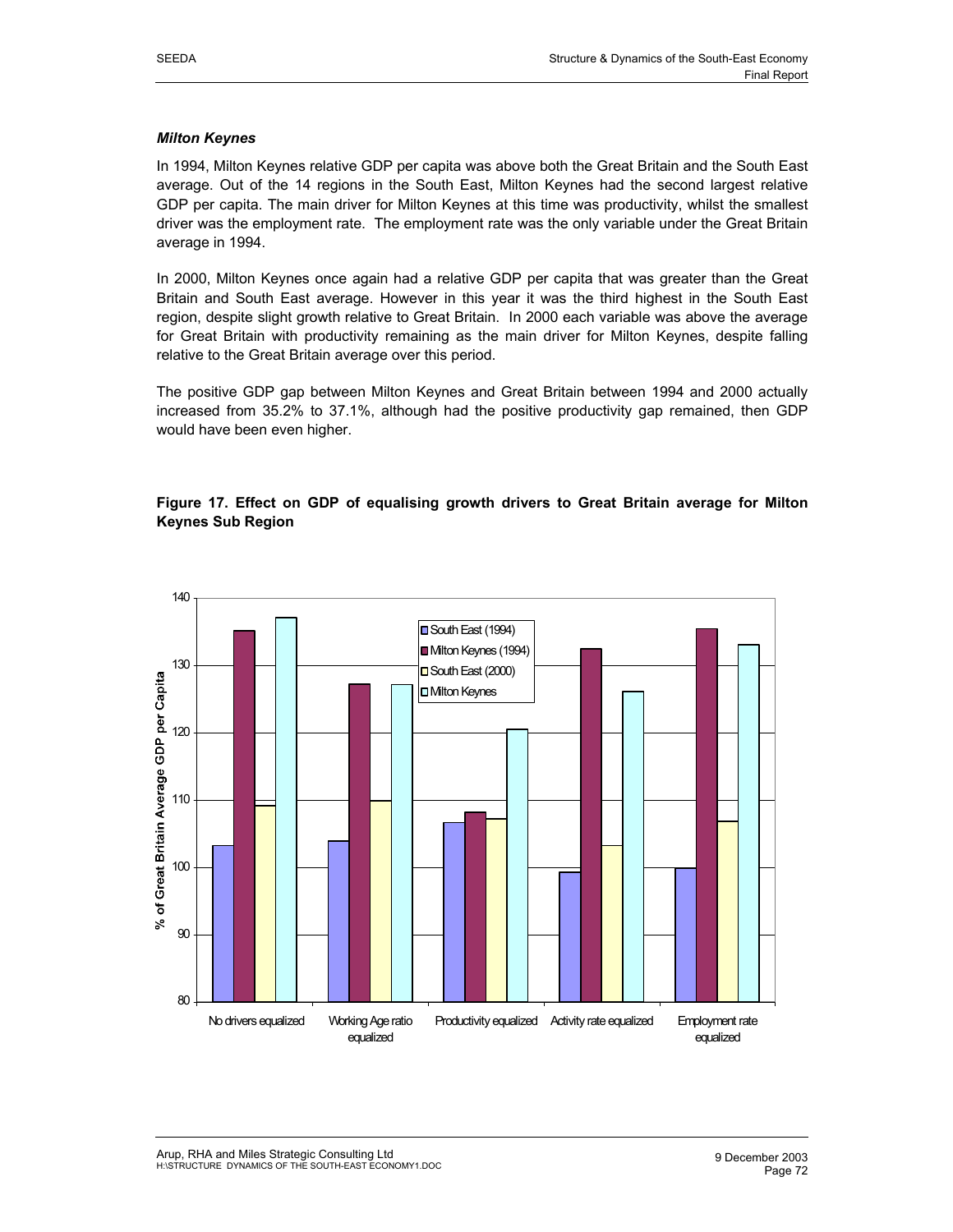### *Milton Keynes*

In 1994, Milton Keynes relative GDP per capita was above both the Great Britain and the South East average. Out of the 14 regions in the South East, Milton Keynes had the second largest relative GDP per capita. The main driver for Milton Keynes at this time was productivity, whilst the smallest driver was the employment rate. The employment rate was the only variable under the Great Britain average in 1994.

In 2000, Milton Keynes once again had a relative GDP per capita that was greater than the Great Britain and South East average. However in this year it was the third highest in the South East region, despite slight growth relative to Great Britain. In 2000 each variable was above the average for Great Britain with productivity remaining as the main driver for Milton Keynes, despite falling relative to the Great Britain average over this period.

The positive GDP gap between Milton Keynes and Great Britain between 1994 and 2000 actually increased from 35.2% to 37.1%, although had the positive productivity gap remained, then GDP would have been even higher.

**Figure 17. Effect on GDP of equalising growth drivers to Great Britain average for Milton Keynes Sub Region**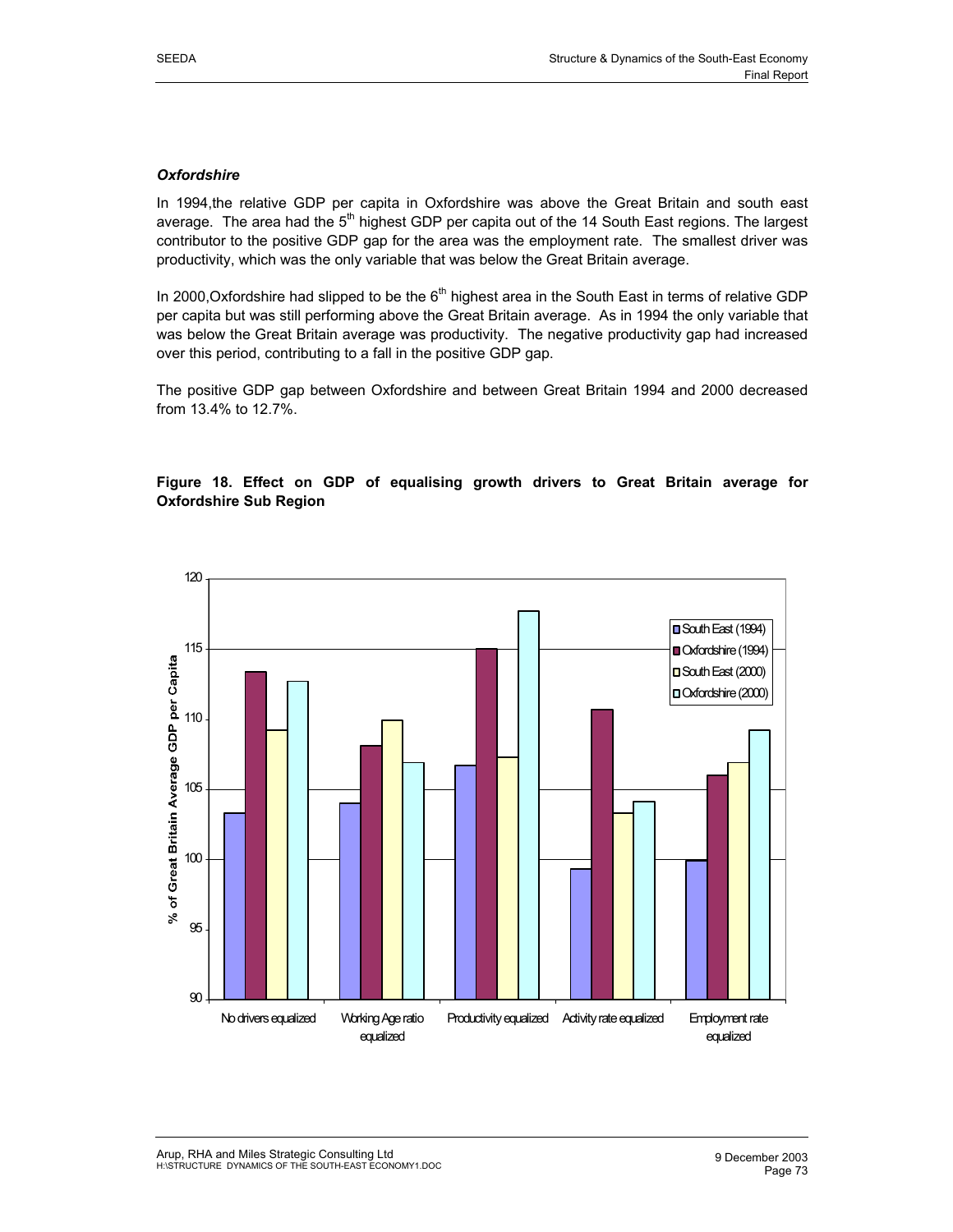### *Oxfordshire*

In 1994,the relative GDP per capita in Oxfordshire was above the Great Britain and south east average. The area had the 5th highest GDP per capita out of the 14 South East regions. The largest contributor to the positive GDP gap for the area was the employment rate. The smallest driver was productivity, which was the only variable that was below the Great Britain average.

In 2000,Oxfordshire had slipped to be the 6th highest area in the South East in terms of relative GDP per capita but was still performing above the Great Britain average. As in 1994 the only variable that was below the Great Britain average was productivity. The negative productivity gap had increased over this period, contributing to a fall in the positive GDP gap.

The positive GDP gap between Oxfordshire and between Great Britain 1994 and 2000 decreased from 13.4% to 12.7%.

**Figure 18. Effect on GDP of equalising growth drivers to Great Britain average for Oxfordshire Sub Region**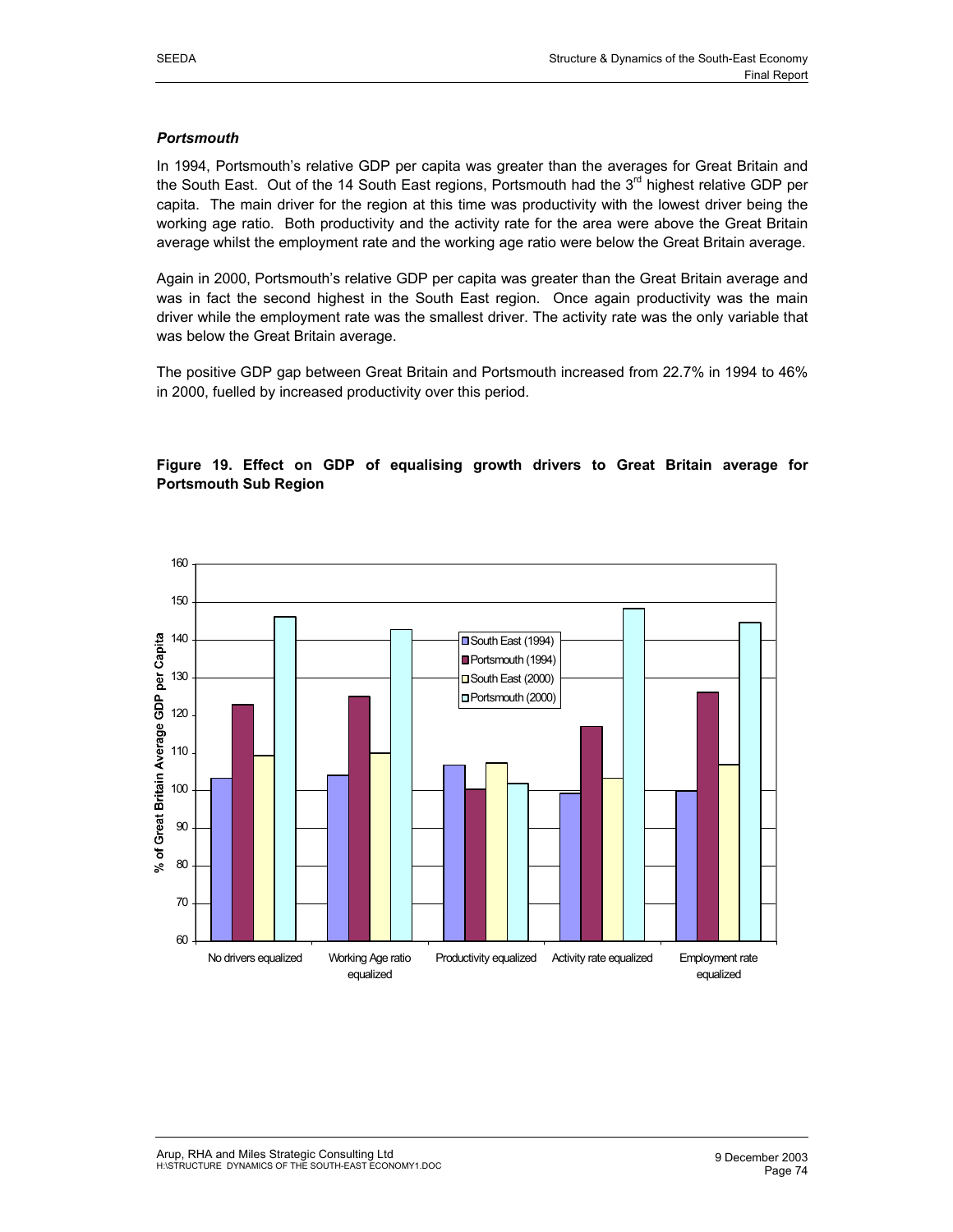### *Portsmouth*

In 1994, Portsmouth's relative GDP per capita was greater than the averages for Great Britain and the South East. Out of the 14 South East regions, Portsmouth had the 3rd highest relative GDP per capita. The main driver for the region at this time was productivity with the lowest driver being the working age ratio. Both productivity and the activity rate for the area were above the Great Britain average whilst the employment rate and the working age ratio were below the Great Britain average.

Again in 2000, Portsmouth's relative GDP per capita was greater than the Great Britain average and was in fact the second highest in the South East region. Once again productivity was the main driver while the employment rate was the smallest driver. The activity rate was the only variable that was below the Great Britain average.

The positive GDP gap between Great Britain and Portsmouth increased from 22.7% in 1994 to 46% in 2000, fuelled by increased productivity over this period.

**Figure 19. Effect on GDP of equalising growth drivers to Great Britain average for Portsmouth Sub Region**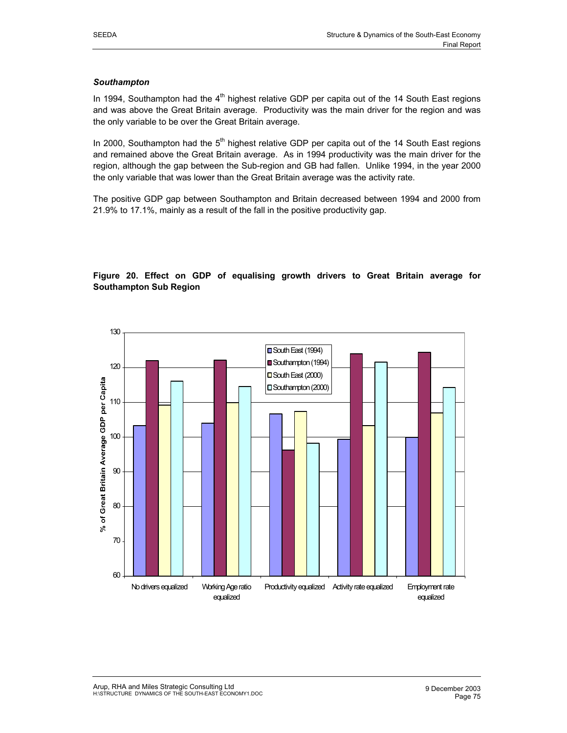### *Southampton*

In 1994, Southampton had the 4th highest relative GDP per capita out of the 14 South East regions and was above the Great Britain average. Productivity was the main driver for the region and was the only variable to be over the Great Britain average.

In 2000, Southampton had the 5th highest relative GDP per capita out of the 14 South East regions and remained above the Great Britain average. As in 1994 productivity was the main driver for the region, although the gap between the Sub-region and GB had fallen. Unlike 1994, in the year 2000 the only variable that was lower than the Great Britain average was the activity rate.

The positive GDP gap between Southampton and Britain decreased between 1994 and 2000 from 21.9% to 17.1%, mainly as a result of the fall in the positive productivity gap.

**Figure 20. Effect on GDP of equalising growth drivers to Great Britain average for Southampton Sub Region**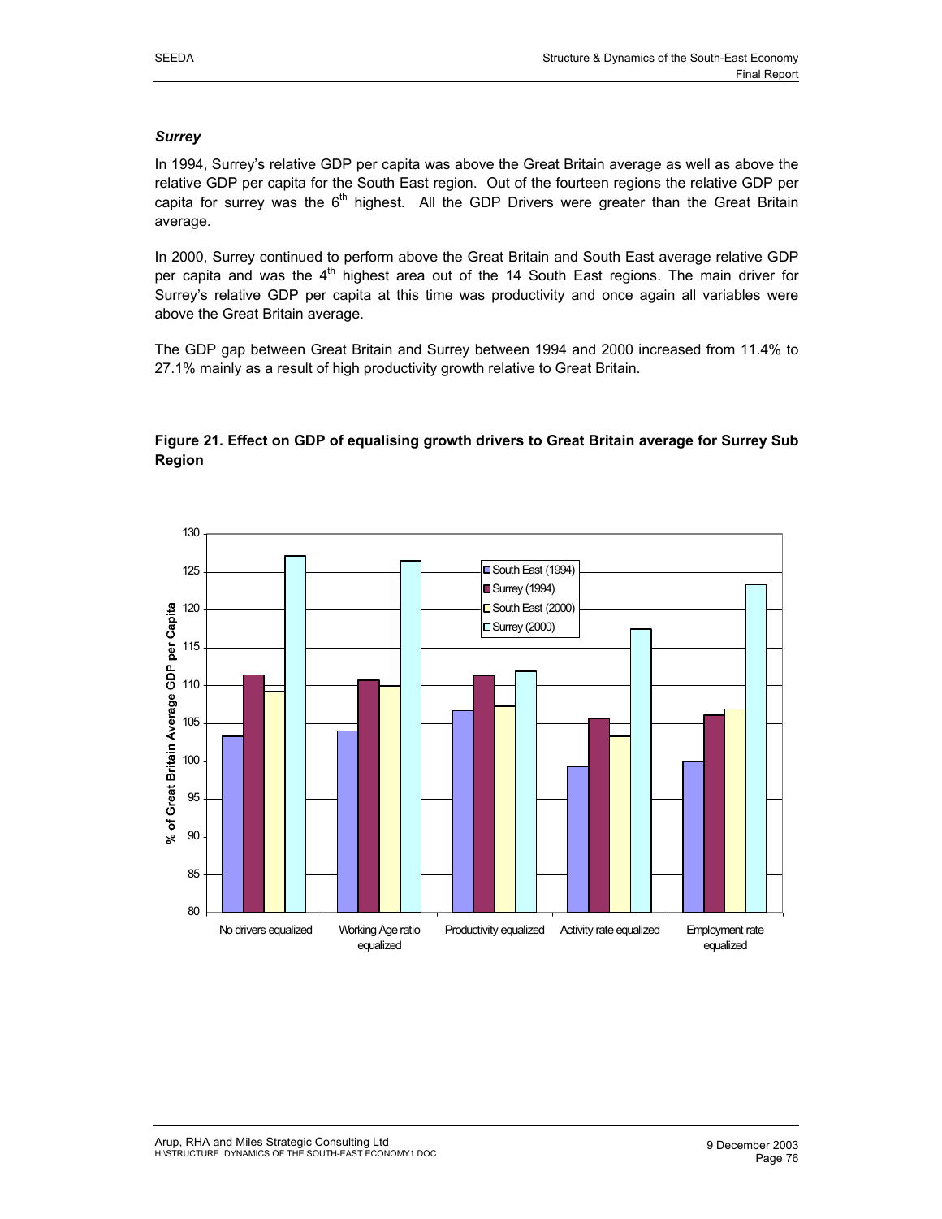### *Surrey*

In 1994, Surrey's relative GDP per capita was above the Great Britain average as well as above the relative GDP per capita for the South East region. Out of the fourteen regions the relative GDP per capita for surrey was the 6th highest. All the GDP Drivers were greater than the Great Britain average.

In 2000, Surrey continued to perform above the Great Britain and South East average relative GDP per capita and was the 4th highest area out of the 14 South East regions. The main driver for Surrey's relative GDP per capita at this time was productivity and once again all variables were above the Great Britain average.

The GDP gap between Great Britain and Surrey between 1994 and 2000 increased from 11.4% to 27.1% mainly as a result of high productivity growth relative to Great Britain.

**Figure 21. Effect on GDP of equalising growth drivers to Great Britain average for Surrey Sub Region**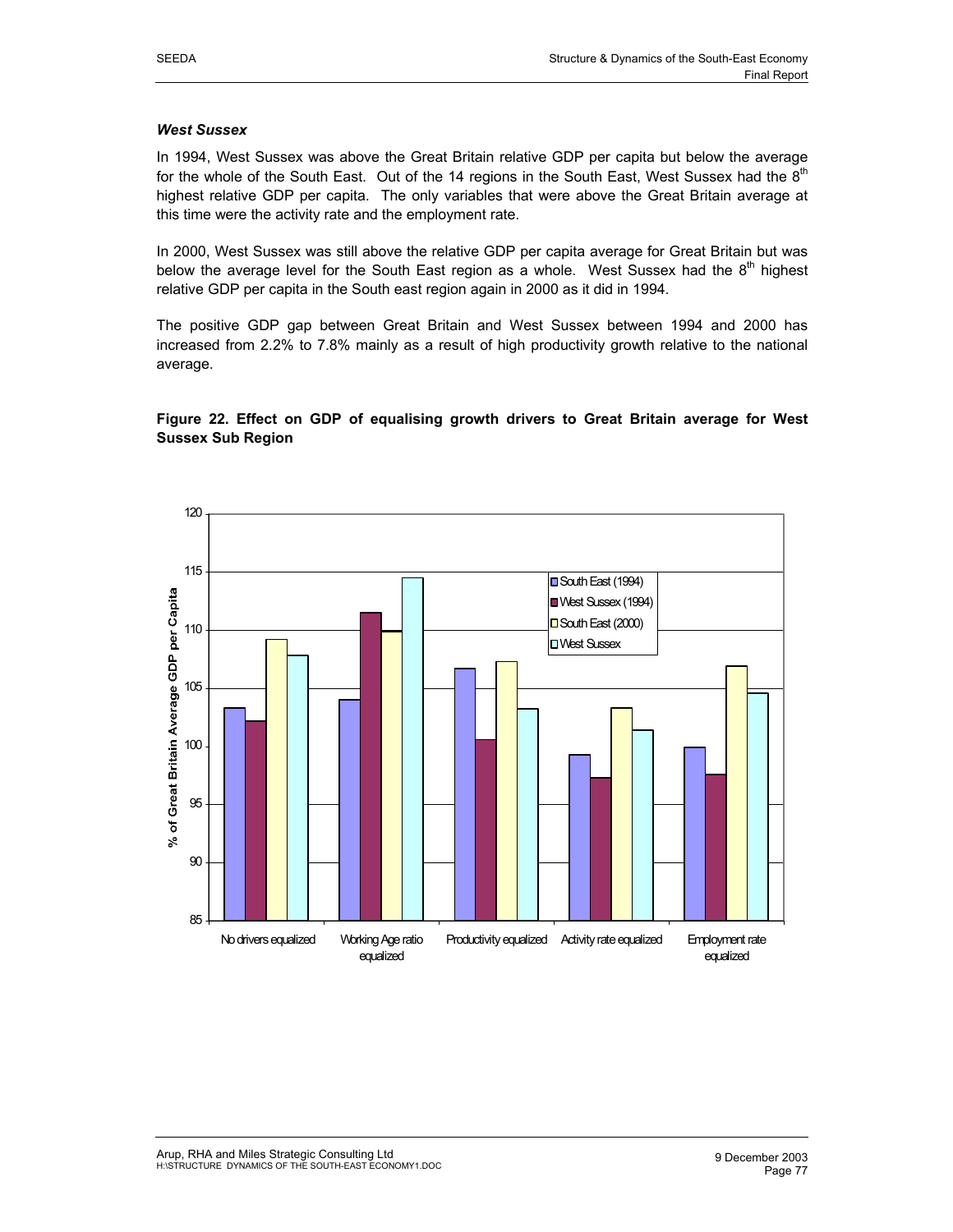### *West Sussex*

In 1994, West Sussex was above the Great Britain relative GDP per capita but below the average for the whole of the South East. Out of the 14 regions in the South East, West Sussex had the 8th highest relative GDP per capita. The only variables that were above the Great Britain average at this time were the activity rate and the employment rate.

In 2000, West Sussex was still above the relative GDP per capita average for Great Britain but was below the average level for the South East region as a whole. West Sussex had the 8th highest relative GDP per capita in the South east region again in 2000 as it did in 1994.

The positive GDP gap between Great Britain and West Sussex between 1994 and 2000 has increased from 2.2% to 7.8% mainly as a result of high productivity growth relative to the national average.

**Figure 22. Effect on GDP of equalising growth drivers to Great Britain average for West Sussex Sub Region**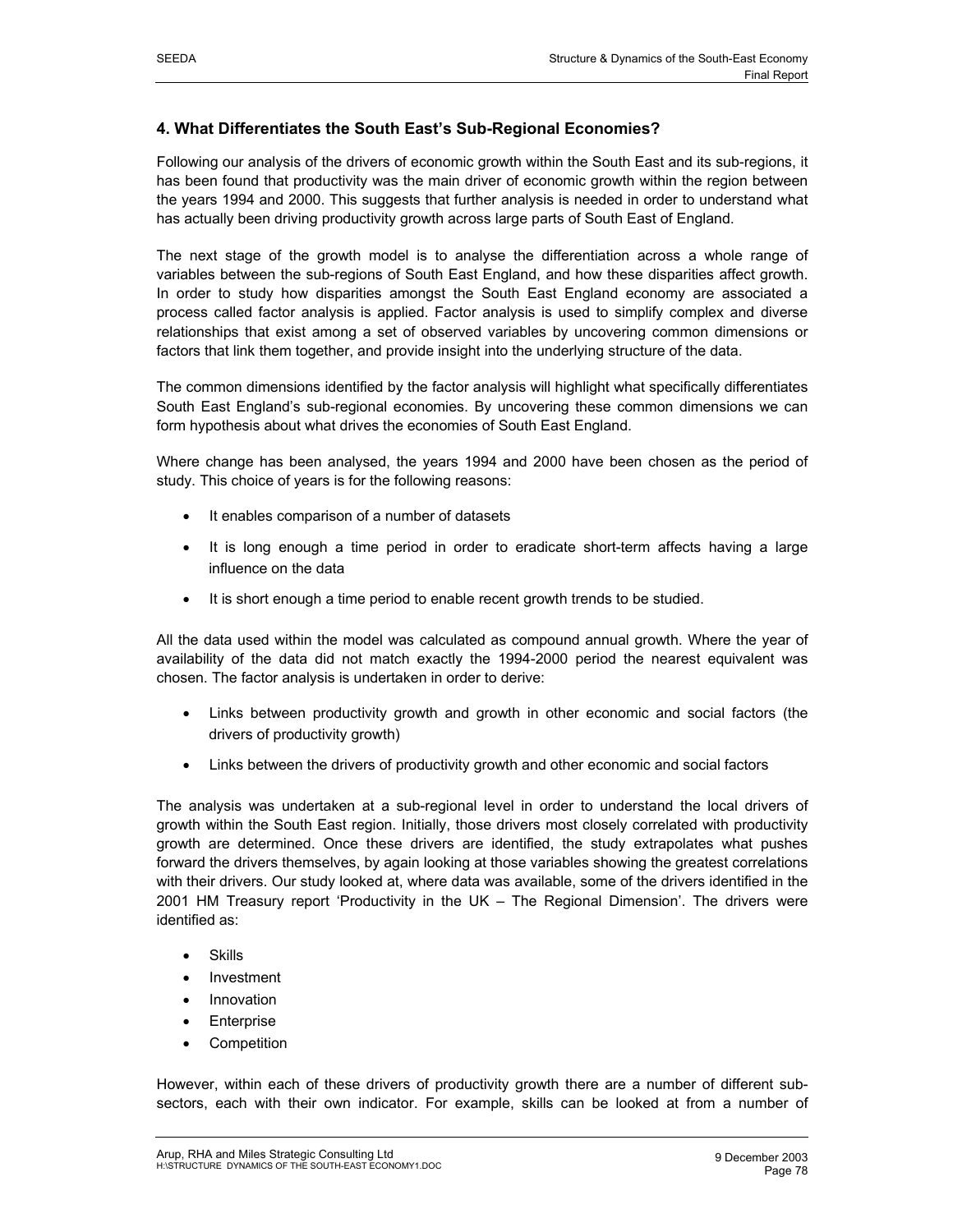## 4. What Differentiates the South East's Sub-Regional Economies?

Following our analysis of the drivers of economic growth within the South East and its sub-regions, it has been found that productivity was the main driver of economic growth within the region between the years 1994 and 2000. This suggests that further analysis is needed in order to understand what has actually been driving productivity growth across large parts of South East of England.

The next stage of the growth model is to analyse the differentiation across a whole range of variables between the sub-regions of South East England, and how these disparities affect growth. In order to study how disparities amongst the South East England economy are associated a process called factor analysis is applied. Factor analysis is used to simplify complex and diverse relationships that exist among a set of observed variables by uncovering common dimensions or factors that link them together, and provide insight into the underlying structure of the data.

The common dimensions identified by the factor analysis will highlight what specifically differentiates South East England's sub-regional economies. By uncovering these common dimensions we can form hypothesis about what drives the economies of South East England.

Where change has been analysed, the years 1994 and 2000 have been chosen as the period of study. This choice of years is for the following reasons:

- It enables comparison of a number of datasets
- It is long enough a time period in order to eradicate short-term affects having a large influence on the data
- It is short enough a time period to enable recent growth trends to be studied.

All the data used within the model was calculated as compound annual growth. Where the year of availability of the data did not match exactly the 1994-2000 period the nearest equivalent was chosen. The factor analysis is undertaken in order to derive:

- Links between productivity growth and growth in other economic and social factors (the drivers of productivity growth)
- Links between the drivers of productivity growth and other economic and social factors

The analysis was undertaken at a sub-regional level in order to understand the local drivers of growth within the South East region. Initially, those drivers most closely correlated with productivity growth are determined. Once these drivers are identified, the study extrapolates what pushes forward the drivers themselves, by again looking at those variables showing the greatest correlations with their drivers. Our study looked at, where data was available, some of the drivers identified in the 2001 HM Treasury report 'Productivity in the UK – The Regional Dimension'. The drivers were identified as:

- Skills
- Investment
- Innovation
- Enterprise
- Competition

However, within each of these drivers of productivity growth there are a number of different sub-sectors, each with their own indicator. For example, skills can be looked at from a number of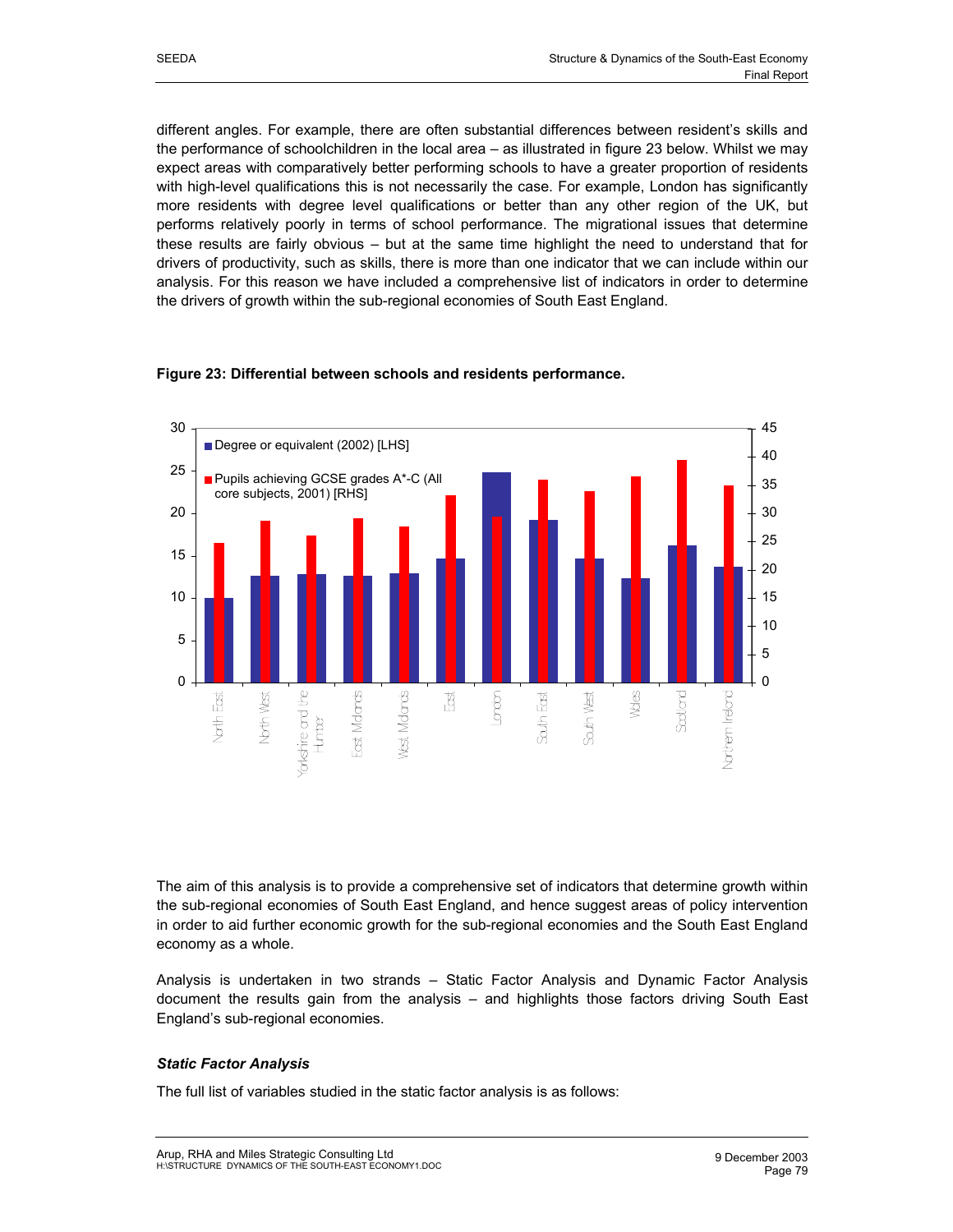different angles. For example, there are often substantial differences between resident's skills and the performance of schoolchildren in the local area – as illustrated in figure 23 below. Whilst we may expect areas with comparatively better performing schools to have a greater proportion of residents with high-level qualifications this is not necessarily the case. For example, London has significantly more residents with degree level qualifications or better than any other region of the UK, but performs relatively poorly in terms of school performance. The migrational issues that determine these results are fairly obvious – but at the same time highlight the need to understand that for drivers of productivity, such as skills, there is more than one indicator that we can include within our analysis. For this reason we have included a comprehensive list of indicators in order to determine the drivers of growth within the sub-regional economies of South East England.

**Figure 23: Differential between schools and residents performance.**

The aim of this analysis is to provide a comprehensive set of indicators that determine growth within the sub-regional economies of South East England, and hence suggest areas of policy intervention in order to aid further economic growth for the sub-regional economies and the South East England economy as a whole.

Analysis is undertaken in two strands – Static Factor Analysis and Dynamic Factor Analysis document the results gain from the analysis – and highlights those factors driving South East England's sub-regional economies.

***Static Factor Analysis***

The full list of variables studied in the static factor analysis is as follows: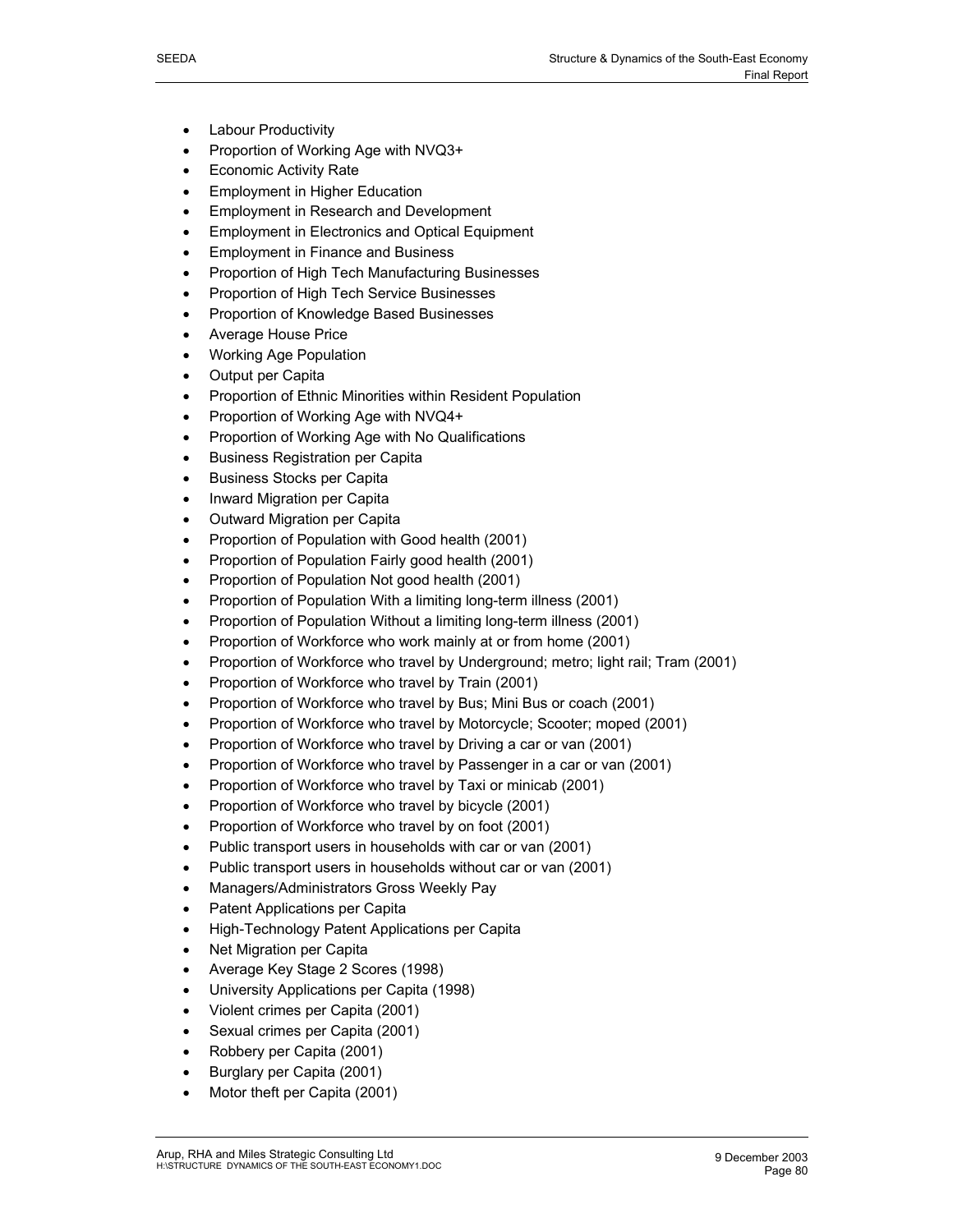- Labour Productivity
- Proportion of Working Age with NVQ3+
- Economic Activity Rate
- Employment in Higher Education
- Employment in Research and Development
- Employment in Electronics and Optical Equipment
- Employment in Finance and Business
- Proportion of High Tech Manufacturing Businesses
- Proportion of High Tech Service Businesses
- Proportion of Knowledge Based Businesses
- Average House Price
- Working Age Population
- Output per Capita
- Proportion of Ethnic Minorities within Resident Population
- Proportion of Working Age with NVQ4+
- Proportion of Working Age with No Qualifications
- Business Registration per Capita
- Business Stocks per Capita
- Inward Migration per Capita
- Outward Migration per Capita
- Proportion of Population with Good health (2001)
- Proportion of Population Fairly good health (2001)
- Proportion of Population Not good health (2001)
- Proportion of Population With a limiting long-term illness (2001)
- Proportion of Population Without a limiting long-term illness (2001)
- Proportion of Workforce who work mainly at or from home (2001)
- Proportion of Workforce who travel by Underground; metro; light rail; Tram (2001)
- Proportion of Workforce who travel by Train (2001)
- Proportion of Workforce who travel by Bus; Mini Bus or coach (2001)
- Proportion of Workforce who travel by Motorcycle; Scooter; moped (2001)
- Proportion of Workforce who travel by Driving a car or van (2001)
- Proportion of Workforce who travel by Passenger in a car or van (2001)
- Proportion of Workforce who travel by Taxi or minicab (2001)
- Proportion of Workforce who travel by bicycle (2001)
- Proportion of Workforce who travel by on foot (2001)
- Public transport users in households with car or van (2001)
- Public transport users in households without car or van (2001)
- Managers/Administrators Gross Weekly Pay
- Patent Applications per Capita
- High-Technology Patent Applications per Capita
- Net Migration per Capita
- Average Key Stage 2 Scores (1998)
- University Applications per Capita (1998)
- Violent crimes per Capita (2001)
- Sexual crimes per Capita (2001)
- Robbery per Capita (2001)
- Burglary per Capita (2001)
- Motor theft per Capita (2001)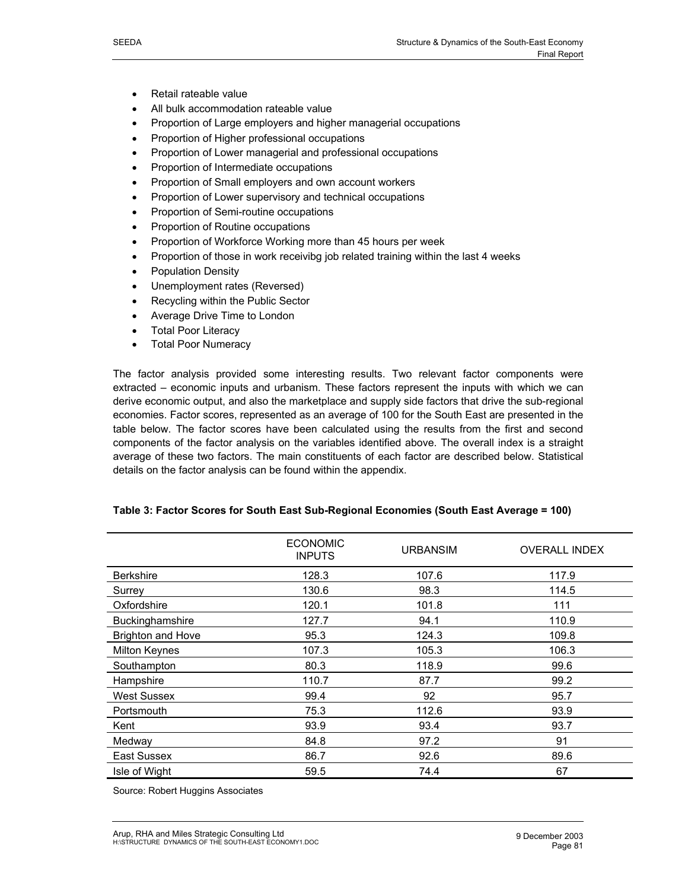- Retail rateable value
- All bulk accommodation rateable value
- Proportion of Large employers and higher managerial occupations
- Proportion of Higher professional occupations
- Proportion of Lower managerial and professional occupations
- Proportion of Intermediate occupations
- Proportion of Small employers and own account workers
- Proportion of Lower supervisory and technical occupations
- Proportion of Semi-routine occupations
- Proportion of Routine occupations
- Proportion of Workforce Working more than 45 hours per week
- Proportion of those in work receivibg job related training within the last 4 weeks
- Population Density
- Unemployment rates (Reversed)
- Recycling within the Public Sector
- Average Drive Time to London
- Total Poor Literacy
- Total Poor Numeracy

The factor analysis provided some interesting results. Two relevant factor components were extracted – economic inputs and urbanism. These factors represent the inputs with which we can derive economic output, and also the marketplace and supply side factors that drive the sub-regional economies. Factor scores, represented as an average of 100 for the South East are presented in the table below. The factor scores have been calculated using the results from the first and second components of the factor analysis on the variables identified above. The overall index is a straight average of these two factors. The main constituents of each factor are described below. Statistical details on the factor analysis can be found within the appendix.

**Table 3: Factor Scores for South East Sub-Regional Economies (South East Average = 100)**

| | ECONOMIC INPUTS | URBANSIM | OVERALL INDEX |
|---|---|---|---|
| Berkshire | 128.3 | 107.6 | 117.9 |
| Surrey | 130.6 | 98.3 | 114.5 |
| Oxfordshire | 120.1 | 101.8 | 111 |
| Buckinghamshire | 127.7 | 94.1 | 110.9 |
| Brighton and Hove | 95.3 | 124.3 | 109.8 |
| Milton Keynes | 107.3 | 105.3 | 106.3 |
| Southampton | 80.3 | 118.9 | 99.6 |
| Hampshire | 110.7 | 87.7 | 99.2 |
| West Sussex | 99.4 | 92 | 95.7 |
| Portsmouth | 75.3 | 112.6 | 93.9 |
| Kent | 93.9 | 93.4 | 93.7 |
| Medway | 84.8 | 97.2 | 91 |
| East Sussex | 86.7 | 92.6 | 89.6 |
| Isle of Wight | 59.5 | 74.4 | 67 |

Source: Robert Huggins Associates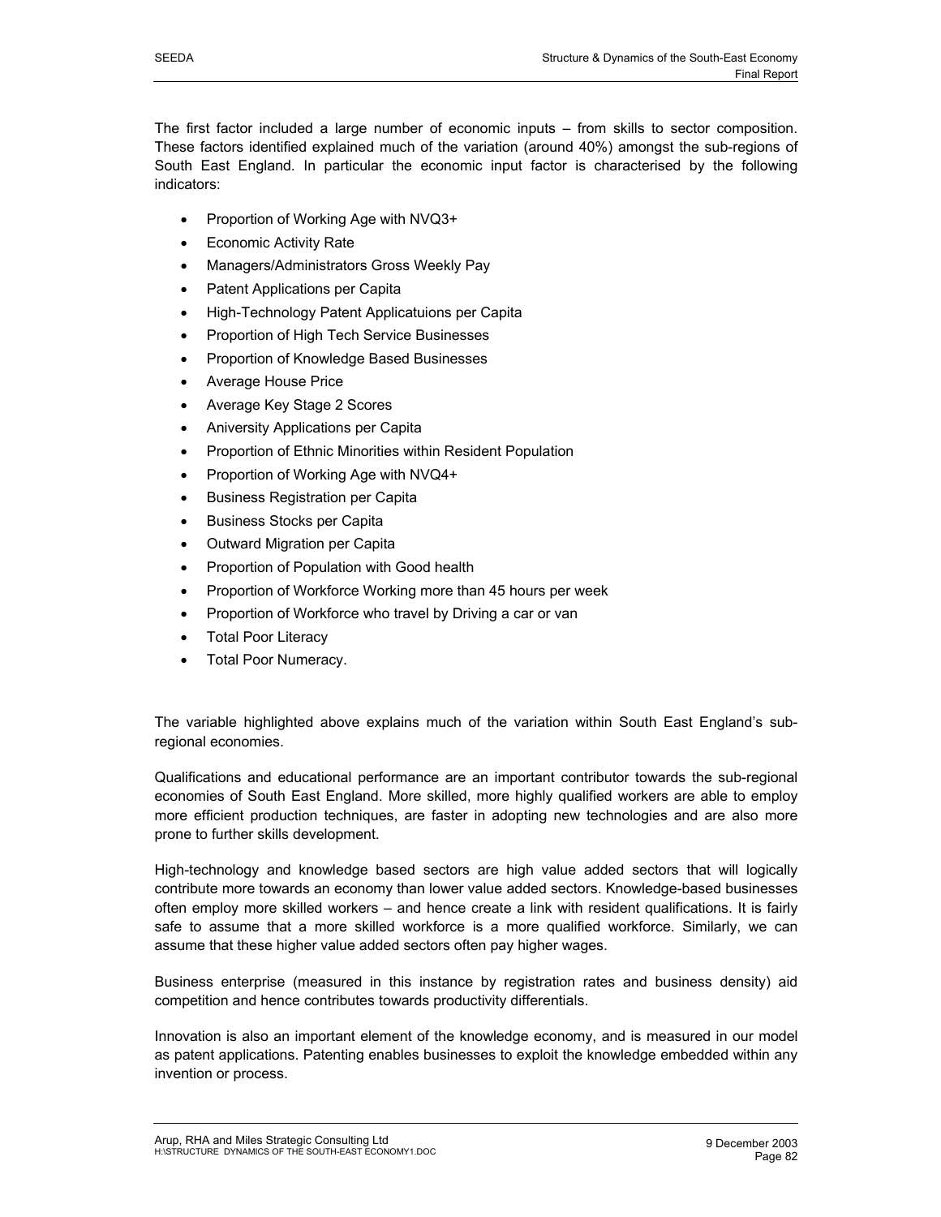The first factor included a large number of economic inputs – from skills to sector composition. These factors identified explained much of the variation (around 40%) amongst the sub-regions of South East England. In particular the economic input factor is characterised by the following indicators:

- Proportion of Working Age with NVQ3+
- Economic Activity Rate
- Managers/Administrators Gross Weekly Pay
- Patent Applications per Capita
- High-Technology Patent Applicatuions per Capita
- Proportion of High Tech Service Businesses
- Proportion of Knowledge Based Businesses
- Average House Price
- Average Key Stage 2 Scores
- Aniversity Applications per Capita
- Proportion of Ethnic Minorities within Resident Population
- Proportion of Working Age with NVQ4+
- Business Registration per Capita
- Business Stocks per Capita
- Outward Migration per Capita
- Proportion of Population with Good health
- Proportion of Workforce Working more than 45 hours per week
- Proportion of Workforce who travel by Driving a car or van
- Total Poor Literacy
- Total Poor Numeracy.

The variable highlighted above explains much of the variation within South East England's sub-regional economies.

Qualifications and educational performance are an important contributor towards the sub-regional economies of South East England. More skilled, more highly qualified workers are able to employ more efficient production techniques, are faster in adopting new technologies and are also more prone to further skills development.

High-technology and knowledge based sectors are high value added sectors that will logically contribute more towards an economy than lower value added sectors. Knowledge-based businesses often employ more skilled workers – and hence create a link with resident qualifications. It is fairly safe to assume that a more skilled workforce is a more qualified workforce. Similarly, we can assume that these higher value added sectors often pay higher wages.

Business enterprise (measured in this instance by registration rates and business density) aid competition and hence contributes towards productivity differentials.

Innovation is also an important element of the knowledge economy, and is measured in our model as patent applications. Patenting enables businesses to exploit the knowledge embedded within any invention or process.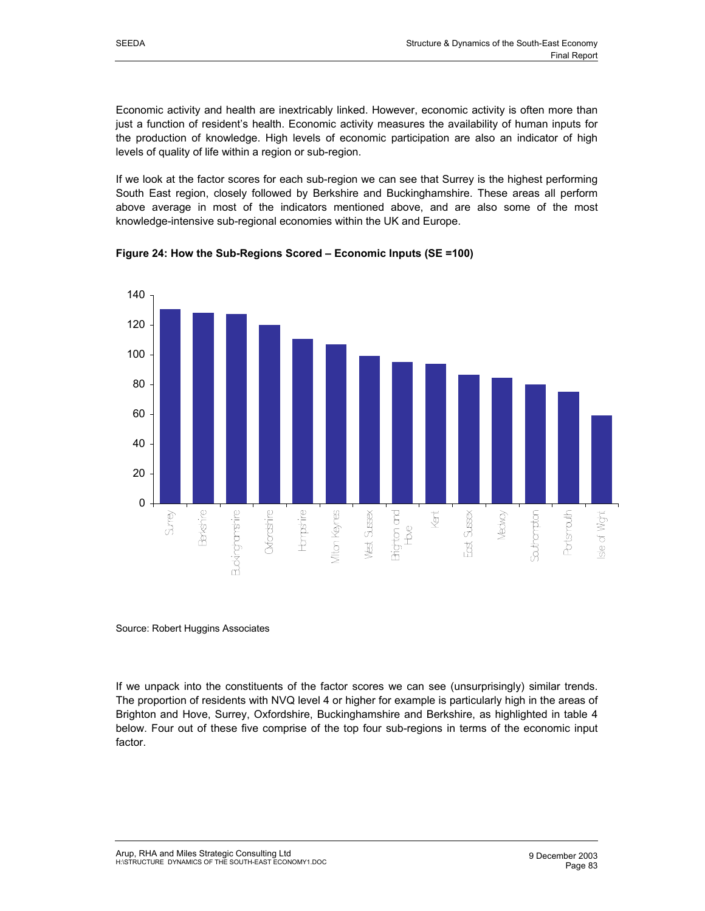Economic activity and health are inextricably linked. However, economic activity is often more than just a function of resident's health. Economic activity measures the availability of human inputs for the production of knowledge. High levels of economic participation are also an indicator of high levels of quality of life within a region or sub-region.

If we look at the factor scores for each sub-region we can see that Surrey is the highest performing South East region, closely followed by Berkshire and Buckinghamshire. These areas all perform above average in most of the indicators mentioned above, and are also some of the most knowledge-intensive sub-regional economies within the UK and Europe.

**Figure 24: How the Sub-Regions Scored – Economic Inputs (SE =100)**

Source: Robert Huggins Associates

If we unpack into the constituents of the factor scores we can see (unsurprisingly) similar trends. The proportion of residents with NVQ level 4 or higher for example is particularly high in the areas of Brighton and Hove, Surrey, Oxfordshire, Buckinghamshire and Berkshire, as highlighted in table 4 below. Four out of these five comprise of the top four sub-regions in terms of the economic input factor.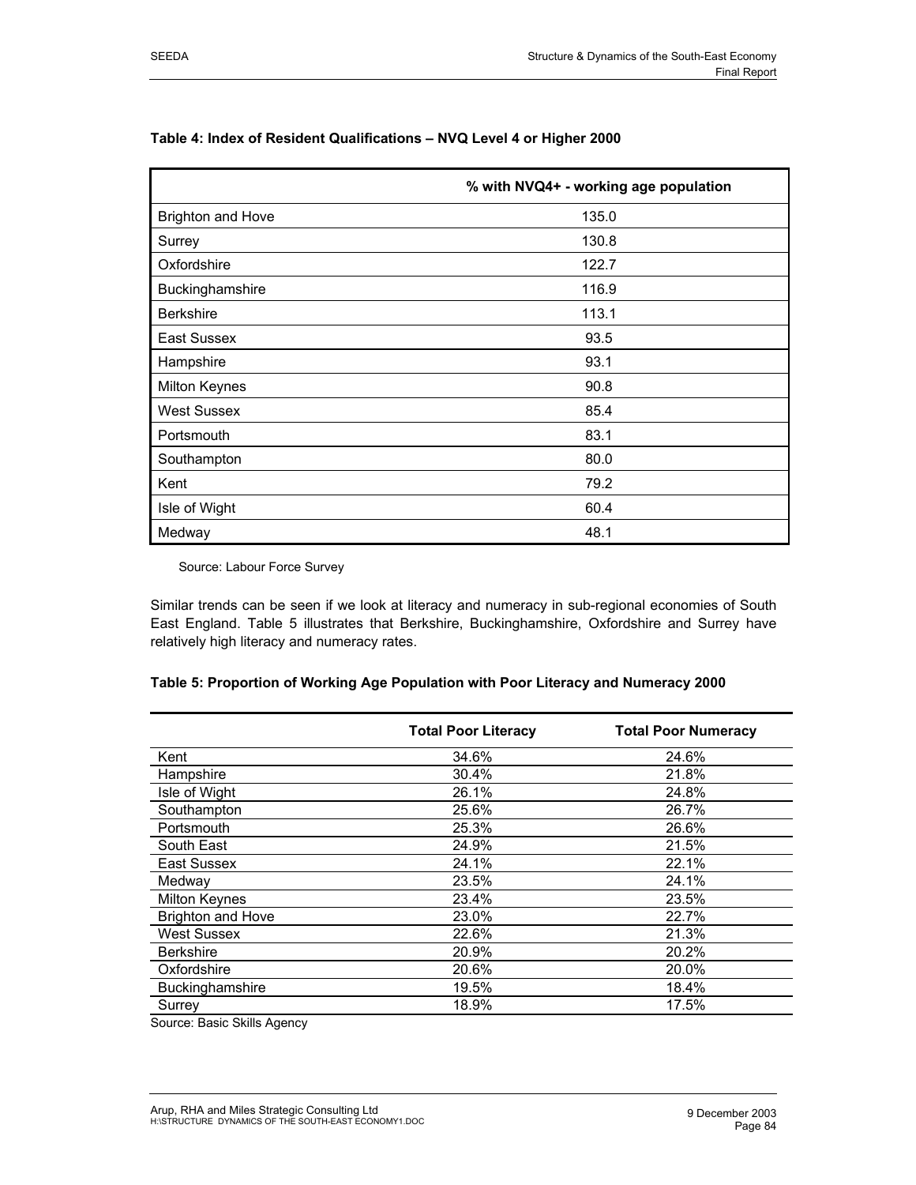**Table 4: Index of Resident Qualifications – NVQ Level 4 or Higher 2000**

| | % with NVQ4+ - working age population |
|---|---|
| Brighton and Hove | 135.0 |
| Surrey | 130.8 |
| Oxfordshire | 122.7 |
| Buckinghamshire | 116.9 |
| Berkshire | 113.1 |
| East Sussex | 93.5 |
| Hampshire | 93.1 |
| Milton Keynes | 90.8 |
| West Sussex | 85.4 |
| Portsmouth | 83.1 |
| Southampton | 80.0 |
| Kent | 79.2 |
| Isle of Wight | 60.4 |
| Medway | 48.1 |

Source: Labour Force Survey

Similar trends can be seen if we look at literacy and numeracy in sub-regional economies of South East England. Table 5 illustrates that Berkshire, Buckinghamshire, Oxfordshire and Surrey have relatively high literacy and numeracy rates.

**Table 5: Proportion of Working Age Population with Poor Literacy and Numeracy 2000**

| | Total Poor Literacy | Total Poor Numeracy |
|---|---|---|
| Kent | 34.6% | 24.6% |
| Hampshire | 30.4% | 21.8% |
| Isle of Wight | 26.1% | 24.8% |
| Southampton | 25.6% | 26.7% |
| Portsmouth | 25.3% | 26.6% |
| South East | 24.9% | 21.5% |
| East Sussex | 24.1% | 22.1% |
| Medway | 23.5% | 24.1% |
| Milton Keynes | 23.4% | 23.5% |
| Brighton and Hove | 23.0% | 22.7% |
| West Sussex | 22.6% | 21.3% |
| Berkshire | 20.9% | 20.2% |
| Oxfordshire | 20.6% | 20.0% |
| Buckinghamshire | 19.5% | 18.4% |
| Surrey | 18.9% | 17.5% |

Source: Basic Skills Agency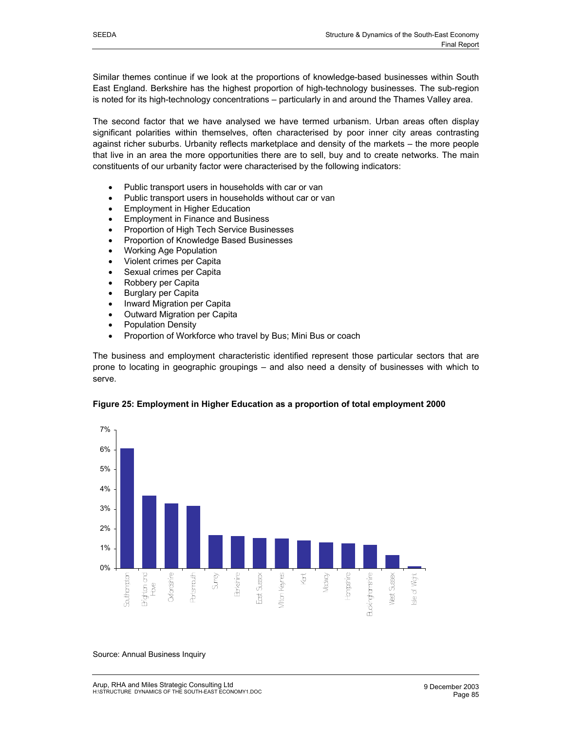Similar themes continue if we look at the proportions of knowledge-based businesses within South East England. Berkshire has the highest proportion of high-technology businesses. The sub-region is noted for its high-technology concentrations – particularly in and around the Thames Valley area.

The second factor that we have analysed we have termed urbanism. Urban areas often display significant polarities within themselves, often characterised by poor inner city areas contrasting against richer suburbs. Urbanity reflects marketplace and density of the markets – the more people that live in an area the more opportunities there are to sell, buy and to create networks. The main constituents of our urbanity factor were characterised by the following indicators:

- Public transport users in households with car or van
- Public transport users in households without car or van
- Employment in Higher Education
- Employment in Finance and Business
- Proportion of High Tech Service Businesses
- Proportion of Knowledge Based Businesses
- Working Age Population
- Violent crimes per Capita
- Sexual crimes per Capita
- Robbery per Capita
- Burglary per Capita
- Inward Migration per Capita
- Outward Migration per Capita
- Population Density
- Proportion of Workforce who travel by Bus; Mini Bus or coach

The business and employment characteristic identified represent those particular sectors that are prone to locating in geographic groupings – and also need a density of businesses with which to serve.

**Figure 25: Employment in Higher Education as a proportion of total employment 2000**

Source: Annual Business Inquiry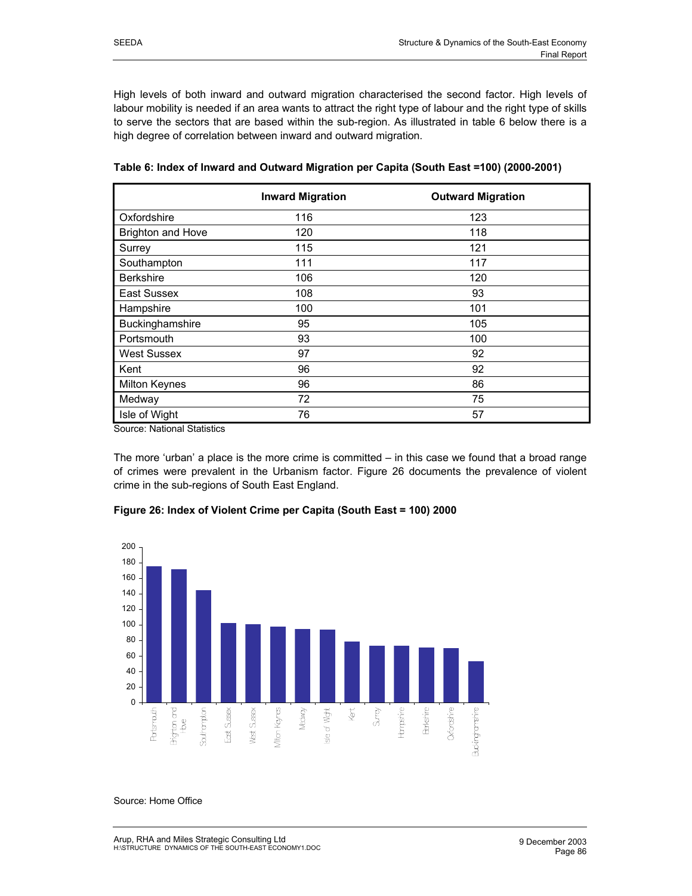High levels of both inward and outward migration characterised the second factor. High levels of labour mobility is needed if an area wants to attract the right type of labour and the right type of skills to serve the sectors that are based within the sub-region. As illustrated in table 6 below there is a high degree of correlation between inward and outward migration.

**Table 6: Index of Inward and Outward Migration per Capita (South East =100) (2000-2001)**

| | Inward Migration | Outward Migration |
|---|---|---|
| Oxfordshire | 116 | 123 |
| Brighton and Hove | 120 | 118 |
| Surrey | 115 | 121 |
| Southampton | 111 | 117 |
| Berkshire | 106 | 120 |
| East Sussex | 108 | 93 |
| Hampshire | 100 | 101 |
| Buckinghamshire | 95 | 105 |
| Portsmouth | 93 | 100 |
| West Sussex | 97 | 92 |
| Kent | 96 | 92 |
| Milton Keynes | 96 | 86 |
| Medway | 72 | 75 |
| Isle of Wight | 76 | 57 |

Source: National Statistics

The more 'urban' a place is the more crime is committed – in this case we found that a broad range of crimes were prevalent in the Urbanism factor. Figure 26 documents the prevalence of violent crime in the sub-regions of South East England.

**Figure 26: Index of Violent Crime per Capita (South East = 100) 2000**

Source: Home Office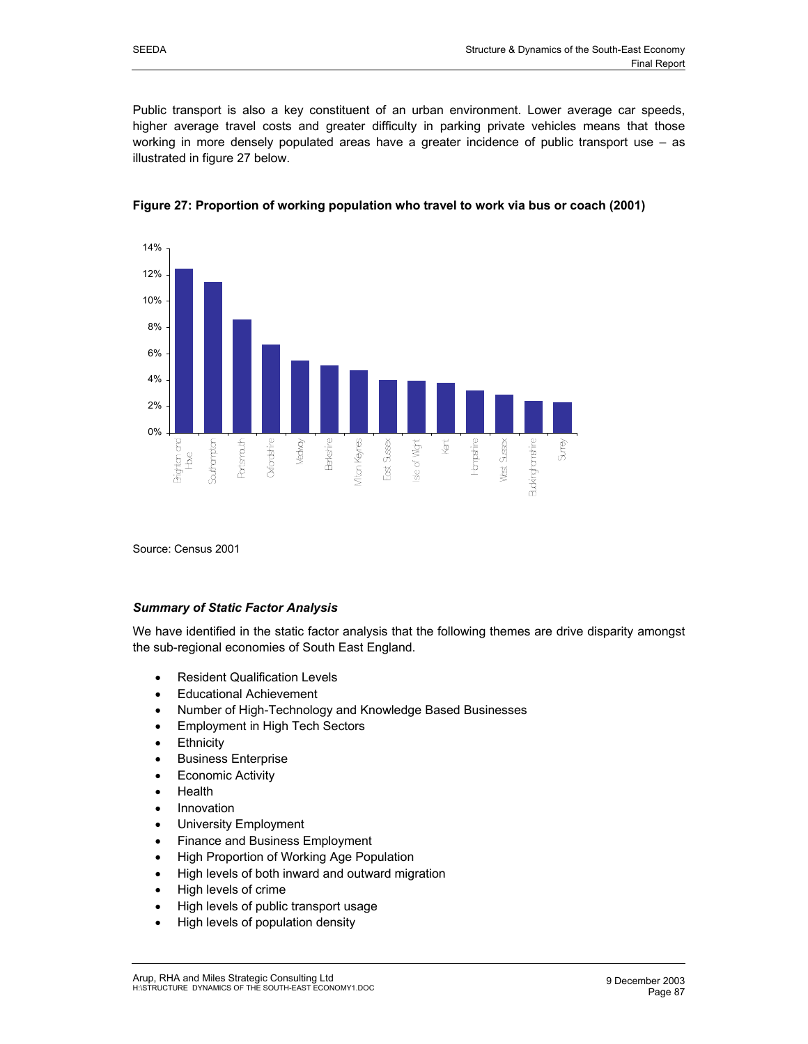Public transport is also a key constituent of an urban environment. Lower average car speeds, higher average travel costs and greater difficulty in parking private vehicles means that those working in more densely populated areas have a greater incidence of public transport use – as illustrated in figure 27 below.

**Figure 27: Proportion of working population who travel to work via bus or coach (2001)**

Source: Census 2001

***Summary of Static Factor Analysis***

We have identified in the static factor analysis that the following themes are drive disparity amongst the sub-regional economies of South East England.

- Resident Qualification Levels
- Educational Achievement
- Number of High-Technology and Knowledge Based Businesses
- Employment in High Tech Sectors
- Ethnicity
- Business Enterprise
- Economic Activity
- Health
- Innovation
- University Employment
- Finance and Business Employment
- High Proportion of Working Age Population
- High levels of both inward and outward migration
- High levels of crime
- High levels of public transport usage
- High levels of population density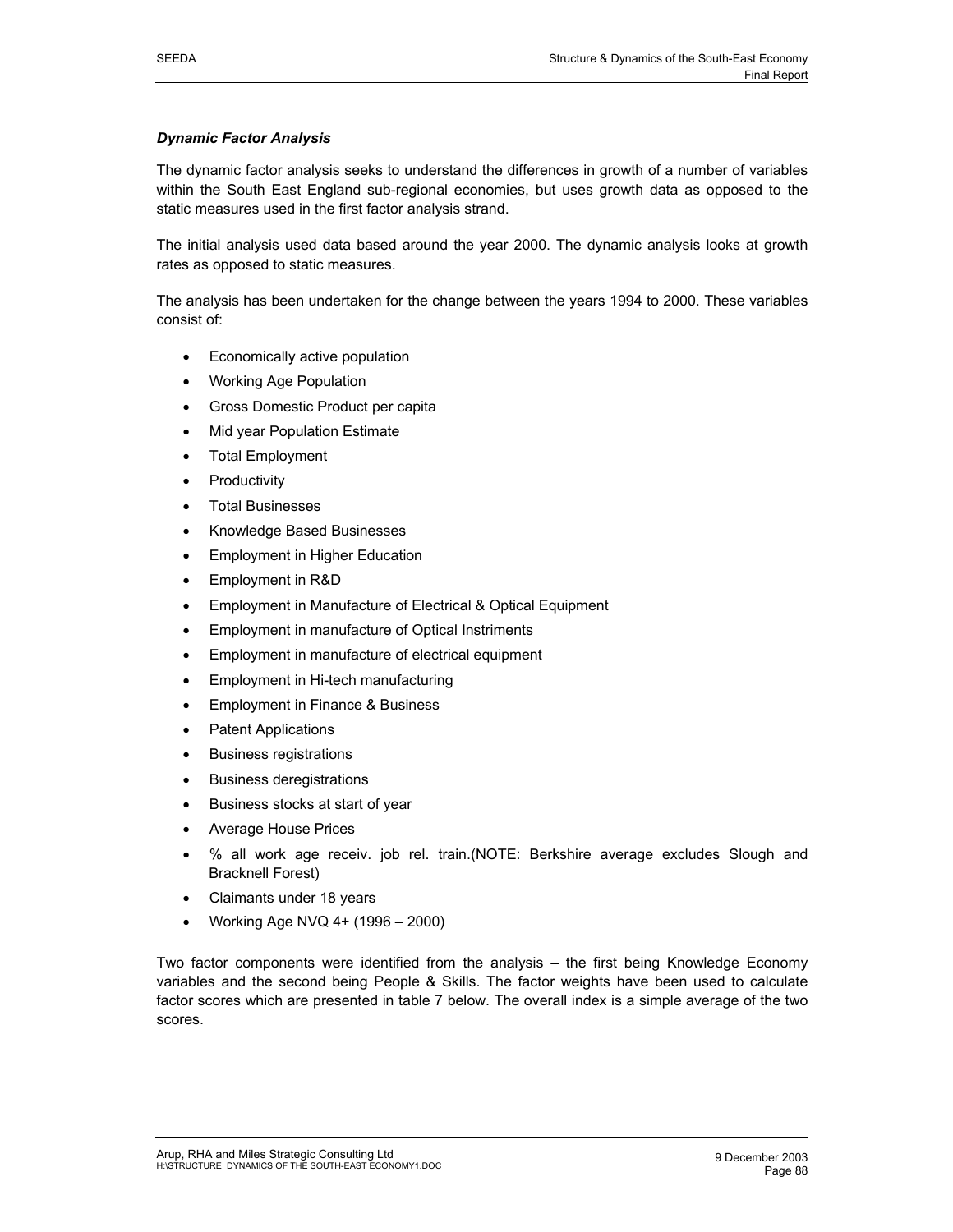### *Dynamic Factor Analysis*

The dynamic factor analysis seeks to understand the differences in growth of a number of variables within the South East England sub-regional economies, but uses growth data as opposed to the static measures used in the first factor analysis strand.

The initial analysis used data based around the year 2000. The dynamic analysis looks at growth rates as opposed to static measures.

The analysis has been undertaken for the change between the years 1994 to 2000. These variables consist of:

- Economically active population
- Working Age Population
- Gross Domestic Product per capita
- Mid year Population Estimate
- Total Employment
- Productivity
- Total Businesses
- Knowledge Based Businesses
- Employment in Higher Education
- Employment in R&D
- Employment in Manufacture of Electrical & Optical Equipment
- Employment in manufacture of Optical Instriments
- Employment in manufacture of electrical equipment
- Employment in Hi-tech manufacturing
- Employment in Finance & Business
- Patent Applications
- Business registrations
- Business deregistrations
- Business stocks at start of year
- Average House Prices
- % all work age receiv. job rel. train.(NOTE: Berkshire average excludes Slough and Bracknell Forest)
- Claimants under 18 years
- Working Age NVQ 4+ (1996 – 2000)

Two factor components were identified from the analysis – the first being Knowledge Economy variables and the second being People & Skills. The factor weights have been used to calculate factor scores which are presented in table 7 below. The overall index is a simple average of the two scores.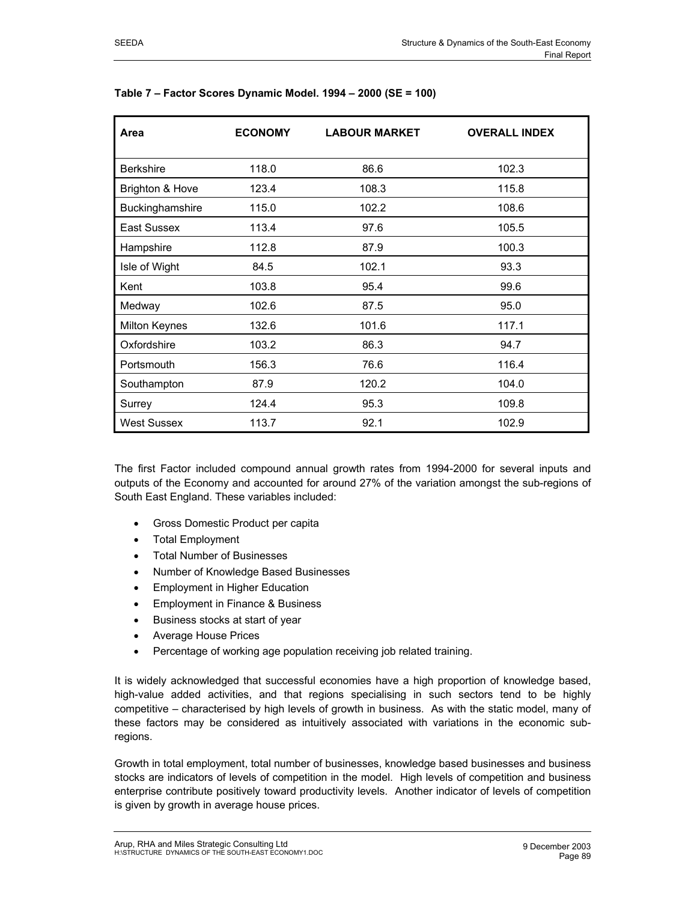**Table 7 – Factor Scores Dynamic Model. 1994 – 2000 (SE = 100)**

| Area | ECONOMY | LABOUR MARKET | OVERALL INDEX |
|---|---|---|---|
| Berkshire | 118.0 | 86.6 | 102.3 |
| Brighton & Hove | 123.4 | 108.3 | 115.8 |
| Buckinghamshire | 115.0 | 102.2 | 108.6 |
| East Sussex | 113.4 | 97.6 | 105.5 |
| Hampshire | 112.8 | 87.9 | 100.3 |
| Isle of Wight | 84.5 | 102.1 | 93.3 |
| Kent | 103.8 | 95.4 | 99.6 |
| Medway | 102.6 | 87.5 | 95.0 |
| Milton Keynes | 132.6 | 101.6 | 117.1 |
| Oxfordshire | 103.2 | 86.3 | 94.7 |
| Portsmouth | 156.3 | 76.6 | 116.4 |
| Southampton | 87.9 | 120.2 | 104.0 |
| Surrey | 124.4 | 95.3 | 109.8 |
| West Sussex | 113.7 | 92.1 | 102.9 |

The first Factor included compound annual growth rates from 1994-2000 for several inputs and outputs of the Economy and accounted for around 27% of the variation amongst the sub-regions of South East England. These variables included:

- Gross Domestic Product per capita
- Total Employment
- Total Number of Businesses
- Number of Knowledge Based Businesses
- Employment in Higher Education
- Employment in Finance & Business
- Business stocks at start of year
- Average House Prices
- Percentage of working age population receiving job related training.

It is widely acknowledged that successful economies have a high proportion of knowledge based, high-value added activities, and that regions specialising in such sectors tend to be highly competitive – characterised by high levels of growth in business. As with the static model, many of these factors may be considered as intuitively associated with variations in the economic sub-regions.

Growth in total employment, total number of businesses, knowledge based businesses and business stocks are indicators of levels of competition in the model. High levels of competition and business enterprise contribute positively toward productivity levels. Another indicator of levels of competition is given by growth in average house prices.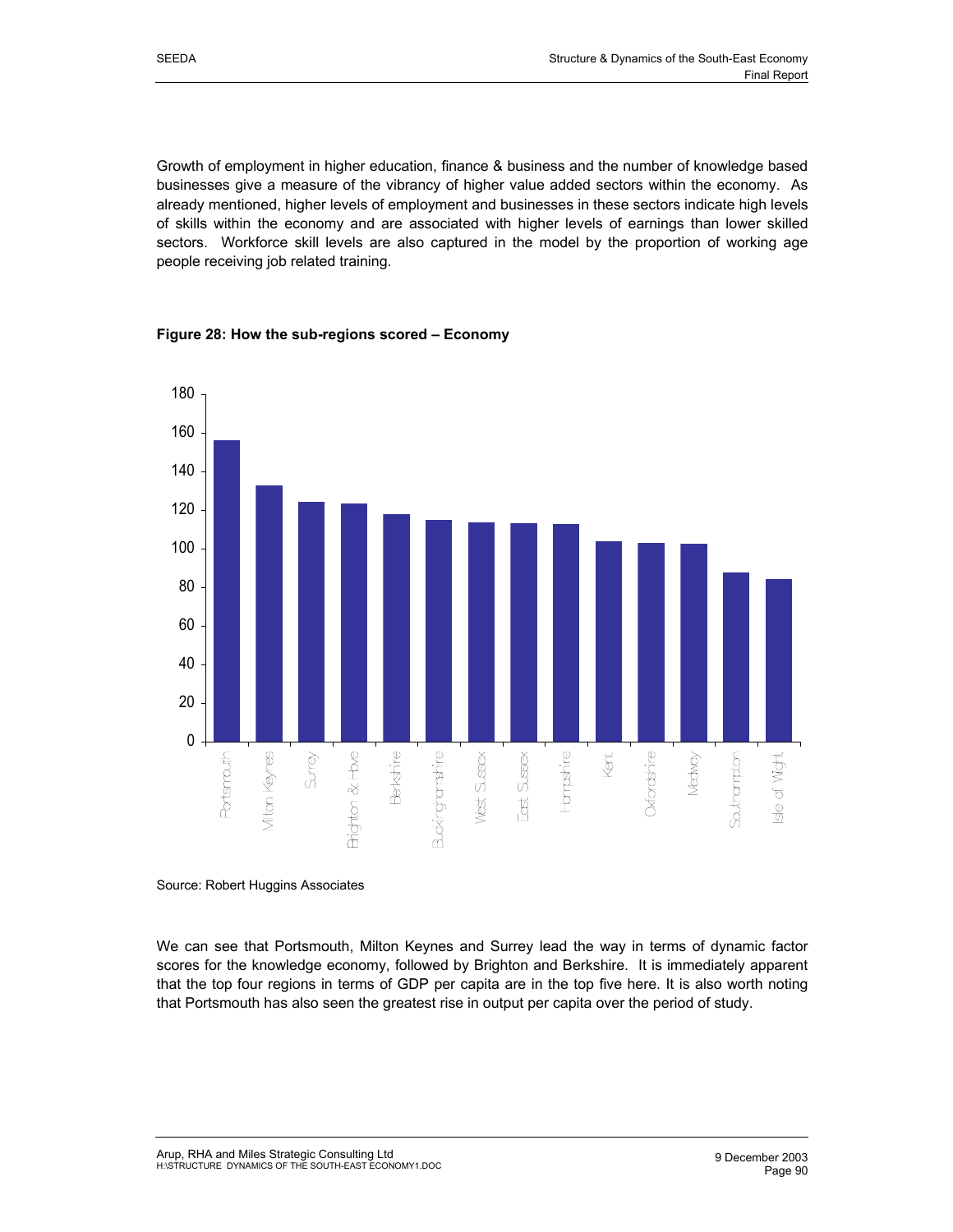Growth of employment in higher education, finance & business and the number of knowledge based businesses give a measure of the vibrancy of higher value added sectors within the economy. As already mentioned, higher levels of employment and businesses in these sectors indicate high levels of skills within the economy and are associated with higher levels of earnings than lower skilled sectors. Workforce skill levels are also captured in the model by the proportion of working age people receiving job related training.

**Figure 28: How the sub-regions scored – Economy**

Source: Robert Huggins Associates

We can see that Portsmouth, Milton Keynes and Surrey lead the way in terms of dynamic factor scores for the knowledge economy, followed by Brighton and Berkshire. It is immediately apparent that the top four regions in terms of GDP per capita are in the top five here. It is also worth noting that Portsmouth has also seen the greatest rise in output per capita over the period of study.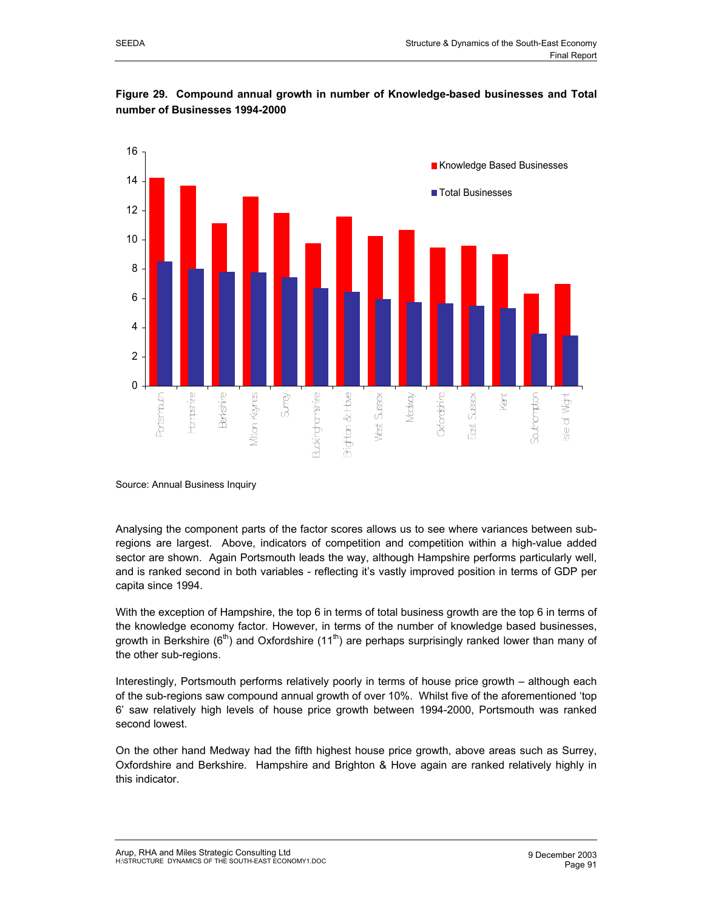**Figure 29. Compound annual growth in number of Knowledge-based businesses and Total number of Businesses 1994-2000**

Source: Annual Business Inquiry

Analysing the component parts of the factor scores allows us to see where variances between sub-regions are largest. Above, indicators of competition and competition within a high-value added sector are shown. Again Portsmouth leads the way, although Hampshire performs particularly well, and is ranked second in both variables - reflecting it's vastly improved position in terms of GDP per capita since 1994.

With the exception of Hampshire, the top 6 in terms of total business growth are the top 6 in terms of the knowledge economy factor. However, in terms of the number of knowledge based businesses, growth in Berkshire (6th) and Oxfordshire (11th) are perhaps surprisingly ranked lower than many of the other sub-regions.

Interestingly, Portsmouth performs relatively poorly in terms of house price growth – although each of the sub-regions saw compound annual growth of over 10%. Whilst five of the aforementioned 'top 6' saw relatively high levels of house price growth between 1994-2000, Portsmouth was ranked second lowest.

On the other hand Medway had the fifth highest house price growth, above areas such as Surrey, Oxfordshire and Berkshire. Hampshire and Brighton & Hove again are ranked relatively highly in this indicator.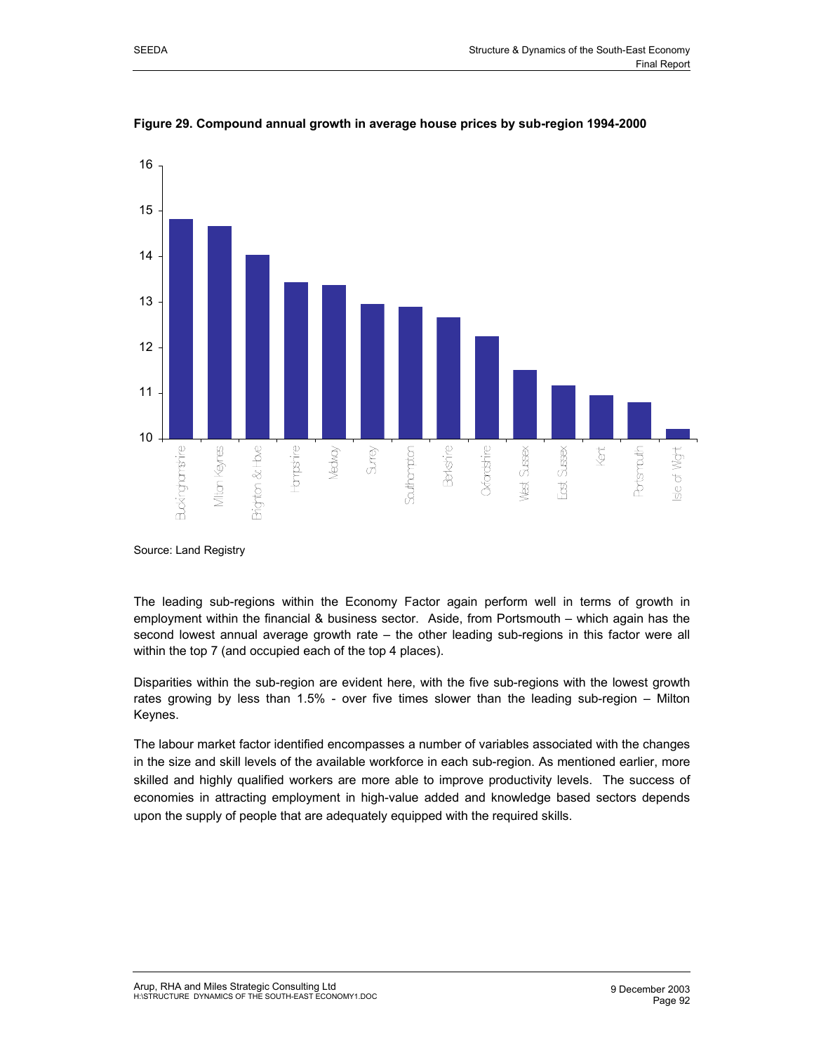**Figure 29. Compound annual growth in average house prices by sub-region 1994-2000**

Source: Land Registry

The leading sub-regions within the Economy Factor again perform well in terms of growth in employment within the financial & business sector. Aside, from Portsmouth – which again has the second lowest average growth rate – the other leading sub-regions in this factor were all within the top 7 (and occupied each of the top 4 places).

Disparities within the sub-region are evident here, with the five sub-regions with the lowest growth rates growing by less than 1.5% - over five times slower than the leading sub-region – Milton Keynes.

The labour market factor identified encompasses a number of variables associated with the changes in the size and skill levels of the available workforce in each sub-region. As mentioned earlier, more skilled and highly qualified workers are more able to improve productivity levels. The success of economies in attracting employment in high-value added and knowledge based sectors depends upon the supply of people that are adequately equipped with the required skills.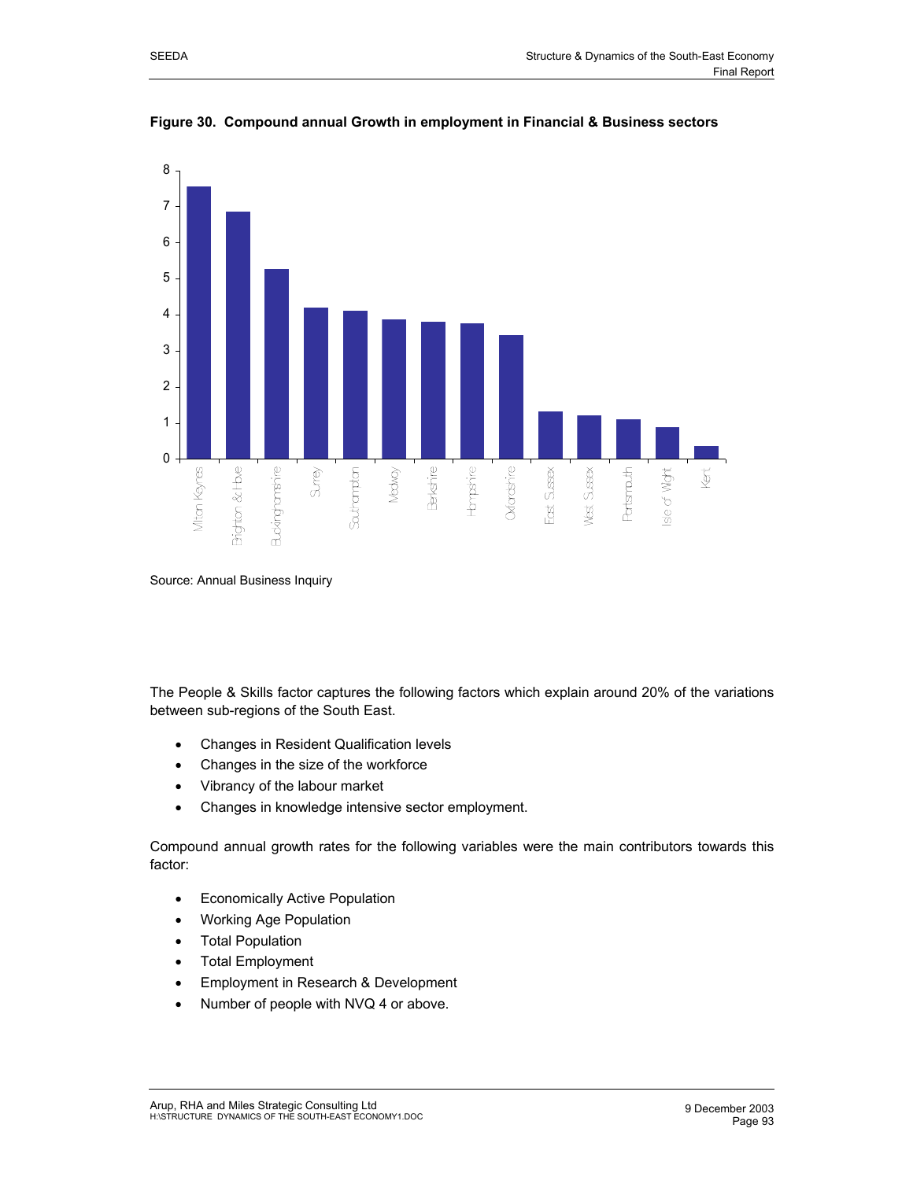**Figure 30. Compound annual Growth in employment in Financial & Business sectors**

Source: Annual Business Inquiry

The People & Skills factor captures the following factors which explain around 20% of the variations between sub-regions of the South East.

- Changes in Resident Qualification levels
- Changes in the size of the workforce
- Vibrancy of the labour market
- Changes in knowledge intensive sector employment.

Compound annual growth rates for the following variables were the main contributors towards this factor:

- Economically Active Population
- Working Age Population
- Total Population
- Total Employment
- Employment in Research & Development
- Number of people with NVQ 4 or above.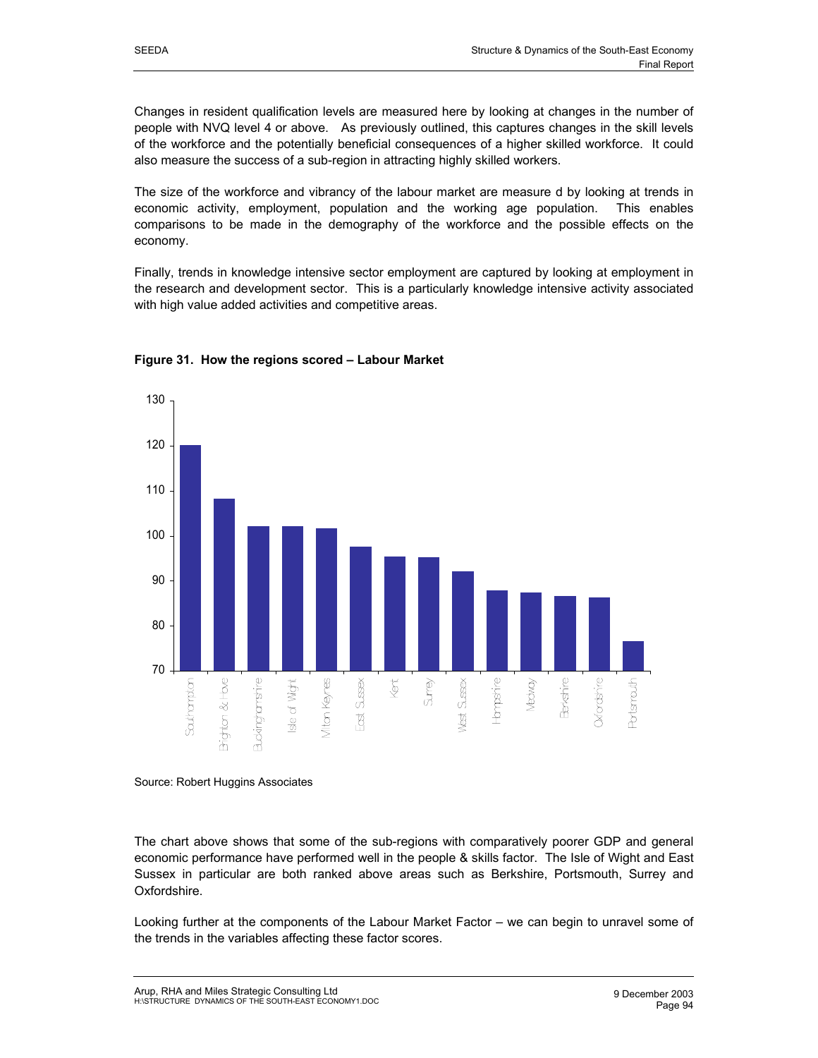Changes in resident qualification levels are measured here by looking at changes in the number of people with NVQ level 4 or above. As previously outlined, this captures changes in the skill levels of the workforce and the potentially beneficial consequences of a higher skilled workforce. It could also measure the success of a sub-region in attracting highly skilled workers.

The size of the workforce and vibrancy of the labour market are measure d by looking at trends in economic activity, employment, population and the working age population. This enables comparisons to be made in the demography of the workforce and the possible effects on the economy.

Finally, trends in knowledge intensive sector employment are captured by looking at employment in the research and development sector. This is a particularly knowledge intensive activity associated with high value added activities and competitive areas.

**Figure 31. How the regions scored – Labour Market**

Source: Robert Huggins Associates

The chart above shows that some of the sub-regions with comparatively poorer GDP and general economic performance have performed well in the people & skills factor. The Isle of Wight and East Sussex in particular are both ranked above areas such as Berkshire, Portsmouth, Surrey and Oxfordshire.

Looking further at the components of the Labour Market Factor – we can begin to unravel some of the trends in the variables affecting these factor scores.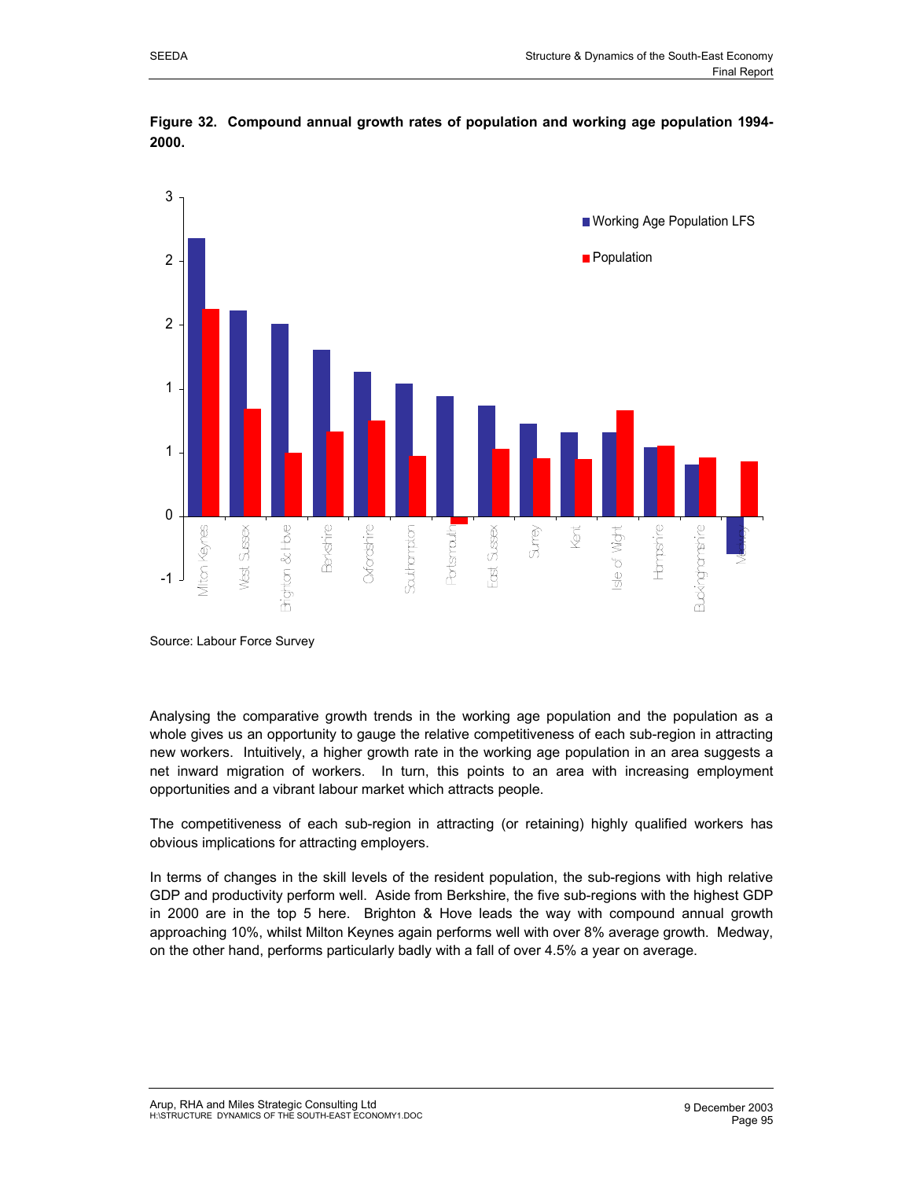**Figure 32. Compound annual growth rates of population and working age population 1994-2000.**

Source: Labour Force Survey

Analysing the comparative growth trends in the working age population and the population as a whole gives us an opportunity to gauge the relative competitiveness of each sub-region in attracting new workers. Intuitively, a higher growth rate in the working age population in an area suggests a net inward migration of workers. In turn, this points to an area with increasing employment opportunities and a vibrant labour market which attracts people.

The competitiveness of each sub-region in attracting (or retaining) highly qualified workers has obvious implications for attracting employers.

In terms of changes in the skill levels of the resident population, the sub-regions with high relative GDP and productivity perform well. Aside from Berkshire, the five sub-regions with the highest GDP in 2000 are in the top 5 here. Brighton & Hove leads the way with compound annual growth approaching 10%, whilst Milton Keynes again performs well with over 8% average growth. Medway, on the other hand, performs particularly badly with a fall of over 4.5% a year on average.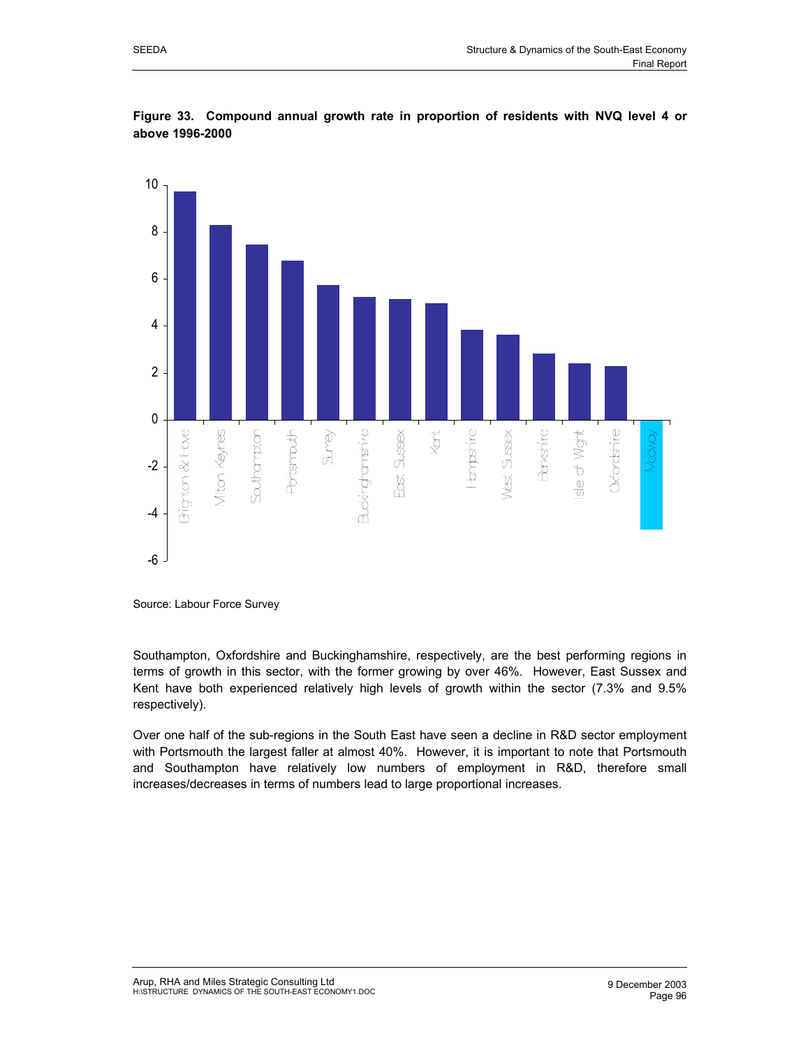**Figure 33. Compound annual growth rate in proportion of residents with NVQ level 4 or above 1996-2000**

| Area | Growth rate (%) |
|---|---|
| Brighton & Hove | 9.7 |
| Milton Keynes | 8.3 |
| Southampton | 7.5 |
| Portsmouth | 6.8 |
| Surrey | 5.7 |
| Buckinghamshire | 5.2 |
| East Sussex | 5.1 |
| Kent | 5.0 |
| Hampshire | 3.8 |
| West Sussex | 3.6 |
| Berkshire | 2.8 |
| Isle of Wight | 2.4 |
| Oxfordshire | 2.3 |
| Medway | -4.7 |

*Values are approximate, read from the bar chart.*

Source: Labour Force Survey

Southampton, Oxfordshire and Buckinghamshire, respectively, are the best performing regions in terms of growth in this sector, with the former growing by over 46%. However, East Sussex and Kent have both experienced relatively high levels of growth within the sector (7.3% and 9.5% respectively).

Over one half of the sub-regions in the South East have seen a decline in R&D sector employment with Portsmouth the largest faller at almost 40%. However, it is important to note that Portsmouth and Southampton have relatively low numbers of employment in R&D, therefore small increases/decreases in terms of numbers lead to large proportional increases.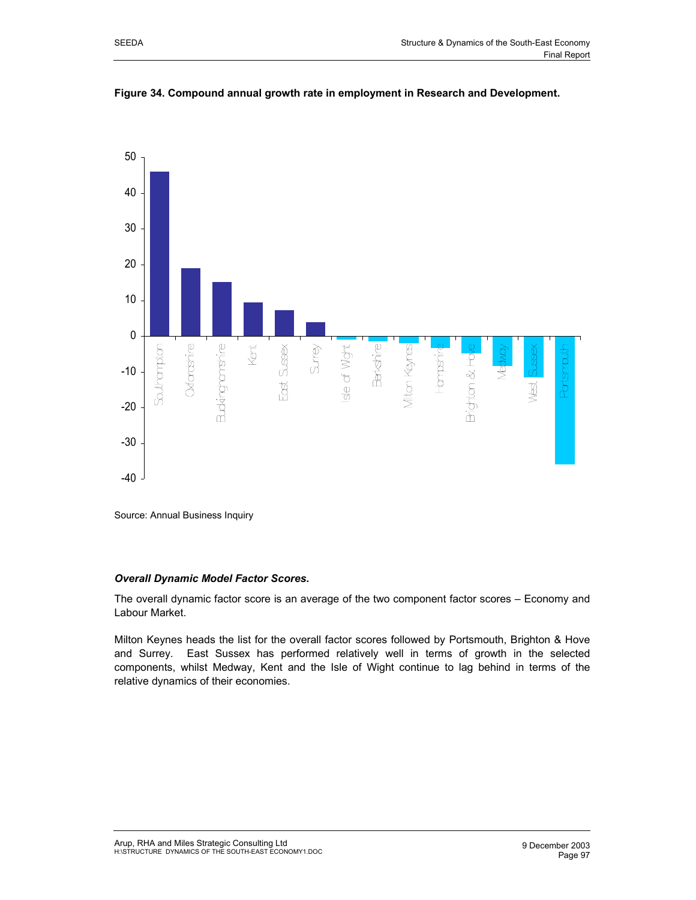**Figure 34. Compound annual growth rate in employment in Research and Development.**

Source: Annual Business Inquiry

***Overall Dynamic Model Factor Scores.***

The overall dynamic factor score is an average of the two component factor scores – Economy and Labour Market.

Milton Keynes heads the list for the overall factor scores followed by Portsmouth, Brighton & Hove and Surrey. East Sussex has performed relatively well in terms of growth in the selected components, whilst Medway, Kent and the Isle of Wight continue to lag behind in terms of the relative dynamics of their economies.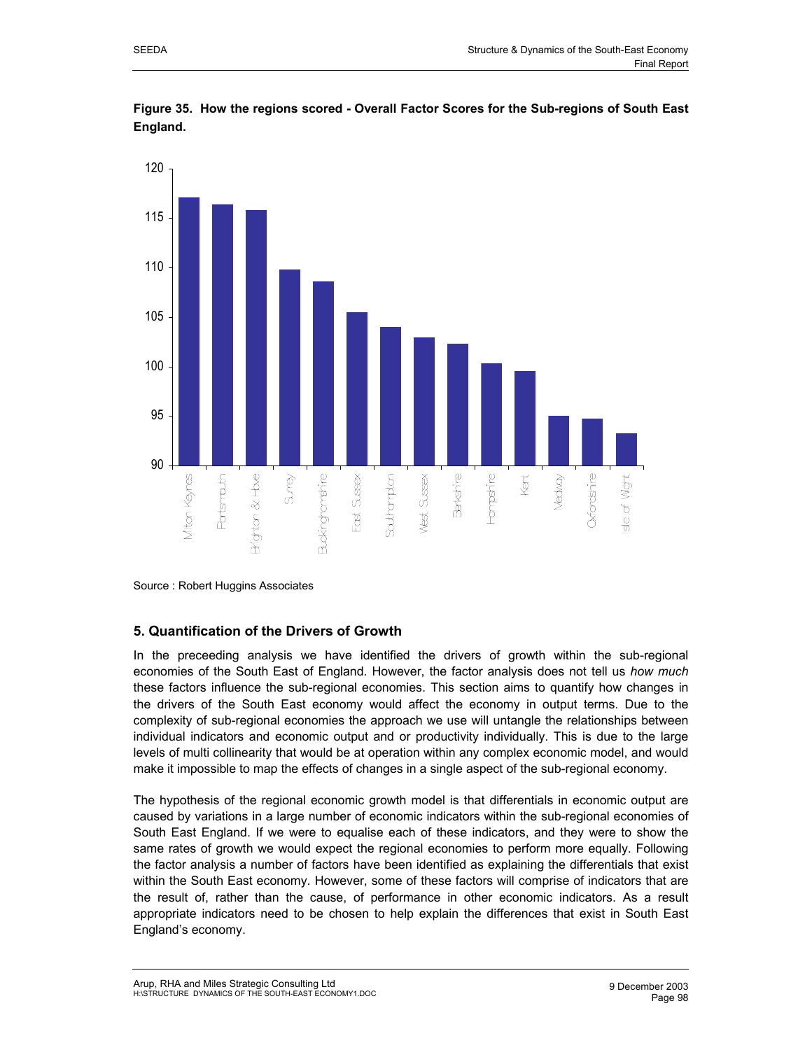**Figure 35. How the regions scored - Overall Factor Scores for the Sub-regions of South East England.**

| Sub-region | Overall Factor Score (approx.) |
|---|---|
| Milton Keynes | 117 |
| Portsmouth | 116.5 |
| Brighton & Hove | 116 |
| Surrey | 110 |
| Buckinghamshire | 108.5 |
| East Sussex | 105.5 |
| Southampton | 104 |
| West Sussex | 103 |
| Berkshire | 102.5 |
| Hampshire | 100.5 |
| Kent | 99.5 |
| Medway | 95 |
| Oxfordshire | 94.5 |
| Isle of Wight | 93 |

Source : Robert Huggins Associates

## 5. Quantification of the Drivers of Growth

In the preceeding analysis we have identified the drivers of growth within the sub-regional economies of the South East of England. However, the factor analysis does not tell us *how much* these factors influence the sub-regional economies. This section aims to quantify how changes in the drivers of the South East economy would affect the economy in output terms. Due to the complexity of sub-regional economies the approach we use will untangle the relationships between individual indicators and economic output and or productivity individually. This is due to the large levels of multi collinearity that would be at operation within any complex economic model, and would make it impossible to map the effects of changes in a single aspect of the sub-regional economy.

The hypothesis of the regional economic growth model is that differentials in economic output are caused by variations in a large number of economic indicators within the sub-regional economies of South East England. If we were to equalise each of these indicators, and they were to show the same rates of growth we would expect the regional economies to perform more equally. Following the factor analysis a number of factors have been identified as explaining the differentials that exist within the South East economy. However, some of these factors will comprise of indicators that are the result of, rather than the cause, of performance in other economic indicators. As a result appropriate indicators need to be chosen to help explain the differences that exist in South East England's economy.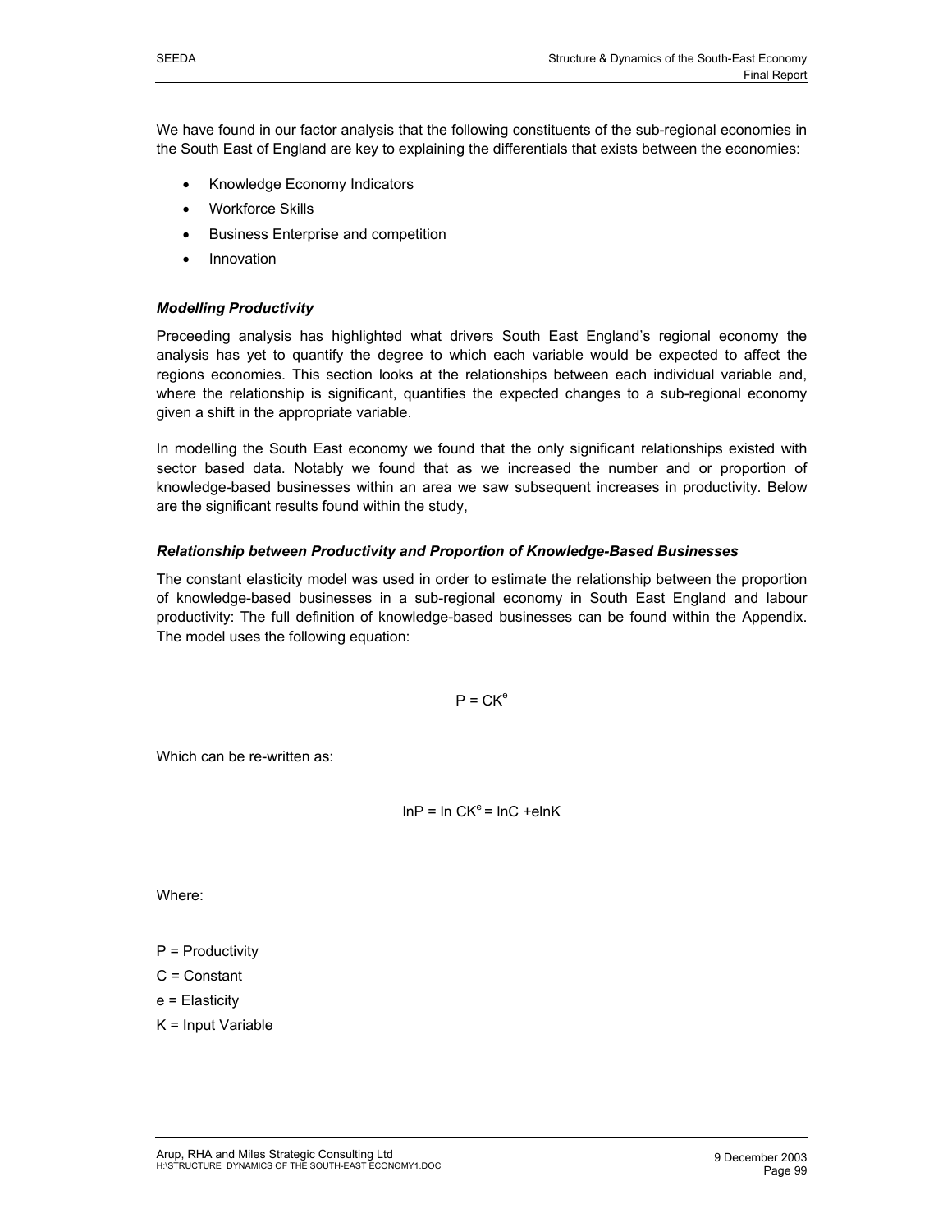We have found in our factor analysis that the following constituents of the sub-regional economies in the South East of England are key to explaining the differentials that exists between the economies:

- Knowledge Economy Indicators
- Workforce Skills
- Business Enterprise and competition
- Innovation

### *Modelling Productivity*

Preceeding analysis has highlighted what drivers South East England's regional economy the analysis has yet to quantify the degree to which each variable would be expected to affect the regions economies. This section looks at the relationships between each individual variable and, where the relationship is significant, quantifies the expected changes to a sub-regional economy given a shift in the appropriate variable.

In modelling the South East economy we found that the only significant relationships existed with sector based data. Notably we found that as we increased the number and or proportion of knowledge-based businesses within an area we saw subsequent increases in productivity. Below are the significant results found within the study,

### *Relationship between Productivity and Proportion of Knowledge-Based Businesses*

The constant elasticity model was used in order to estimate the relationship between the proportion of knowledge-based businesses in a sub-regional economy in South East England and labour productivity: The full definition of knowledge-based businesses can be found within the Appendix. The model uses the following equation:

$$P = CK^{e}$$

Which can be re-written as:

$$\ln P = \ln CK^{e} = \ln C + e \ln K$$

Where:

P = Productivity

C = Constant

e = Elasticity

K = Input Variable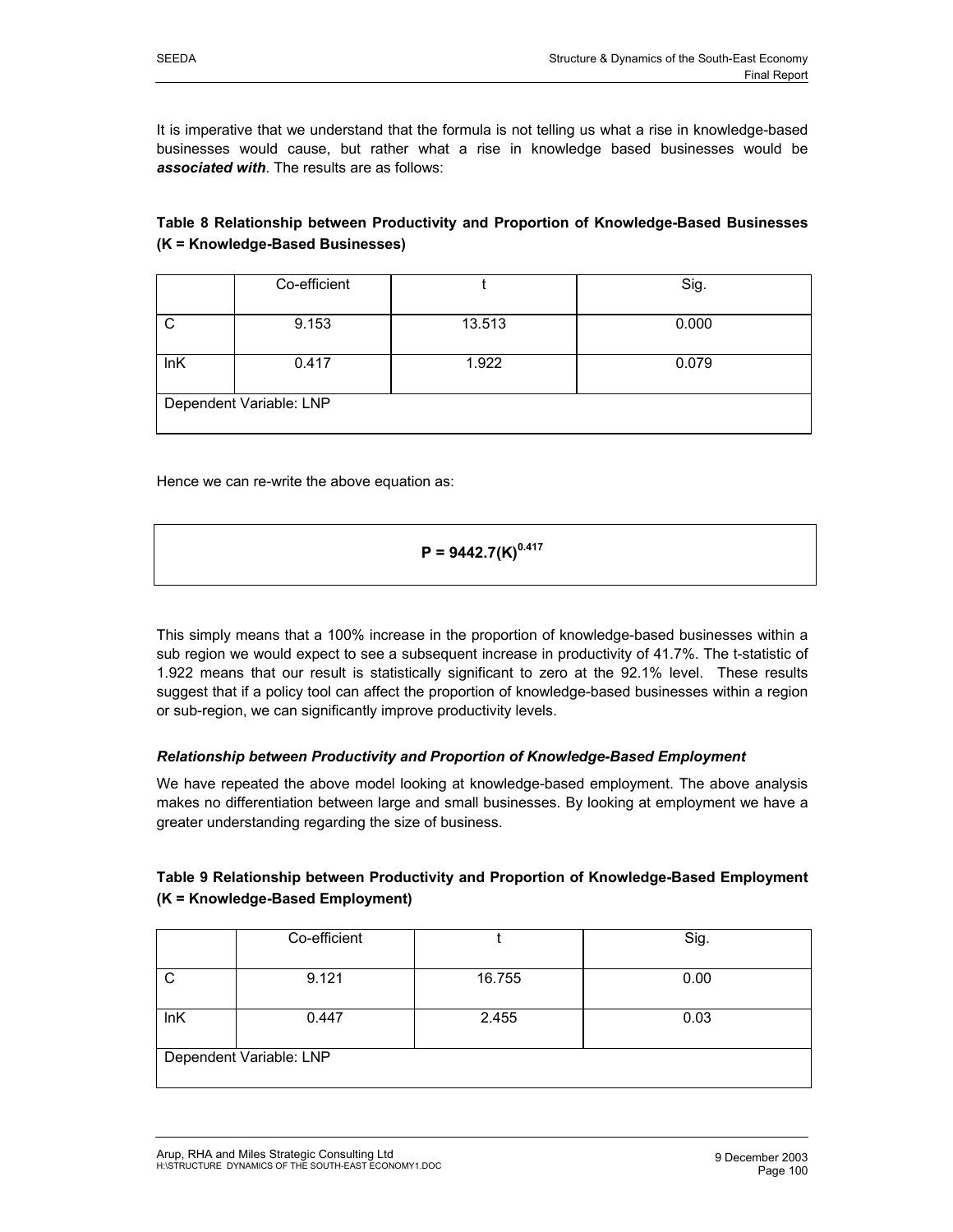It is imperative that we understand that the formula is not telling us what a rise in knowledge-based businesses would cause, but rather what a rise in knowledge based businesses would be ***associated with***. The results are as follows:

**Table 8 Relationship between Productivity and Proportion of Knowledge-Based Businesses (K = Knowledge-Based Businesses)**

| | Co-efficient | t | Sig. |
|---|---|---|---|
| C | 9.153 | 13.513 | 0.000 |
| lnK | 0.417 | 1.922 | 0.079 |
| Dependent Variable: LNP | | | |

Hence we can re-write the above equation as:

$$\mathbf{P = 9442.7(K)^{0.417}}$$

This simply means that a 100% increase in the proportion of knowledge-based businesses within a sub region we would expect to see a subsequent increase in productivity of 41.7%. The t-statistic of 1.922 means that our result is statistically significant to zero at the 92.1% level. These results suggest that if a policy tool can affect the proportion of knowledge-based businesses within a region or sub-region, we can significantly improve productivity levels.

### *Relationship between Productivity and Proportion of Knowledge-Based Employment*

We have repeated the above model looking at knowledge-based employment. The above analysis makes no differentiation between large and small businesses. By looking at employment we have a greater understanding regarding the size of business.

**Table 9 Relationship between Productivity and Proportion of Knowledge-Based Employment (K = Knowledge-Based Employment)**

| | Co-efficient | t | Sig. |
|---|---|---|---|
| C | 9.121 | 16.755 | 0.00 |
| lnK | 0.447 | 2.455 | 0.03 |
| Dependent Variable: LNP | | | |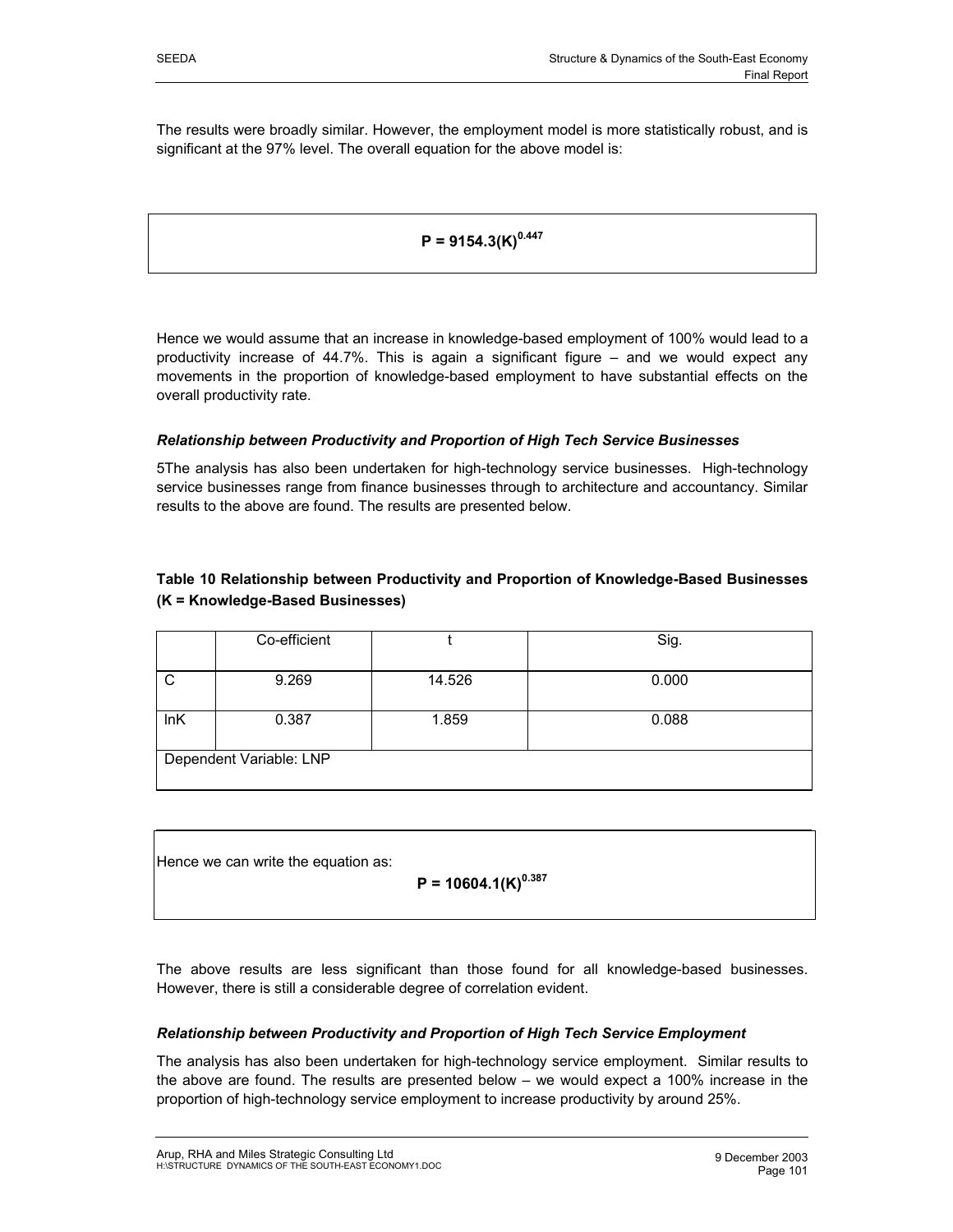The results were broadly similar. However, the employment model is more statistically robust, and is significant at the 97% level. The overall equation for the above model is:

$$P = 9154.3(K)^{0.447}$$

Hence we would assume that an increase in knowledge-based employment of 100% would lead to a productivity increase of 44.7%. This is again a significant figure – and we would expect any movements in the proportion of knowledge-based employment to have substantial effects on the overall productivity rate.

***Relationship between Productivity and Proportion of High Tech Service Businesses***

5The analysis has also been undertaken for high-technology service businesses. High-technology service businesses range from finance businesses through to architecture and accountancy. Similar results to the above are found. The results are presented below.

**Table 10 Relationship between Productivity and Proportion of Knowledge-Based Businesses (K = Knowledge-Based Businesses)**

| | Co-efficient | t | Sig. |
|---|---|---|---|
| C | 9.269 | 14.526 | 0.000 |
| lnK | 0.387 | 1.859 | 0.088 |
| Dependent Variable: LNP | | | |

Hence we can write the equation as:

$$P = 10604.1(K)^{0.387}$$

The above results are less significant than those found for all knowledge-based businesses. However, there is still a considerable degree of correlation evident.

***Relationship between Productivity and Proportion of High Tech Service Employment***

The analysis has also been undertaken for high-technology service employment. Similar results to the above are found. The results are presented below – we would expect a 100% increase in the proportion of high-technology service employment to increase productivity by around 25%.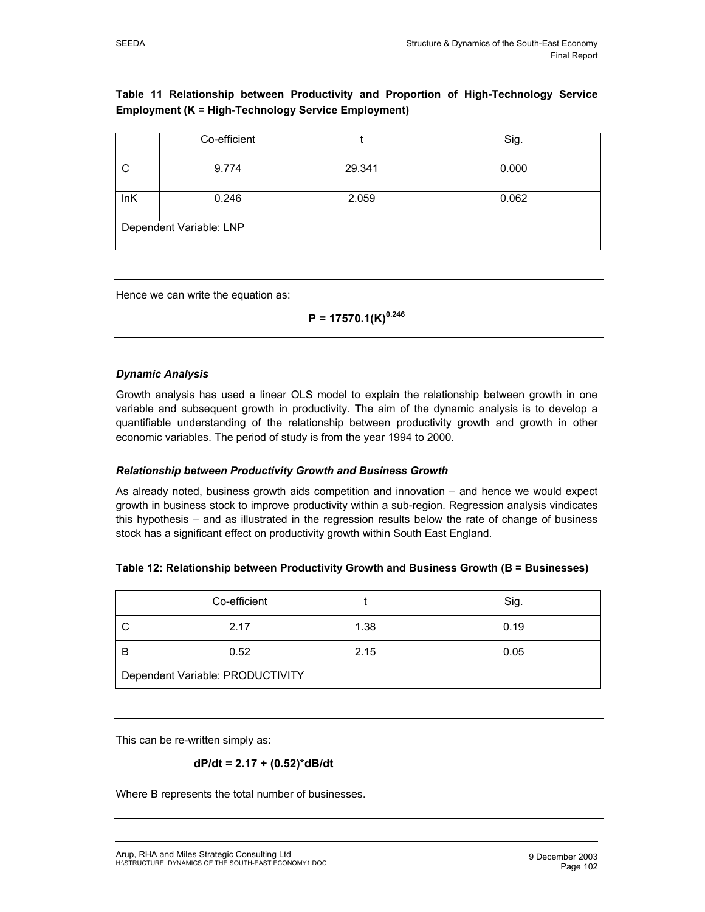**Table 11 Relationship between Productivity and Proportion of High-Technology Service Employment (K = High-Technology Service Employment)**

| | Co-efficient | t | Sig. |
|---|---|---|---|
| C | 9.774 | 29.341 | 0.000 |
| lnK | 0.246 | 2.059 | 0.062 |
| Dependent Variable: LNP | | | |

Hence we can write the equation as:

$$P = 17570.1(K)^{0.246}$$

***Dynamic Analysis***

Growth analysis has used a linear OLS model to explain the relationship between growth in one variable and subsequent growth in productivity. The aim of the dynamic analysis is to develop a quantifiable understanding of the relationship between productivity growth and growth in other economic variables. The period of study is from the year 1994 to 2000.

***Relationship between Productivity Growth and Business Growth***

As already noted, business growth aids competition and innovation – and hence we would expect growth in business stock to improve productivity within a sub-region. Regression analysis vindicates this hypothesis – and as illustrated in the regression results below the rate of change of business stock has a significant effect on productivity growth within South East England.

**Table 12: Relationship between Productivity Growth and Business Growth (B = Businesses)**

| | Co-efficient | t | Sig. |
|---|---|---|---|
| C | 2.17 | 1.38 | 0.19 |
| B | 0.52 | 2.15 | 0.05 |
| Dependent Variable: PRODUCTIVITY | | | |

This can be re-written simply as:

$$dP/dt = 2.17 + (0.52)*dB/dt$$

Where B represents the total number of businesses.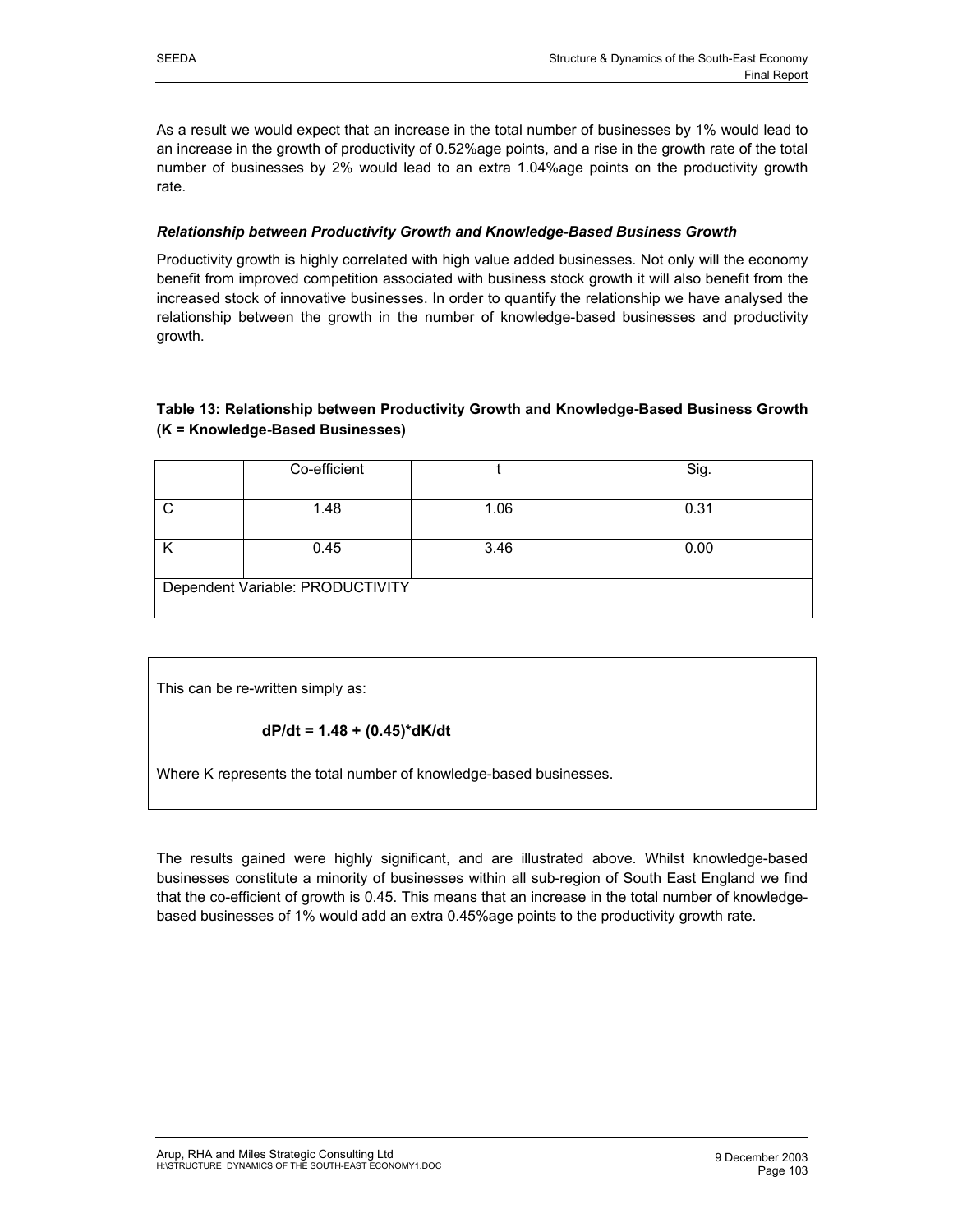As a result we would expect that an increase in the total number of businesses by 1% would lead to an increase in the growth of productivity of 0.52%age points, and a rise in the growth rate of the total number of businesses by 2% would lead to an extra 1.04%age points on the productivity growth rate.

***Relationship between Productivity Growth and Knowledge-Based Business Growth***

Productivity growth is highly correlated with high value added businesses. Not only will the economy benefit from improved competition associated with business stock growth it will also benefit from the increased stock of innovative businesses. In order to quantify the relationship we have analysed the relationship between the growth in the number of knowledge-based businesses and productivity growth.

**Table 13: Relationship between Productivity Growth and Knowledge-Based Business Growth (K = Knowledge-Based Businesses)**

| | Co-efficient | t | Sig. |
|---|---|---|---|
| C | 1.48 | 1.06 | 0.31 |
| K | 0.45 | 3.46 | 0.00 |
| Dependent Variable: PRODUCTIVITY | | | |

This can be re-written simply as:

$$dP/dt = 1.48 + (0.45)*dK/dt$$

Where K represents the total number of knowledge-based businesses.

The results gained were highly significant, and are illustrated above. Whilst knowledge-based businesses constitute a minority of businesses within all sub-region of South East England we find that the co-efficient of growth is 0.45. This means that an increase in the total number of knowledge-based businesses of 1% would add an extra 0.45%age points to the productivity growth rate.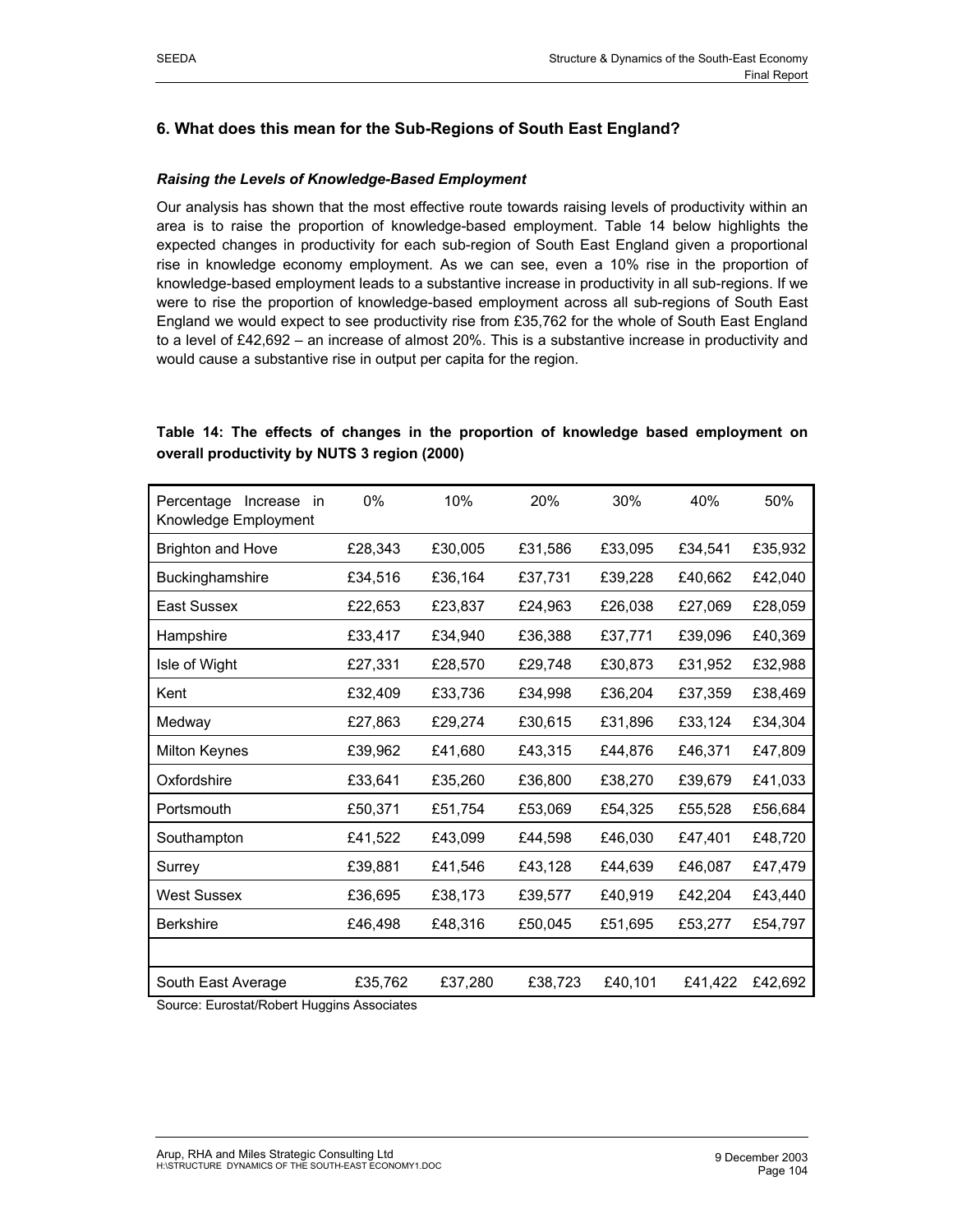## 6. What does this mean for the Sub-Regions of South East England?

### *Raising the Levels of Knowledge-Based Employment*

Our analysis has shown that the most effective route towards raising levels of productivity within an area is to raise the proportion of knowledge-based employment. Table 14 below highlights the expected changes in productivity for each sub-region of South East England given a proportional rise in knowledge economy employment. As we can see, even a 10% rise in the proportion of knowledge-based employment leads to a substantive increase in productivity in all sub-regions. If we were to rise the proportion of knowledge-based employment across all sub-regions of South East England we would expect to see productivity rise from £35,762 for the whole of South East England to a level of £42,692 – an increase of almost 20%. This is a substantive increase in productivity and would cause a substantive rise in output per capita for the region.

**Table 14: The effects of changes in the proportion of knowledge based employment on overall productivity by NUTS 3 region (2000)**

| Percentage Increase in Knowledge Employment | 0% | 10% | 20% | 30% | 40% | 50% |
|---|---|---|---|---|---|---|
| Brighton and Hove | £28,343 | £30,005 | £31,586 | £33,095 | £34,541 | £35,932 |
| Buckinghamshire | £34,516 | £36,164 | £37,731 | £39,228 | £40,662 | £42,040 |
| East Sussex | £22,653 | £23,837 | £24,963 | £26,038 | £27,069 | £28,059 |
| Hampshire | £33,417 | £34,940 | £36,388 | £37,771 | £39,096 | £40,369 |
| Isle of Wight | £27,331 | £28,570 | £29,748 | £30,873 | £31,952 | £32,988 |
| Kent | £32,409 | £33,736 | £34,998 | £36,204 | £37,359 | £38,469 |
| Medway | £27,863 | £29,274 | £30,615 | £31,896 | £33,124 | £34,304 |
| Milton Keynes | £39,962 | £41,680 | £43,315 | £44,876 | £46,371 | £47,809 |
| Oxfordshire | £33,641 | £35,260 | £36,800 | £38,270 | £39,679 | £41,033 |
| Portsmouth | £50,371 | £51,754 | £53,069 | £54,325 | £55,528 | £56,684 |
| Southampton | £41,522 | £43,099 | £44,598 | £46,030 | £47,401 | £48,720 |
| Surrey | £39,881 | £41,546 | £43,128 | £44,639 | £46,087 | £47,479 |
| West Sussex | £36,695 | £38,173 | £39,577 | £40,919 | £42,204 | £43,440 |
| Berkshire | £46,498 | £48,316 | £50,045 | £51,695 | £53,277 | £54,797 |
| | | | | | | |
| South East Average | £35,762 | £37,280 | £38,723 | £40,101 | £41,422 | £42,692 |

Source: Eurostat/Robert Huggins Associates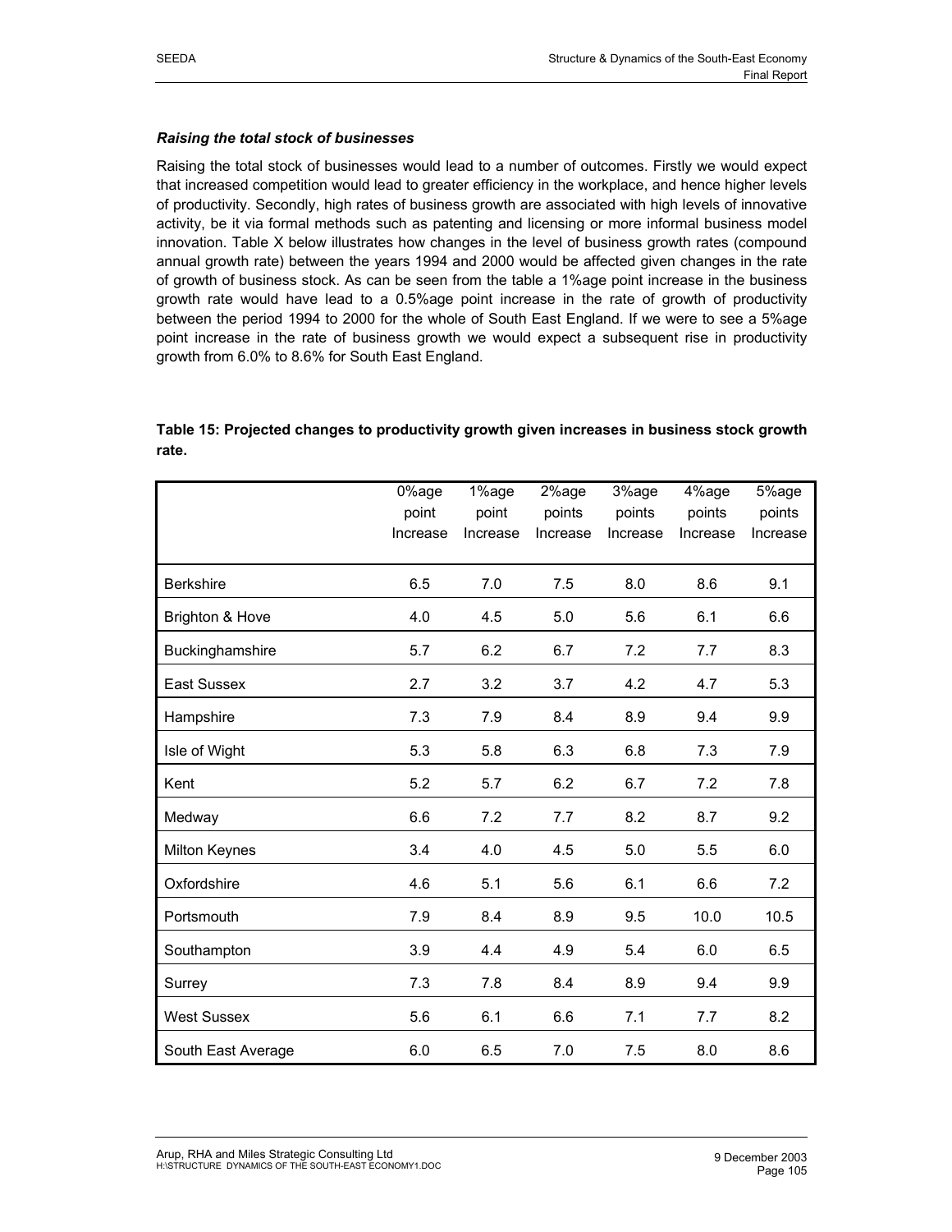### *Raising the total stock of businesses*

Raising the total stock of businesses would lead to a number of outcomes. Firstly we would expect that increased competition would lead to greater efficiency in the workplace, and hence higher levels of productivity. Secondly, high rates of business growth are associated with high levels of innovative activity, be it via formal methods such as patenting and licensing or more informal business model innovation. Table X below illustrates how changes in the level of business growth rates (compound annual growth rate) between the years 1994 and 2000 would be affected given changes in the rate of growth of business stock. As can be seen from the table a 1%age point increase in the business growth rate would have lead to a 0.5%age point increase in the rate of growth of productivity between the period 1994 to 2000 for the whole of South East England. If we were to see a 5%age point increase in the rate of business growth we would expect a subsequent rise in productivity growth from 6.0% to 8.6% for South East England.

**Table 15: Projected changes to productivity growth given increases in business stock growth rate.**

| | 0%age point Increase | 1%age point Increase | 2%age points Increase | 3%age points Increase | 4%age points Increase | 5%age points Increase |
|---|---|---|---|---|---|---|
| Berkshire | 6.5 | 7.0 | 7.5 | 8.0 | 8.6 | 9.1 |
| Brighton & Hove | 4.0 | 4.5 | 5.0 | 5.6 | 6.1 | 6.6 |
| Buckinghamshire | 5.7 | 6.2 | 6.7 | 7.2 | 7.7 | 8.3 |
| East Sussex | 2.7 | 3.2 | 3.7 | 4.2 | 4.7 | 5.3 |
| Hampshire | 7.3 | 7.9 | 8.4 | 8.9 | 9.4 | 9.9 |
| Isle of Wight | 5.3 | 5.8 | 6.3 | 6.8 | 7.3 | 7.9 |
| Kent | 5.2 | 5.7 | 6.2 | 6.7 | 7.2 | 7.8 |
| Medway | 6.6 | 7.2 | 7.7 | 8.2 | 8.7 | 9.2 |
| Milton Keynes | 3.4 | 4.0 | 4.5 | 5.0 | 5.5 | 6.0 |
| Oxfordshire | 4.6 | 5.1 | 5.6 | 6.1 | 6.6 | 7.2 |
| Portsmouth | 7.9 | 8.4 | 8.9 | 9.5 | 10.0 | 10.5 |
| Southampton | 3.9 | 4.4 | 4.9 | 5.4 | 6.0 | 6.5 |
| Surrey | 7.3 | 7.8 | 8.4 | 8.9 | 9.4 | 9.9 |
| West Sussex | 5.6 | 6.1 | 6.6 | 7.1 | 7.7 | 8.2 |
| South East Average | 6.0 | 6.5 | 7.0 | 7.5 | 8.0 | 8.6 |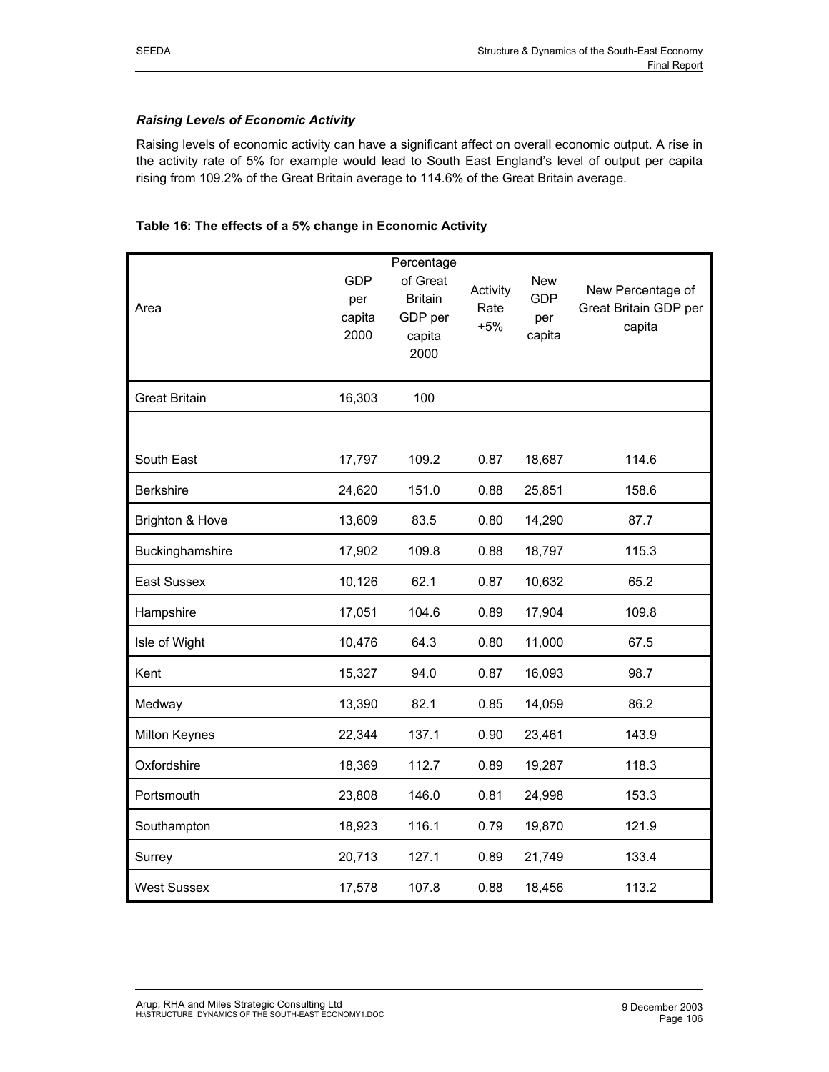*Raising Levels of Economic Activity*

Raising levels of economic activity can have a significant affect on overall economic output. A rise in the activity rate of 5% for example would lead to South East England's level of output per capita rising from 109.2% of the Great Britain average to 114.6% of the Great Britain average.

**Table 16: The effects of a 5% change in Economic Activity**

| Area | GDP per capita 2000 | Percentage of Great Britain GDP per capita 2000 | Activity Rate +5% | New GDP per capita | New Percentage of Great Britain GDP per capita |
|---|---|---|---|---|---|
| Great Britain | 16,303 | 100 | | | |
| | | | | | |
| South East | 17,797 | 109.2 | 0.87 | 18,687 | 114.6 |
| Berkshire | 24,620 | 151.0 | 0.88 | 25,851 | 158.6 |
| Brighton & Hove | 13,609 | 83.5 | 0.80 | 14,290 | 87.7 |
| Buckinghamshire | 17,902 | 109.8 | 0.88 | 18,797 | 115.3 |
| East Sussex | 10,126 | 62.1 | 0.87 | 10,632 | 65.2 |
| Hampshire | 17,051 | 104.6 | 0.89 | 17,904 | 109.8 |
| Isle of Wight | 10,476 | 64.3 | 0.80 | 11,000 | 67.5 |
| Kent | 15,327 | 94.0 | 0.87 | 16,093 | 98.7 |
| Medway | 13,390 | 82.1 | 0.85 | 14,059 | 86.2 |
| Milton Keynes | 22,344 | 137.1 | 0.90 | 23,461 | 143.9 |
| Oxfordshire | 18,369 | 112.7 | 0.89 | 19,287 | 118.3 |
| Portsmouth | 23,808 | 146.0 | 0.81 | 24,998 | 153.3 |
| Southampton | 18,923 | 116.1 | 0.79 | 19,870 | 121.9 |
| Surrey | 20,713 | 127.1 | 0.89 | 21,749 | 133.4 |
| West Sussex | 17,578 | 107.8 | 0.88 | 18,456 | 113.2 |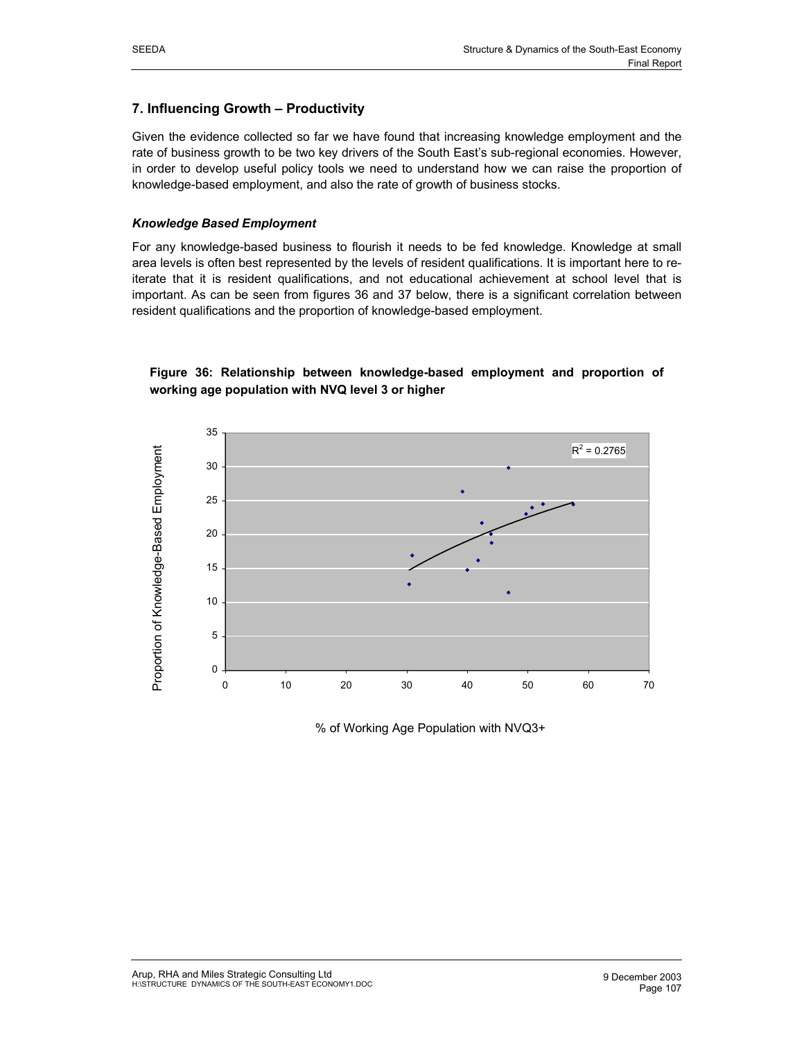## 7. Influencing Growth – Productivity

Given the evidence collected so far we have found that increasing knowledge employment and the rate of business growth to be two key drivers of the South East's sub-regional economies. However, in order to develop useful policy tools we need to understand how we can raise the proportion of knowledge-based employment, and also the rate of growth of business stocks.

### *Knowledge Based Employment*

For any knowledge-based business to flourish it needs to be fed knowledge. Knowledge at small area levels is often best represented by the levels of resident qualifications. It is important here to re-iterate that it is resident qualifications, and not educational achievement at school level that is important. As can be seen from figures 36 and 37 below, there is a significant correlation between resident qualifications and the proportion of knowledge-based employment.

**Figure 36: Relationship between knowledge-based employment and proportion of working age population with NVQ level 3 or higher**

$R^2 = 0.2765$

Proportion of Knowledge-Based Employment

% of Working Age Population with NVQ3+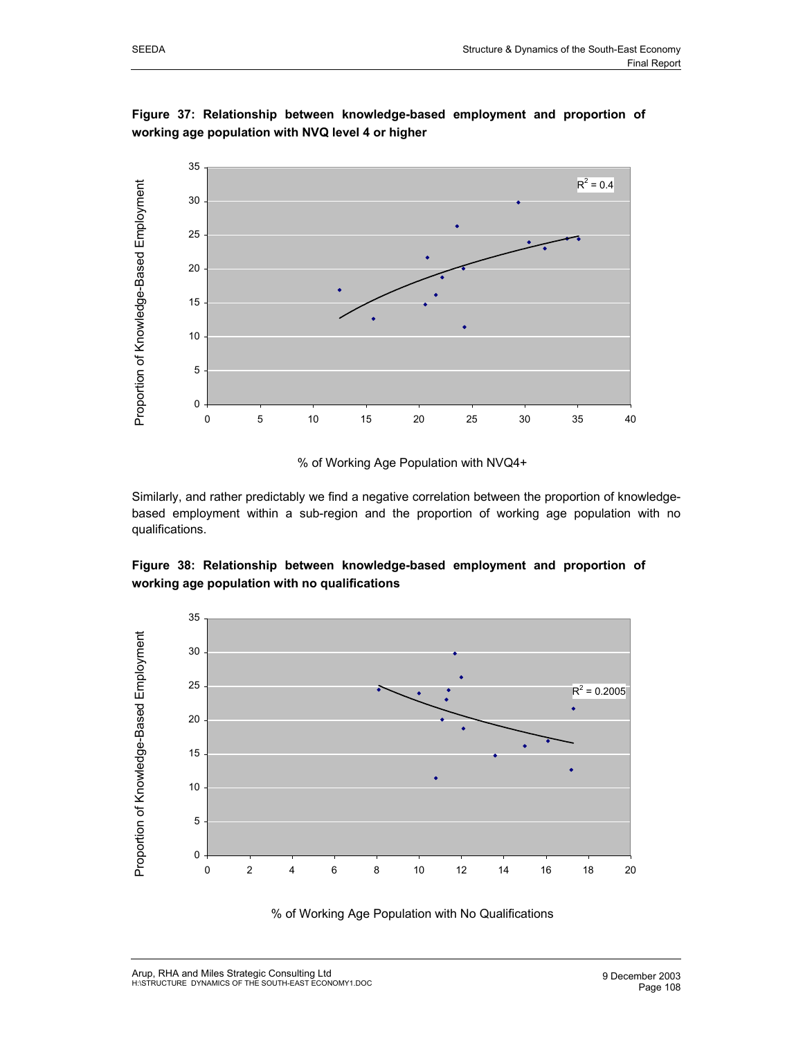**Figure 37: Relationship between knowledge-based employment and proportion of working age population with NVQ level 4 or higher**

Similarly, and rather predictably we find a negative correlation between the proportion of knowledge-based employment within a sub-region and the proportion of working age population with no qualifications.

**Figure 38: Relationship between knowledge-based employment and proportion of working age population with no qualifications**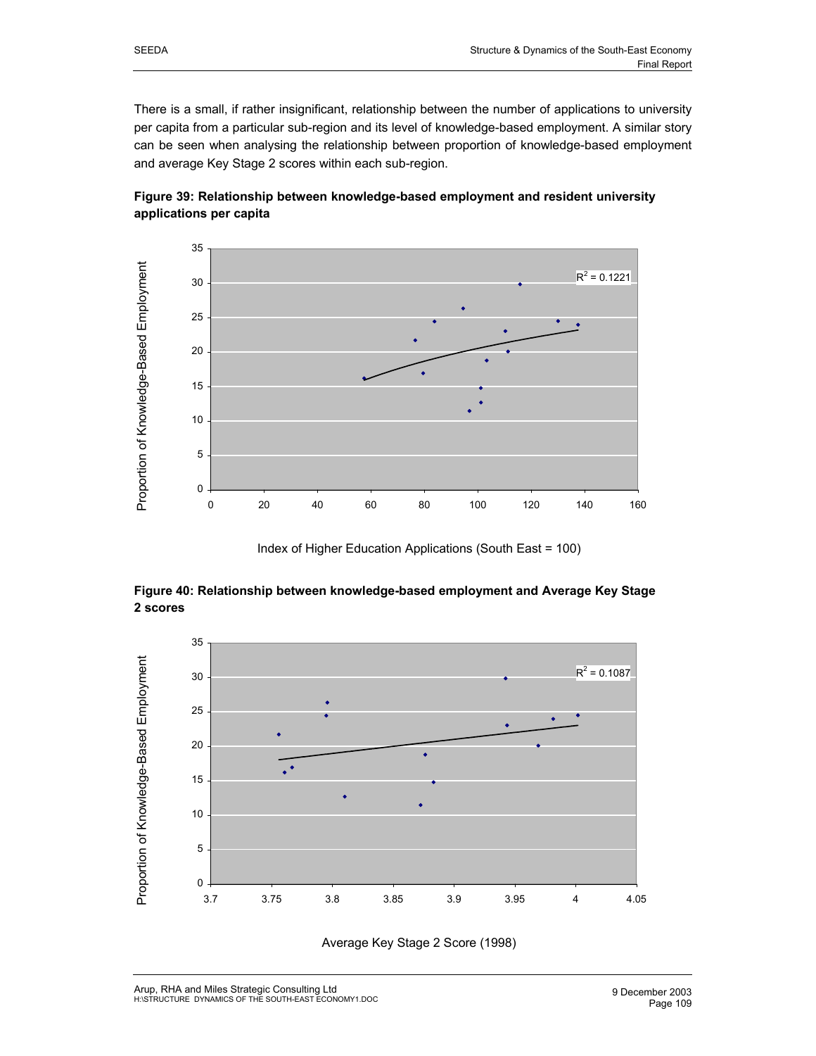There is a small, if rather insignificant, relationship between the number of applications to university per capita from a particular sub-region and its level of knowledge-based employment. A similar story can be seen when analysing the relationship between proportion of knowledge-based employment and average Key Stage 2 scores within each sub-region.

**Figure 39: Relationship between knowledge-based employment and resident university applications per capita**

**Figure 40: Relationship between knowledge-based employment and Average Key Stage 2 scores**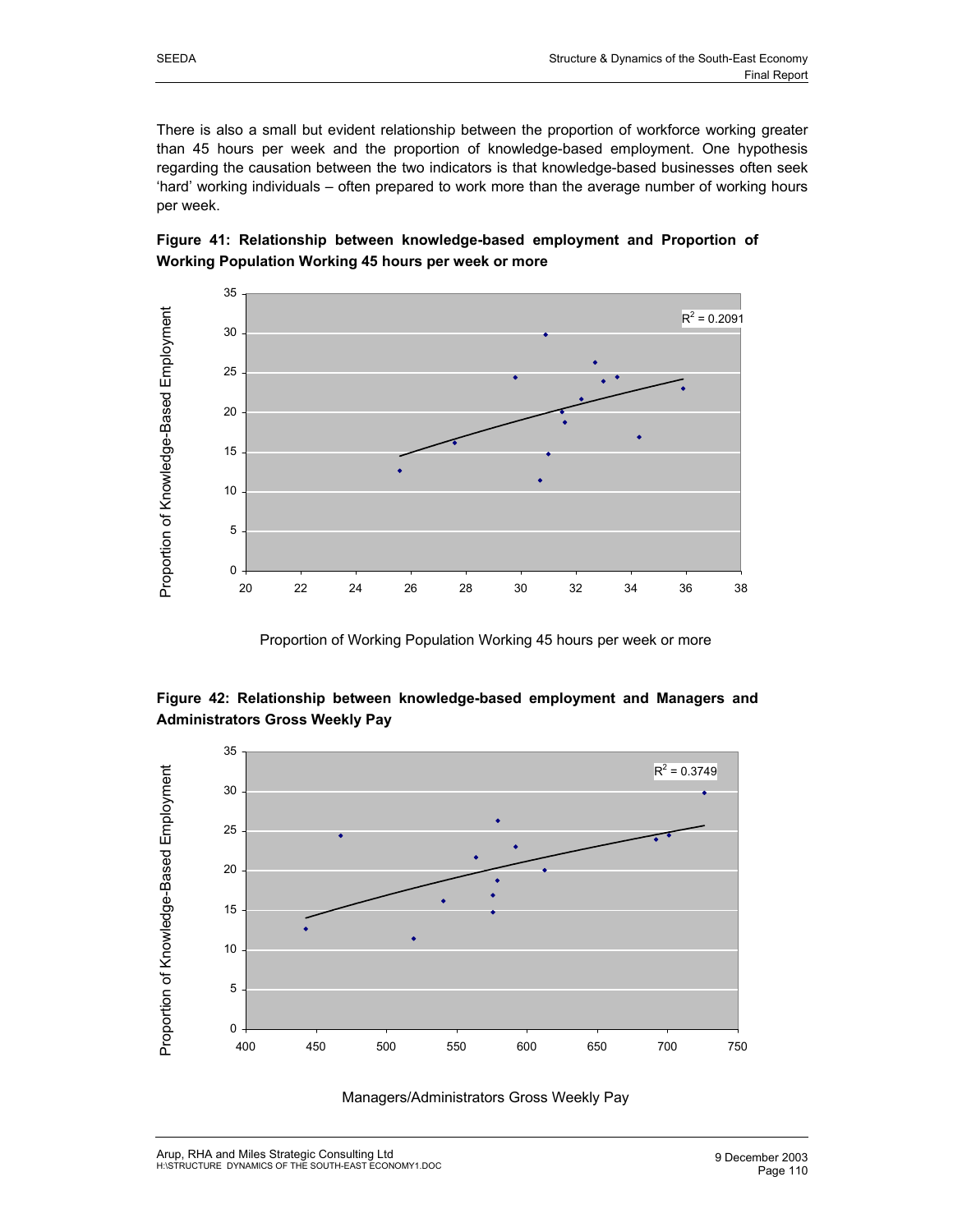There is also a small but evident relationship between the proportion of workforce working greater than 45 hours per week and the proportion of knowledge-based employment. One hypothesis regarding the causation between the two indicators is that knowledge-based businesses often seek 'hard' working individuals – often prepared to work more than the average number of working hours per week.

**Figure 41: Relationship between knowledge-based employment and Proportion of Working Population Working 45 hours per week or more**

$R^2 = 0.2091$

Proportion of Working Population Working 45 hours per week or more

**Figure 42: Relationship between knowledge-based employment and Managers and Administrators Gross Weekly Pay**

$R^2 = 0.3749$

Managers/Administrators Gross Weekly Pay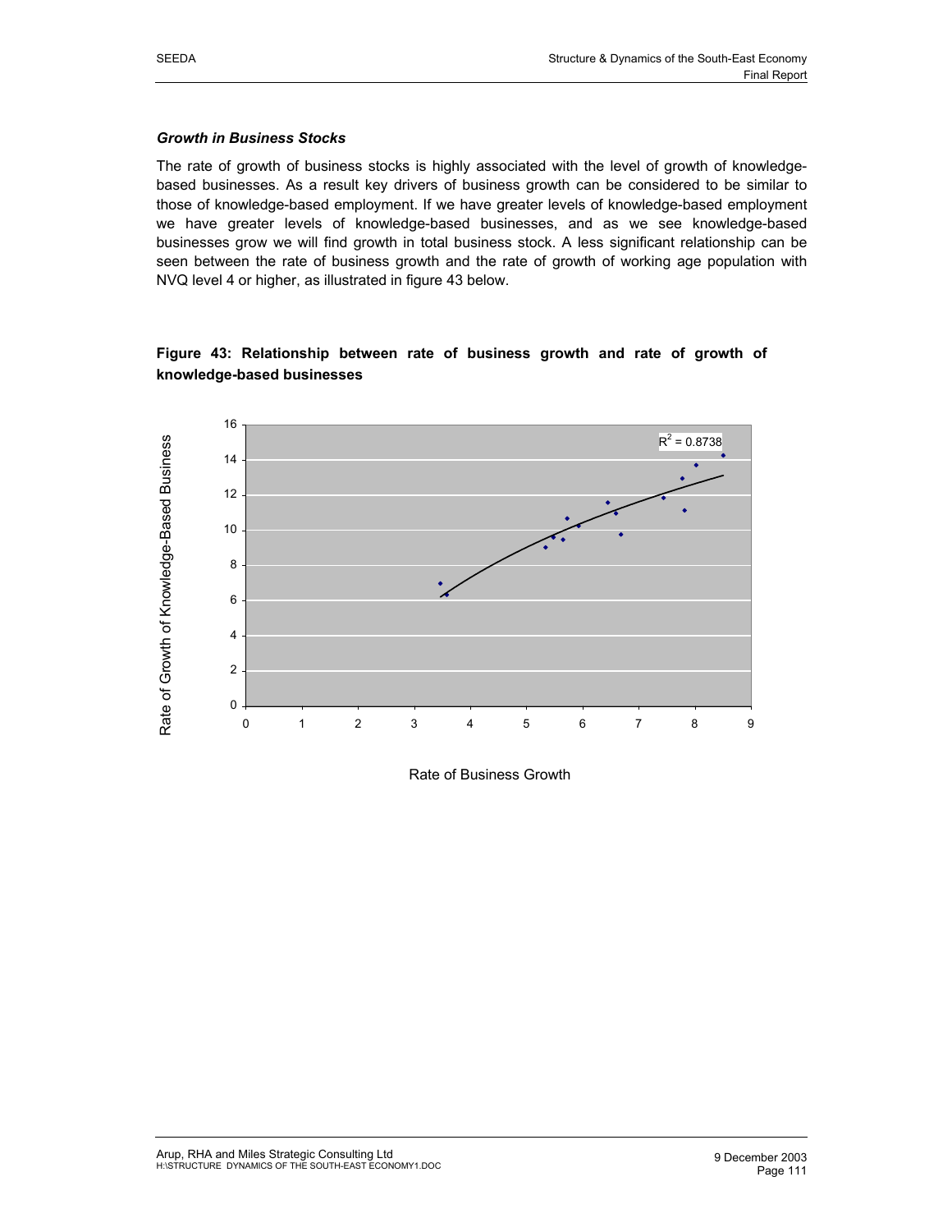### *Growth in Business Stocks*

The rate of growth of business stocks is highly associated with the level of growth of knowledge-based businesses. As a result key drivers of business growth can be considered to be similar to those of knowledge-based employment. If we have greater levels of knowledge-based employment we have greater levels of knowledge-based businesses, and as we see knowledge-based businesses grow we will find growth in total business stock. A less significant relationship can be seen between the rate of business growth and the rate of growth of working age population with NVQ level 4 or higher, as illustrated in figure 43 below.

**Figure 43: Relationship between rate of business growth and rate of growth of knowledge-based businesses**

$R^2 = 0.8738$

Rate of Growth of Knowledge-Based Business

Rate of Business Growth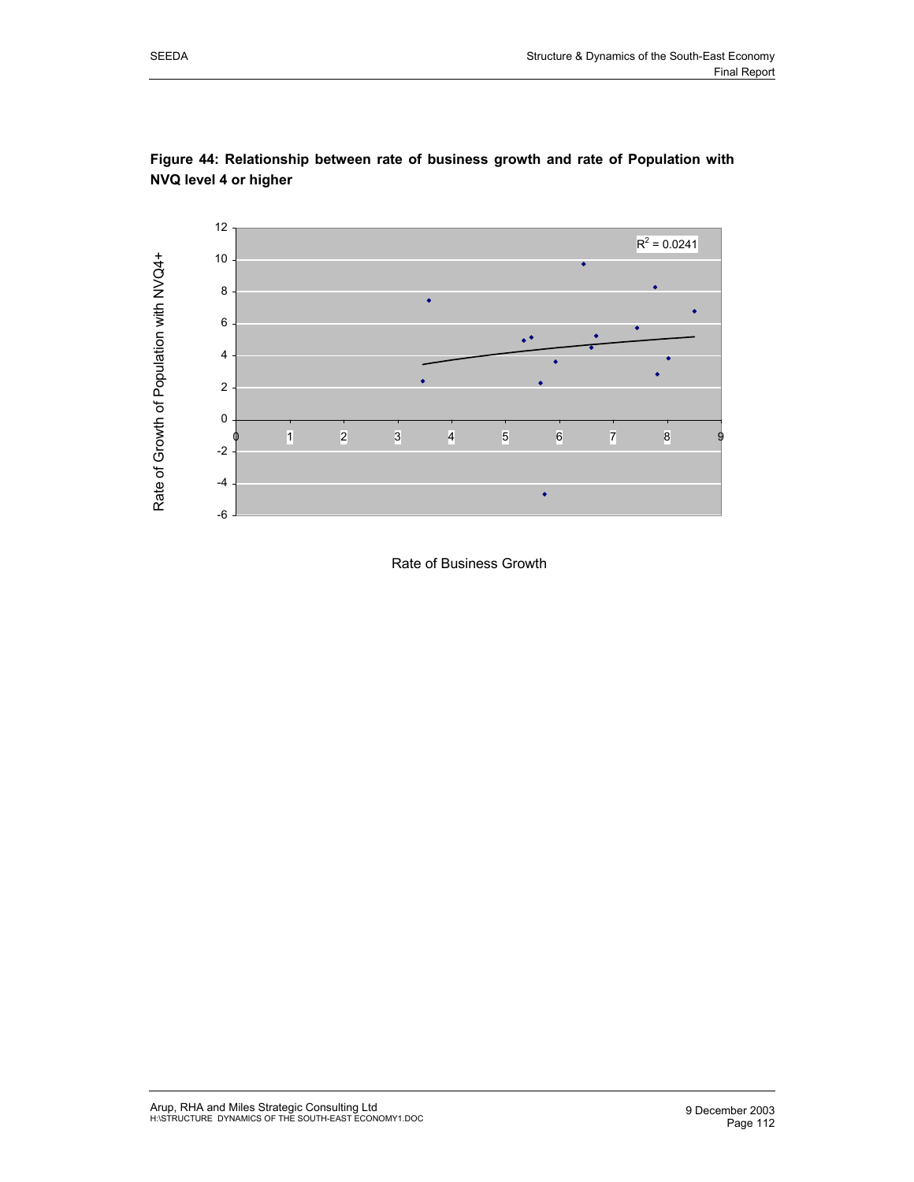**Figure 44: Relationship between rate of business growth and rate of Population with NVQ level 4 or higher**

$R^2 = 0.0241$

Rate of Growth of Population with NVQ4+

Rate of Business Growth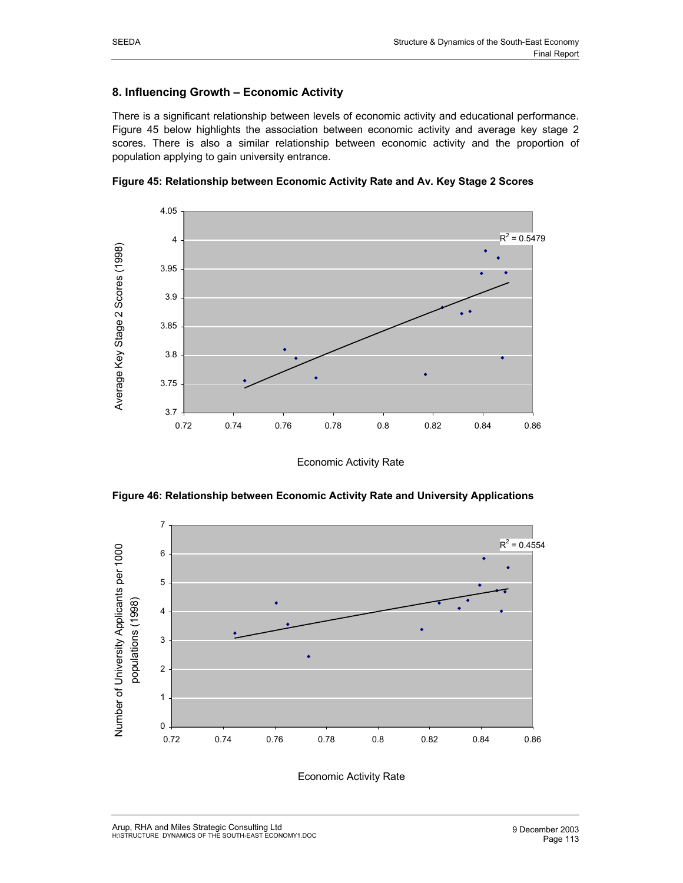## 8. Influencing Growth – Economic Activity

There is a significant relationship between levels of economic activity and educational performance. Figure 45 below highlights the association between economic activity and average key stage 2 scores. There is also a similar relationship between economic activity and the proportion of population applying to gain university entrance.

**Figure 45: Relationship between Economic Activity Rate and Av. Key Stage 2 Scores**

**Figure 46: Relationship between Economic Activity Rate and University Applications**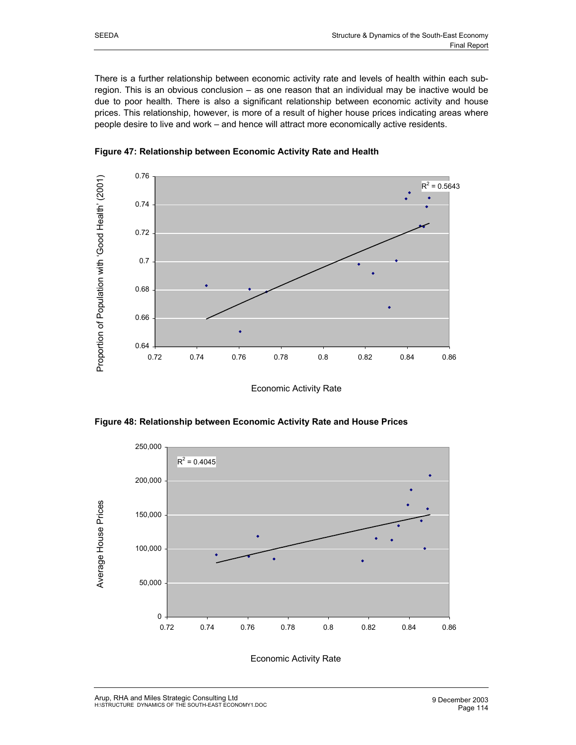There is a further relationship between economic activity rate and levels of health within each sub-region. This is an obvious conclusion – as one reason that an individual may be inactive would be due to poor health. There is also a significant relationship between economic activity and house prices. This relationship, however, is more of a result of higher house prices indicating areas where people desire to live and work – and hence will attract more economically active residents.

**Figure 47: Relationship between Economic Activity Rate and Health**

**Figure 48: Relationship between Economic Activity Rate and House Prices**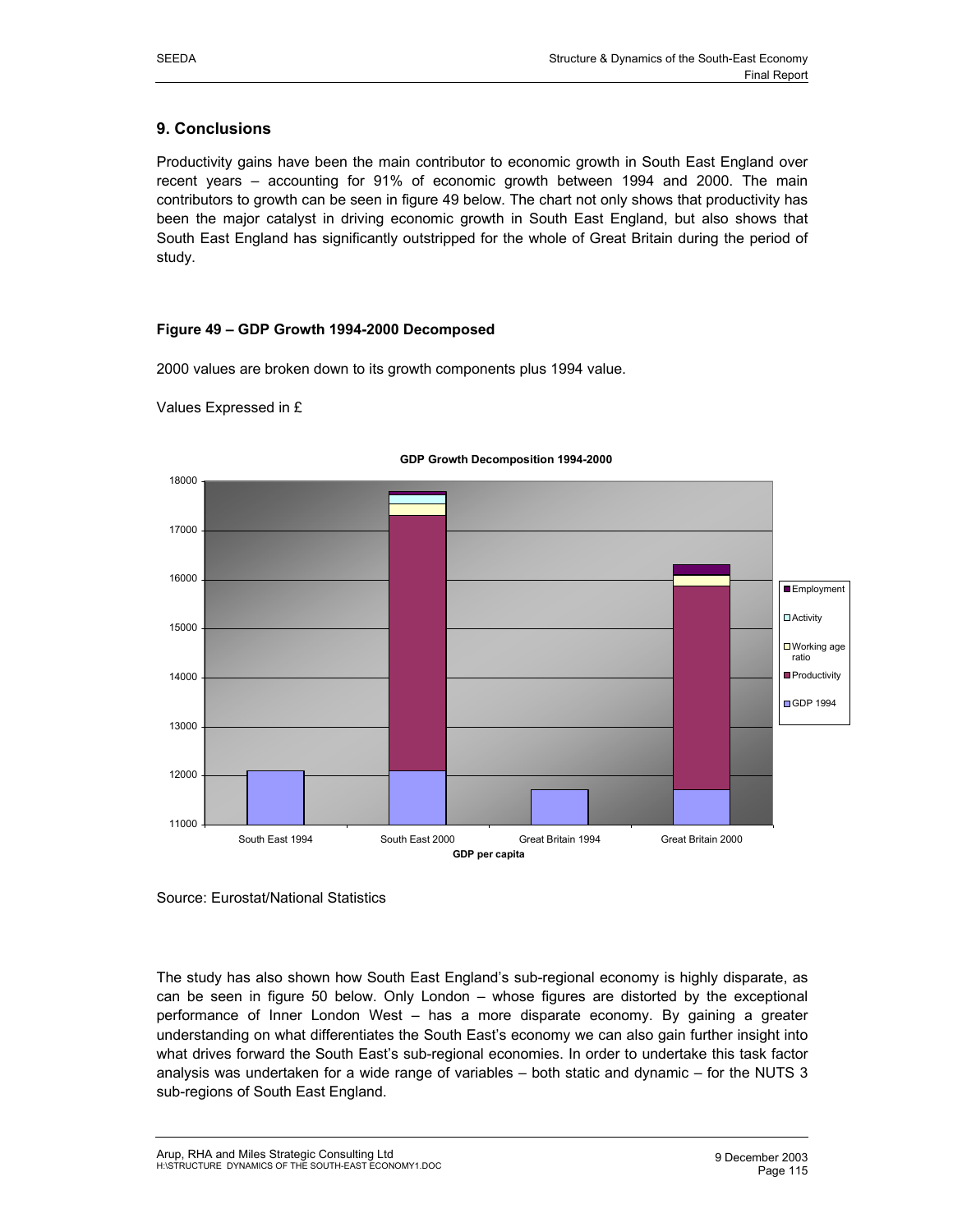## 9. Conclusions

Productivity gains have been the main contributor to economic growth in South East England over recent years – accounting for 91% of economic growth between 1994 and 2000. The main contributors to growth can be seen in figure 49 below. The chart not only shows that productivity has been the major catalyst in driving economic growth in South East England, but also shows that South East England has significantly outstripped for the whole of Great Britain during the period of study.

**Figure 49 – GDP Growth 1994-2000 Decomposed**

2000 values are broken down to its growth components plus 1994 value.

Values Expressed in £

Source: Eurostat/National Statistics

The study has also shown how South East England's sub-regional economy is highly disparate, as can be seen in figure 50 below. Only London – whose figures are distorted by the exceptional performance of Inner London West – has a more disparate economy. By gaining a greater understanding on what differentiates the South East's economy we can also gain further insight into what drives forward the South East's sub-regional economies. In order to undertake this task factor analysis was undertaken for a wide range of variables – both static and dynamic – for the NUTS 3 sub-regions of South East England.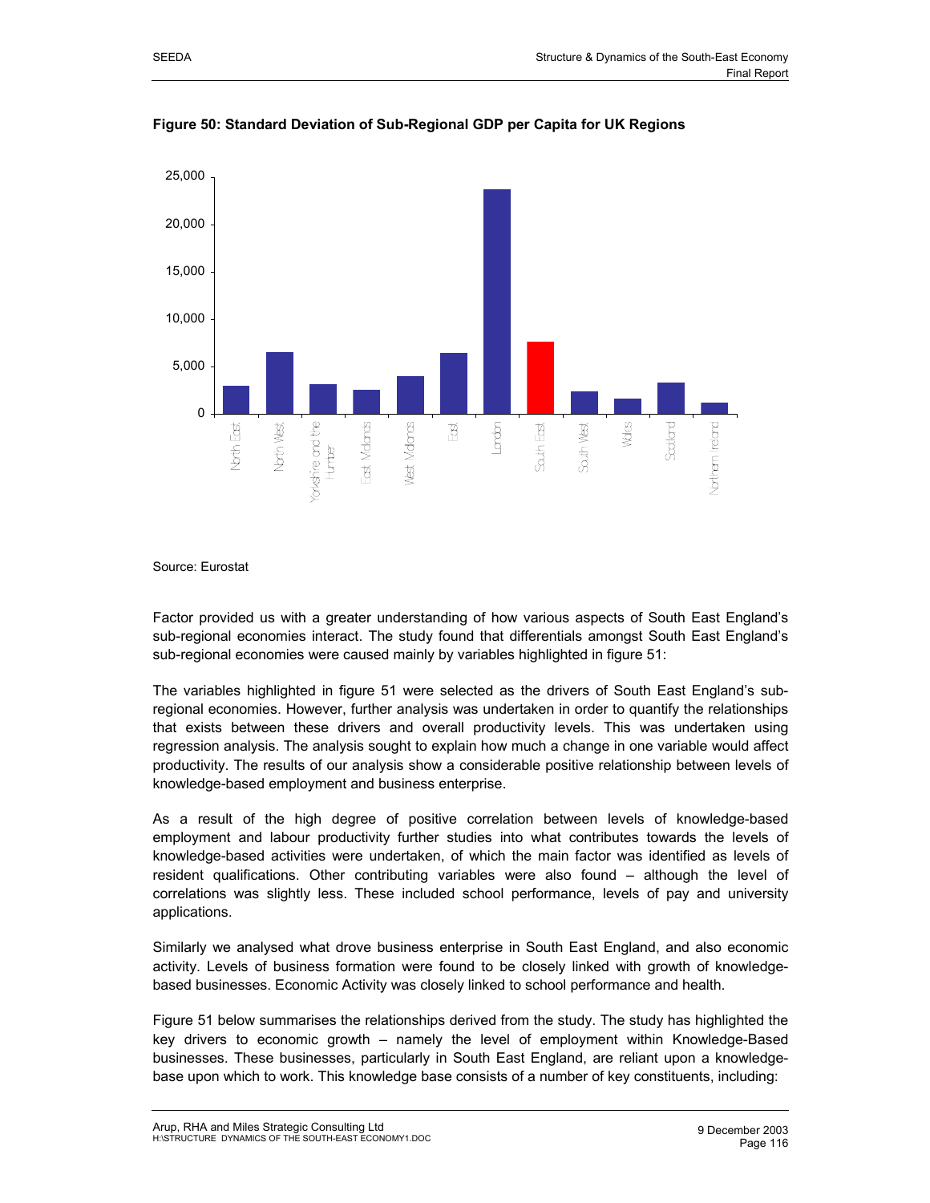**Figure 50: Standard Deviation of Sub-Regional GDP per Capita for UK Regions**

Source: Eurostat

Factor provided us with a greater understanding of how various aspects of South East England's sub-regional economies interact. The study found that differentials amongst South East England's sub-regional economies were caused mainly by variables highlighted in figure 51:

The variables highlighted in figure 51 were selected as the drivers of South East England's sub-regional economies. However, further analysis was undertaken in order to quantify the relationships that exists between these drivers and overall productivity levels. This was undertaken using regression analysis. The analysis sought to explain how much a change in one variable would affect productivity. The results of our analysis show a considerable positive relationship between levels of knowledge-based employment and business enterprise.

As a result of the high degree of positive correlation between levels of knowledge-based employment and labour productivity further studies into what contributes towards the levels of knowledge-based activities were undertaken, of which the main factor was identified as levels of resident qualifications. Other contributing variables were also found – although the level of correlations was slightly less. These included school performance, levels of pay and university applications.

Similarly we analysed what drove business enterprise in South East England, and also economic activity. Levels of business formation were found to be closely linked with growth of knowledge-based businesses. Economic Activity was closely linked to school performance and health.

Figure 51 below summarises the relationships derived from the study. The study has highlighted the key drivers to economic growth – namely the level of employment within Knowledge-Based businesses. These businesses, particularly in South East England, are reliant upon a knowledge-base upon which to work. This knowledge base consists of a number of key constituents, including: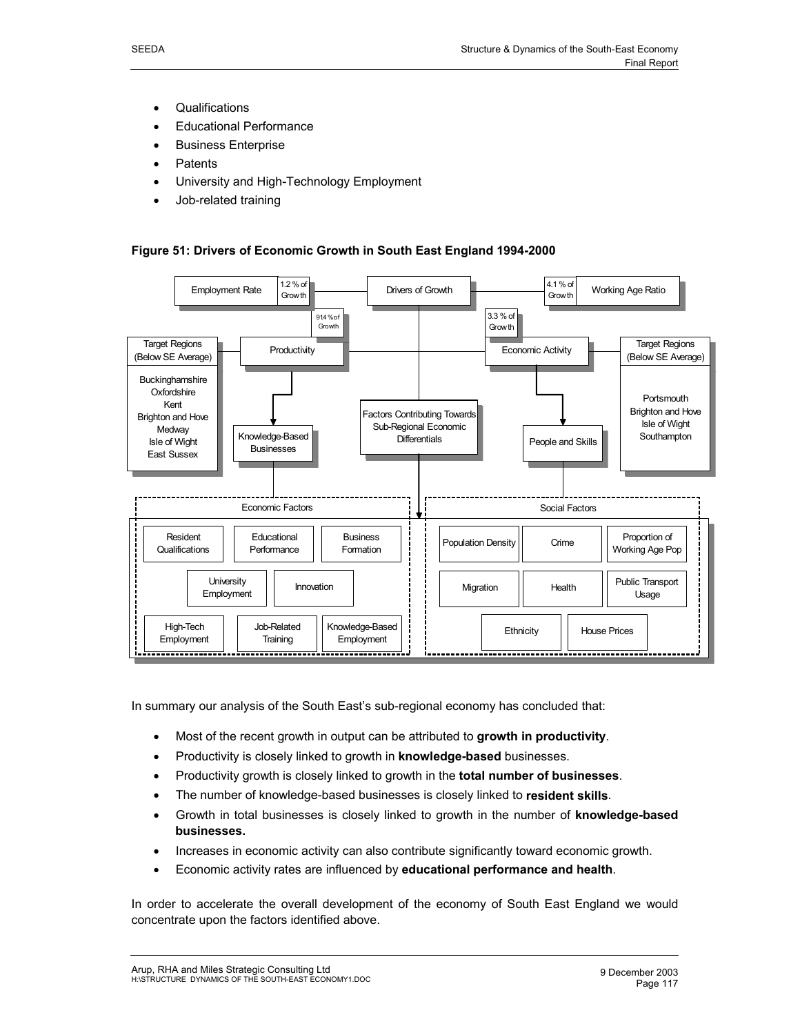- Qualifications
- Educational Performance
- Business Enterprise
- Patents
- University and High-Technology Employment
- Job-related training

**Figure 51: Drivers of Economic Growth in South East England 1994-2000**

Employment Rate — 1.2 % of Growth

Drivers of Growth

Working Age Ratio — 4.1 % of Growth

Productivity — 91.4 % of Growth

Economic Activity — 3.3 % of Growth

Target Regions (Below SE Average): Buckinghamshire, Oxfordshire, Kent, Brighton and Hove, Medway, Isle of Wight, East Sussex

Target Regions (Below SE Average): Portsmouth, Brighton and Hove, Isle of Wight, Southampton

Knowledge-Based Businesses

Factors Contributing Towards Sub-Regional Economic Differentials

People and Skills

Economic Factors: Resident Qualifications; Educational Performance; Business Formation; University Employment; Innovation; High-Tech Employment; Job-Related Training; Knowledge-Based Employment

Social Factors: Population Density; Crime; Proportion of Working Age Pop; Migration; Health; Public Transport Usage; Ethnicity; House Prices

In summary our analysis of the South East's sub-regional economy has concluded that:

- Most of the recent growth in output can be attributed to **growth in productivity**.
- Productivity is closely linked to growth in **knowledge-based** businesses.
- Productivity growth is closely linked to growth in the **total number of businesses**.
- The number of knowledge-based businesses is closely linked to **resident skills**.
- Growth in total businesses is closely linked to growth in the number of **knowledge-based businesses.**
- Increases in economic activity can also contribute significantly toward economic growth.
- Economic activity rates are influenced by **educational performance and health**.

In order to accelerate the overall development of the economy of South East England we would concentrate upon the factors identified above.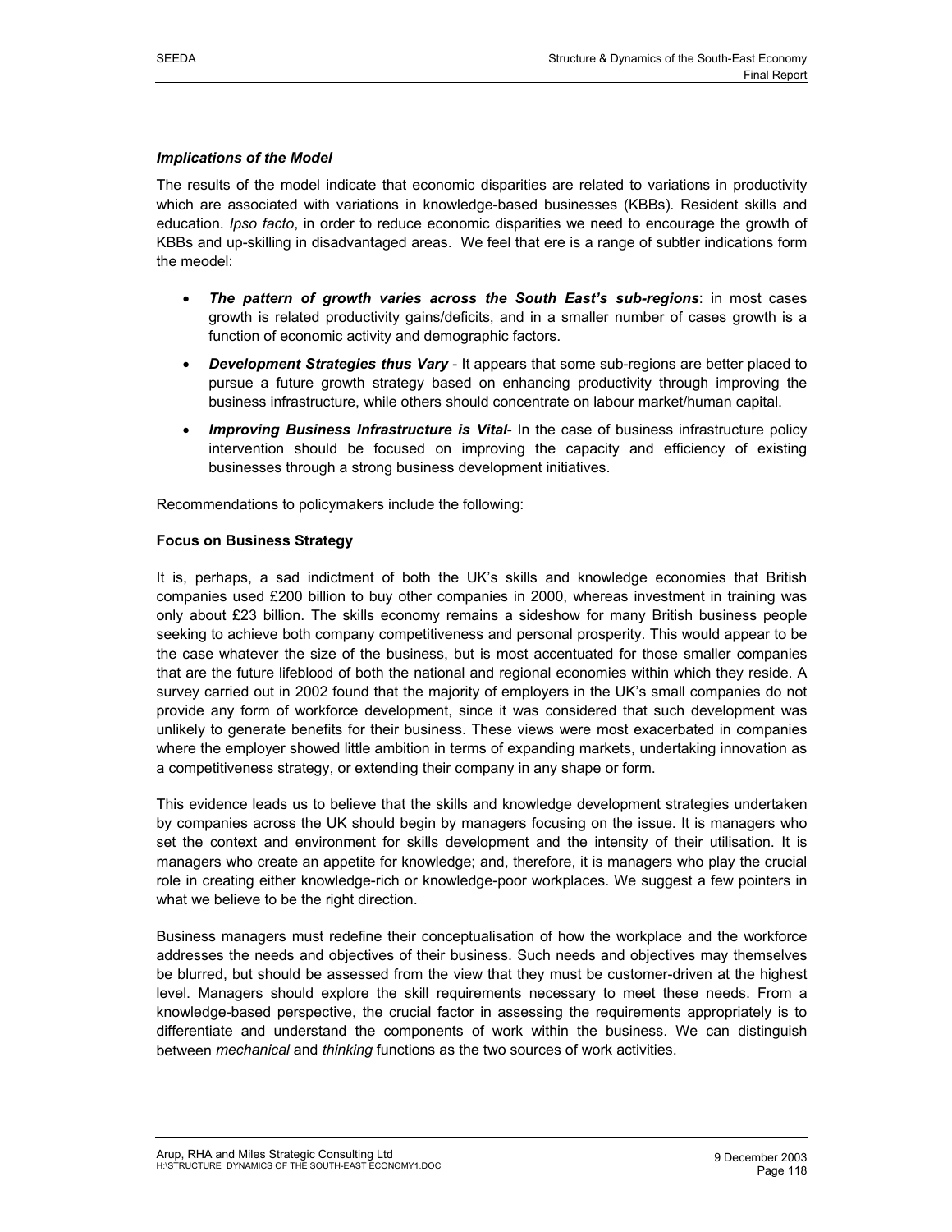***Implications of the Model***

The results of the model indicate that economic disparities are related to variations in productivity which are associated with variations in knowledge-based businesses (KBBs). Resident skills and education. *Ipso facto*, in order to reduce economic disparities we need to encourage the growth of KBBs and up-skilling in disadvantaged areas. We feel that ere is a range of subtler indications form the meodel:

- ***The pattern of growth varies across the South East's sub-regions***: in most cases growth is related productivity gains/deficits, and in a smaller number of cases growth is a function of economic activity and demographic factors.
- ***Development Strategies thus Vary*** - It appears that some sub-regions are better placed to pursue a future growth strategy based on enhancing productivity through improving the business infrastructure, while others should concentrate on labour market/human capital.
- ***Improving Business Infrastructure is Vital***- In the case of business infrastructure policy intervention should be focused on improving the capacity and efficiency of existing businesses through a strong business development initiatives.

Recommendations to policymakers include the following:

**Focus on Business Strategy**

It is, perhaps, a sad indictment of both the UK's skills and knowledge economies that British companies used £200 billion to buy other companies in 2000, whereas investment in training was only about £23 billion. The skills economy remains a sideshow for many British business people seeking to achieve both company competitiveness and personal prosperity. This would appear to be the case whatever the size of the business, but is most accentuated for those smaller companies that are the future lifeblood of both the national and regional economies within which they reside. A survey carried out in 2002 found that the majority of employers in the UK's small companies do not provide any form of workforce development, since it was considered that such development was unlikely to generate benefits for their business. These views were most exacerbated in companies where the employer showed little ambition in terms of expanding markets, undertaking innovation as a competitiveness strategy, or extending their company in any shape or form.

This evidence leads us to believe that the skills and knowledge development strategies undertaken by companies across the UK should begin by managers focusing on the issue. It is managers who set the context and environment for skills development and the intensity of their utilisation. It is managers who create an appetite for knowledge; and, therefore, it is managers who play the crucial role in creating either knowledge-rich or knowledge-poor workplaces. We suggest a few pointers in what we believe to be the right direction.

Business managers must redefine their conceptualisation of how the workplace and the workforce addresses the needs and objectives of their business. Such needs and objectives may themselves be blurred, but should be assessed from the view that they must be customer-driven at the highest level. Managers should explore the skill requirements necessary to meet these needs. From a knowledge-based perspective, the crucial factor in assessing the requirements appropriately is to differentiate and understand the components of work within the business. We can distinguish between *mechanical* and *thinking* functions as the two sources of work activities.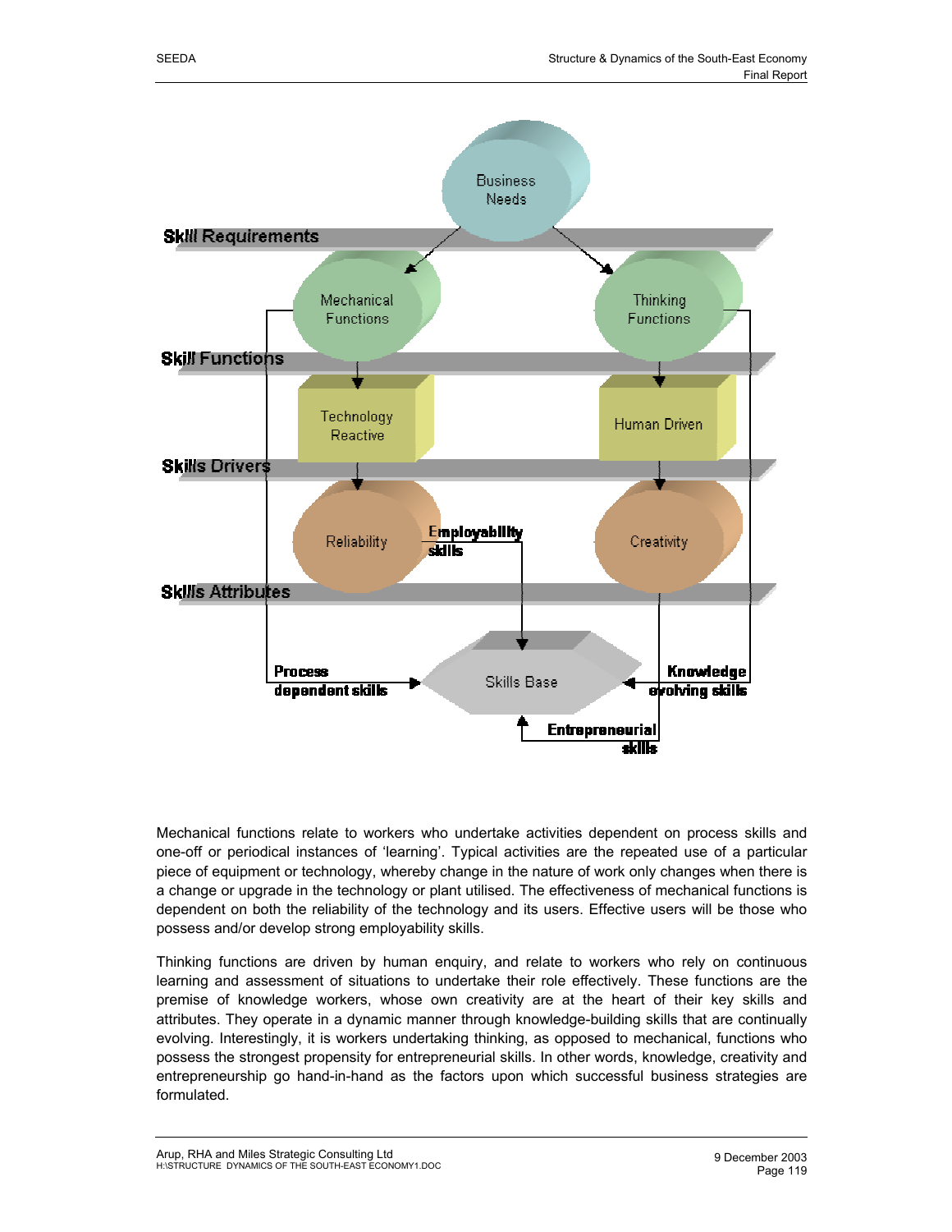Mechanical functions relate to workers who undertake activities dependent on process skills and one-off or periodical instances of 'learning'. Typical activities are the repeated use of a particular piece of equipment or technology, whereby change in the nature of work only changes when there is a change or upgrade in the technology or plant utilised. The effectiveness of mechanical functions is dependent on both the reliability of the technology and its users. Effective users will be those who possess and/or develop strong employability skills.

Thinking functions are driven by human enquiry, and relate to workers who rely on continuous learning and assessment of situations to undertake their role effectively. These functions are the premise of knowledge workers, whose own creativity are at the heart of their key skills and attributes. They operate in a dynamic manner through knowledge-building skills that are continually evolving. Interestingly, it is workers undertaking thinking, as opposed to mechanical, functions who possess the strongest propensity for entrepreneurial skills. In other words, knowledge, creativity and entrepreneurship go hand-in-hand as the factors upon which successful business strategies are formulated.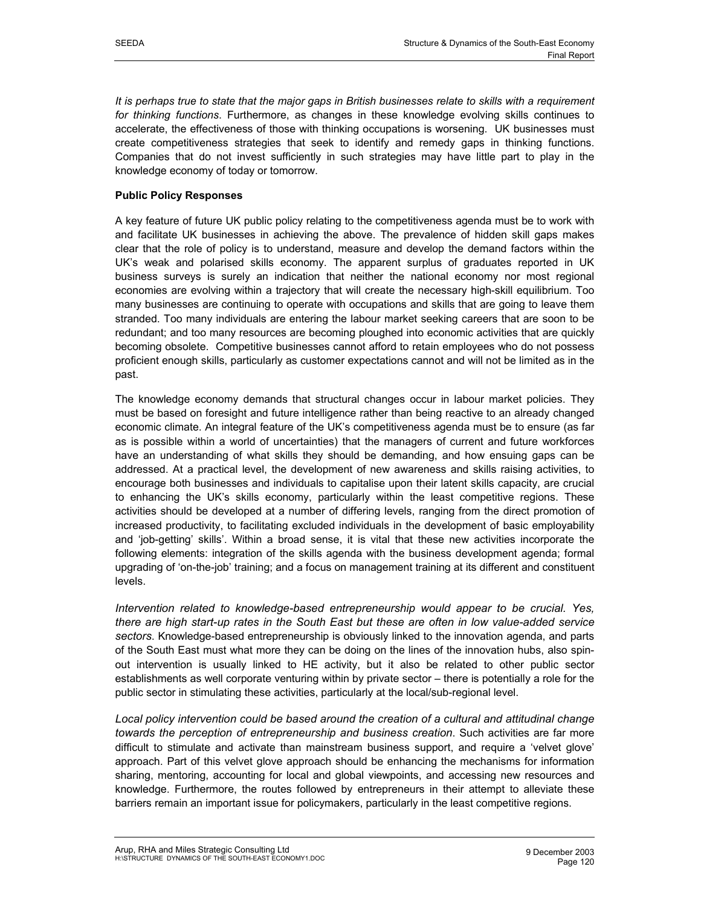*It is perhaps true to state that the major gaps in British businesses relate to skills with a requirement for thinking functions*. Furthermore, as changes in these knowledge evolving skills continues to accelerate, the effectiveness of those with thinking occupations is worsening. UK businesses must create competitiveness strategies that seek to identify and remedy gaps in thinking functions. Companies that do not invest sufficiently in such strategies may have little part to play in the knowledge economy of today or tomorrow.

**Public Policy Responses**

A key feature of future UK public policy relating to the competitiveness agenda must be to work with and facilitate UK businesses in achieving the above. The prevalence of hidden skill gaps makes clear that the role of policy is to understand, measure and develop the demand factors within the UK's weak and polarised skills economy. The apparent surplus of graduates reported in UK business surveys is surely an indication that neither the national economy nor most regional economies are evolving within a trajectory that will create the necessary high-skill equilibrium. Too many businesses are continuing to operate with occupations and skills that are going to leave them stranded. Too many individuals are entering the labour market seeking careers that are soon to be redundant; and too many resources are becoming ploughed into economic activities that are quickly becoming obsolete. Competitive businesses cannot afford to retain employees who do not possess proficient enough skills, particularly as customer expectations cannot and will not be limited as in the past.

The knowledge economy demands that structural changes occur in labour market policies. They must be based on foresight and future intelligence rather than being reactive to an already changed economic climate. An integral feature of the UK's competitiveness agenda must be to ensure (as far as is possible within a world of uncertainties) that the managers of current and future workforces have an understanding of what skills they should be demanding, and how ensuing gaps can be addressed. At a practical level, the development of new awareness and skills raising activities, to encourage both businesses and individuals to capitalise upon their latent skills capacity, are crucial to enhancing the UK's skills economy, particularly within the least competitive regions. These activities should be developed at a number of differing levels, ranging from the direct promotion of increased productivity, to facilitating excluded individuals in the development of basic employability and 'job-getting' skills'. Within a broad sense, it is vital that these new activities incorporate the following elements: integration of the skills agenda with the business development agenda; formal upgrading of 'on-the-job' training; and a focus on management training at its different and constituent levels.

*Intervention related to knowledge-based entrepreneurship would appear to be crucial. Yes, there are high start-up rates in the South East but these are often in low value-added service sectors*. Knowledge-based entrepreneurship is obviously linked to the innovation agenda, and parts of the South East must what more they can be doing on the lines of the innovation hubs, also spin-out intervention is usually linked to HE activity, but it also be related to other public sector establishments as well corporate venturing within by private sector – there is potentially a role for the public sector in stimulating these activities, particularly at the local/sub-regional level.

*Local policy intervention could be based around the creation of a cultural and attitudinal change towards the perception of entrepreneurship and business creation*. Such activities are far more difficult to stimulate and activate than mainstream business support, and require a 'velvet glove' approach. Part of this velvet glove approach should be enhancing the mechanisms for information sharing, mentoring, accounting for local and global viewpoints, and accessing new resources and knowledge. Furthermore, the routes followed by entrepreneurs in their attempt to alleviate these barriers remain an important issue for policymakers, particularly in the least competitive regions.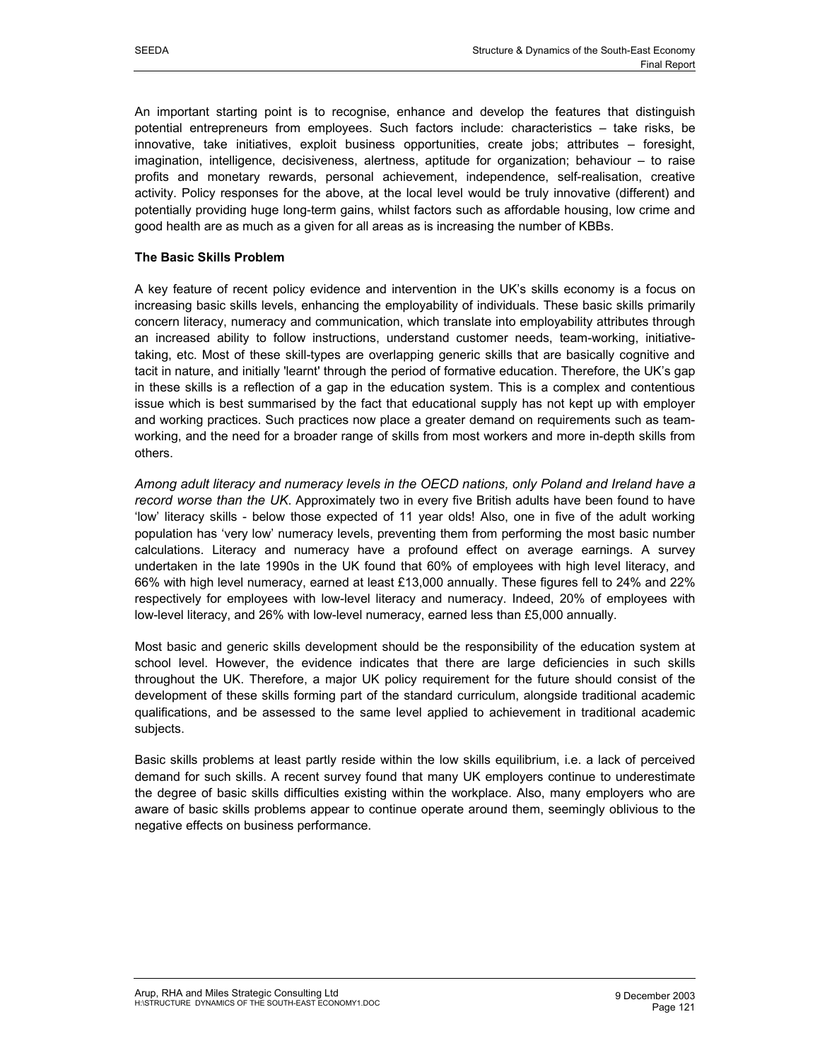An important starting point is to recognise, enhance and develop the features that distinguish potential entrepreneurs from employees. Such factors include: characteristics – take risks, be innovative, take initiatives, exploit business opportunities, create jobs; attributes – foresight, imagination, intelligence, decisiveness, alertness, aptitude for organization; behaviour – to raise profits and monetary rewards, personal achievement, independence, self-realisation, creative activity. Policy responses for the above, at the local level would be truly innovative (different) and potentially providing huge long-term gains, whilst factors such as affordable housing, low crime and good health are as much as a given for all areas as is increasing the number of KBBs.

**The Basic Skills Problem**

A key feature of recent policy evidence and intervention in the UK's skills economy is a focus on increasing basic skills levels, enhancing the employability of individuals. These basic skills primarily concern literacy, numeracy and communication, which translate into employability attributes through an increased ability to follow instructions, understand customer needs, team-working, initiative-taking, etc. Most of these skill-types are overlapping generic skills that are basically cognitive and tacit in nature, and initially 'learnt' through the period of formative education. Therefore, the UK's gap in these skills is a reflection of a gap in the education system. This is a complex and contentious issue which is best summarised by the fact that educational supply has not kept up with employer and working practices. Such practices now place a greater demand on requirements such as team-working, and the need for a broader range of skills from most workers and more in-depth skills from others.

*Among adult literacy and numeracy levels in the OECD nations, only Poland and Ireland have a record worse than the UK*. Approximately two in every five British adults have been found to have 'low' literacy skills - below those expected of 11 year olds! Also, one in five of the adult working population has 'very low' numeracy levels, preventing them from performing the most basic number calculations. Literacy and numeracy have a profound effect on average earnings. A survey undertaken in the late 1990s in the UK found that 60% of employees with high level literacy, and 66% with high level numeracy, earned at least £13,000 annually. These figures fell to 24% and 22% respectively for employees with low-level literacy and numeracy. Indeed, 20% of employees with low-level literacy, and 26% with low-level numeracy, earned less than £5,000 annually.

Most basic and generic skills development should be the responsibility of the education system at school level. However, the evidence indicates that there are large deficiencies in such skills throughout the UK. Therefore, a major UK policy requirement for the future should consist of the development of these skills forming part of the standard curriculum, alongside traditional academic qualifications, and be assessed to the same level applied to achievement in traditional academic subjects.

Basic skills problems at least partly reside within the low skills equilibrium, i.e. a lack of perceived demand for such skills. A recent survey found that many UK employers continue to underestimate the degree of basic skills difficulties existing within the workplace. Also, many employers who are aware of basic skills problems appear to continue operate around them, seemingly oblivious to the negative effects on business performance.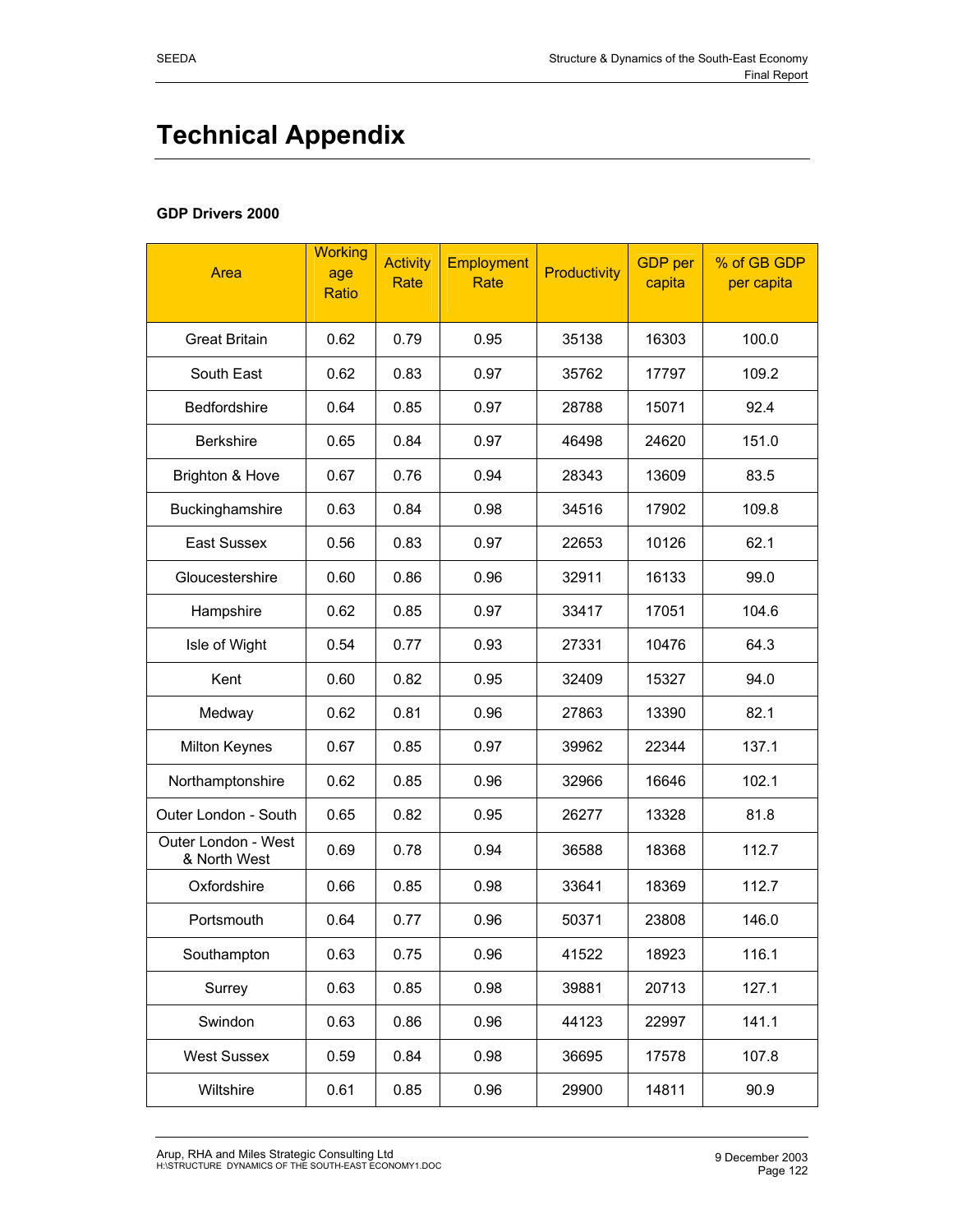# Technical Appendix

**GDP Drivers 2000**

| Area | Working age Ratio | Activity Rate | Employment Rate | Productivity | GDP per capita | % of GB GDP per capita |
|---|---|---|---|---|---|---|
| Great Britain | 0.62 | 0.79 | 0.95 | 35138 | 16303 | 100.0 |
| South East | 0.62 | 0.83 | 0.97 | 35762 | 17797 | 109.2 |
| Bedfordshire | 0.64 | 0.85 | 0.97 | 28788 | 15071 | 92.4 |
| Berkshire | 0.65 | 0.84 | 0.97 | 46498 | 24620 | 151.0 |
| Brighton & Hove | 0.67 | 0.76 | 0.94 | 28343 | 13609 | 83.5 |
| Buckinghamshire | 0.63 | 0.84 | 0.98 | 34516 | 17902 | 109.8 |
| East Sussex | 0.56 | 0.83 | 0.97 | 22653 | 10126 | 62.1 |
| Gloucestershire | 0.60 | 0.86 | 0.96 | 32911 | 16133 | 99.0 |
| Hampshire | 0.62 | 0.85 | 0.97 | 33417 | 17051 | 104.6 |
| Isle of Wight | 0.54 | 0.77 | 0.93 | 27331 | 10476 | 64.3 |
| Kent | 0.60 | 0.82 | 0.95 | 32409 | 15327 | 94.0 |
| Medway | 0.62 | 0.81 | 0.96 | 27863 | 13390 | 82.1 |
| Milton Keynes | 0.67 | 0.85 | 0.97 | 39962 | 22344 | 137.1 |
| Northamptonshire | 0.62 | 0.85 | 0.96 | 32966 | 16646 | 102.1 |
| Outer London - South | 0.65 | 0.82 | 0.95 | 26277 | 13328 | 81.8 |
| Outer London - West & North West | 0.69 | 0.78 | 0.94 | 36588 | 18368 | 112.7 |
| Oxfordshire | 0.66 | 0.85 | 0.98 | 33641 | 18369 | 112.7 |
| Portsmouth | 0.64 | 0.77 | 0.96 | 50371 | 23808 | 146.0 |
| Southampton | 0.63 | 0.75 | 0.96 | 41522 | 18923 | 116.1 |
| Surrey | 0.63 | 0.85 | 0.98 | 39881 | 20713 | 127.1 |
| Swindon | 0.63 | 0.86 | 0.96 | 44123 | 22997 | 141.1 |
| West Sussex | 0.59 | 0.84 | 0.98 | 36695 | 17578 | 107.8 |
| Wiltshire | 0.61 | 0.85 | 0.96 | 29900 | 14811 | 90.9 |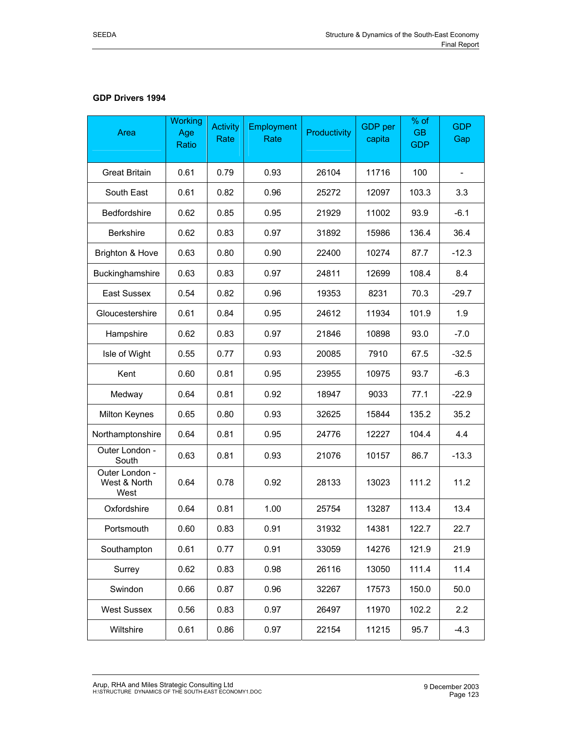**GDP Drivers 1994**

| Area | Working Age Ratio | Activity Rate | Employment Rate | Productivity | GDP per capita | % of GB GDP | GDP Gap |
|---|---|---|---|---|---|---|---|
| Great Britain | 0.61 | 0.79 | 0.93 | 26104 | 11716 | 100 | - |
| South East | 0.61 | 0.82 | 0.96 | 25272 | 12097 | 103.3 | 3.3 |
| Bedfordshire | 0.62 | 0.85 | 0.95 | 21929 | 11002 | 93.9 | -6.1 |
| Berkshire | 0.62 | 0.83 | 0.97 | 31892 | 15986 | 136.4 | 36.4 |
| Brighton & Hove | 0.63 | 0.80 | 0.90 | 22400 | 10274 | 87.7 | -12.3 |
| Buckinghamshire | 0.63 | 0.83 | 0.97 | 24811 | 12699 | 108.4 | 8.4 |
| East Sussex | 0.54 | 0.82 | 0.96 | 19353 | 8231 | 70.3 | -29.7 |
| Gloucestershire | 0.61 | 0.84 | 0.95 | 24612 | 11934 | 101.9 | 1.9 |
| Hampshire | 0.62 | 0.83 | 0.97 | 21846 | 10898 | 93.0 | -7.0 |
| Isle of Wight | 0.55 | 0.77 | 0.93 | 20085 | 7910 | 67.5 | -32.5 |
| Kent | 0.60 | 0.81 | 0.95 | 23955 | 10975 | 93.7 | -6.3 |
| Medway | 0.64 | 0.81 | 0.92 | 18947 | 9033 | 77.1 | -22.9 |
| Milton Keynes | 0.65 | 0.80 | 0.93 | 32625 | 15844 | 135.2 | 35.2 |
| Northamptonshire | 0.64 | 0.81 | 0.95 | 24776 | 12227 | 104.4 | 4.4 |
| Outer London - South | 0.63 | 0.81 | 0.93 | 21076 | 10157 | 86.7 | -13.3 |
| Outer London - West & North West | 0.64 | 0.78 | 0.92 | 28133 | 13023 | 111.2 | 11.2 |
| Oxfordshire | 0.64 | 0.81 | 1.00 | 25754 | 13287 | 113.4 | 13.4 |
| Portsmouth | 0.60 | 0.83 | 0.91 | 31932 | 14381 | 122.7 | 22.7 |
| Southampton | 0.61 | 0.77 | 0.91 | 33059 | 14276 | 121.9 | 21.9 |
| Surrey | 0.62 | 0.83 | 0.98 | 26116 | 13050 | 111.4 | 11.4 |
| Swindon | 0.66 | 0.87 | 0.96 | 32267 | 17573 | 150.0 | 50.0 |
| West Sussex | 0.56 | 0.83 | 0.97 | 26497 | 11970 | 102.2 | 2.2 |
| Wiltshire | 0.61 | 0.86 | 0.97 | 22154 | 11215 | 95.7 | -4.3 |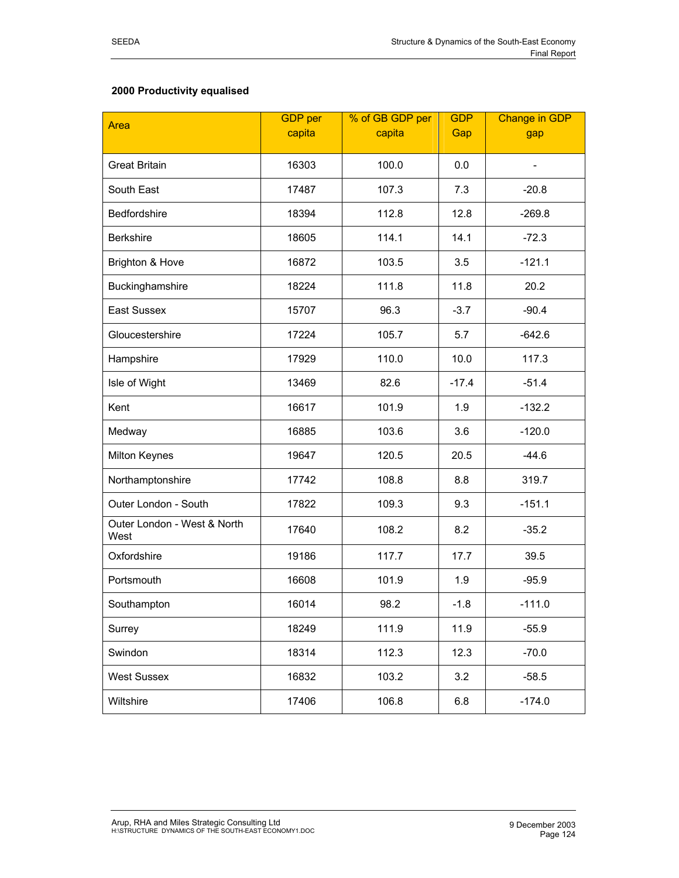**2000 Productivity equalised**

| Area | GDP per capita | % of GB GDP per capita | GDP Gap | Change in GDP gap |
|---|---|---|---|---|
| Great Britain | 16303 | 100.0 | 0.0 | - |
| South East | 17487 | 107.3 | 7.3 | -20.8 |
| Bedfordshire | 18394 | 112.8 | 12.8 | -269.8 |
| Berkshire | 18605 | 114.1 | 14.1 | -72.3 |
| Brighton & Hove | 16872 | 103.5 | 3.5 | -121.1 |
| Buckinghamshire | 18224 | 111.8 | 11.8 | 20.2 |
| East Sussex | 15707 | 96.3 | -3.7 | -90.4 |
| Gloucestershire | 17224 | 105.7 | 5.7 | -642.6 |
| Hampshire | 17929 | 110.0 | 10.0 | 117.3 |
| Isle of Wight | 13469 | 82.6 | -17.4 | -51.4 |
| Kent | 16617 | 101.9 | 1.9 | -132.2 |
| Medway | 16885 | 103.6 | 3.6 | -120.0 |
| Milton Keynes | 19647 | 120.5 | 20.5 | -44.6 |
| Northamptonshire | 17742 | 108.8 | 8.8 | 319.7 |
| Outer London - South | 17822 | 109.3 | 9.3 | -151.1 |
| Outer London - West & North West | 17640 | 108.2 | 8.2 | -35.2 |
| Oxfordshire | 19186 | 117.7 | 17.7 | 39.5 |
| Portsmouth | 16608 | 101.9 | 1.9 | -95.9 |
| Southampton | 16014 | 98.2 | -1.8 | -111.0 |
| Surrey | 18249 | 111.9 | 11.9 | -55.9 |
| Swindon | 18314 | 112.3 | 12.3 | -70.0 |
| West Sussex | 16832 | 103.2 | 3.2 | -58.5 |
| Wiltshire | 17406 | 106.8 | 6.8 | -174.0 |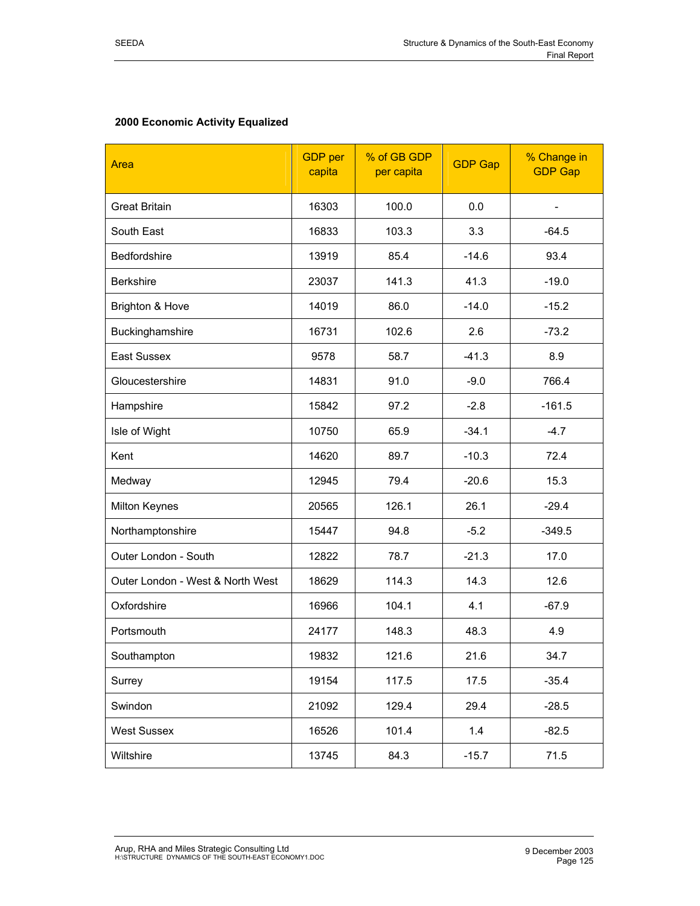**2000 Economic Activity Equalized**

| Area | GDP per capita | % of GB GDP per capita | GDP Gap | % Change in GDP Gap |
|---|---|---|---|---|
| Great Britain | 16303 | 100.0 | 0.0 | - |
| South East | 16833 | 103.3 | 3.3 | -64.5 |
| Bedfordshire | 13919 | 85.4 | -14.6 | 93.4 |
| Berkshire | 23037 | 141.3 | 41.3 | -19.0 |
| Brighton & Hove | 14019 | 86.0 | -14.0 | -15.2 |
| Buckinghamshire | 16731 | 102.6 | 2.6 | -73.2 |
| East Sussex | 9578 | 58.7 | -41.3 | 8.9 |
| Gloucestershire | 14831 | 91.0 | -9.0 | 766.4 |
| Hampshire | 15842 | 97.2 | -2.8 | -161.5 |
| Isle of Wight | 10750 | 65.9 | -34.1 | -4.7 |
| Kent | 14620 | 89.7 | -10.3 | 72.4 |
| Medway | 12945 | 79.4 | -20.6 | 15.3 |
| Milton Keynes | 20565 | 126.1 | 26.1 | -29.4 |
| Northamptonshire | 15447 | 94.8 | -5.2 | -349.5 |
| Outer London - South | 12822 | 78.7 | -21.3 | 17.0 |
| Outer London - West & North West | 18629 | 114.3 | 14.3 | 12.6 |
| Oxfordshire | 16966 | 104.1 | 4.1 | -67.9 |
| Portsmouth | 24177 | 148.3 | 48.3 | 4.9 |
| Southampton | 19832 | 121.6 | 21.6 | 34.7 |
| Surrey | 19154 | 117.5 | 17.5 | -35.4 |
| Swindon | 21092 | 129.4 | 29.4 | -28.5 |
| West Sussex | 16526 | 101.4 | 1.4 | -82.5 |
| Wiltshire | 13745 | 84.3 | -15.7 | 71.5 |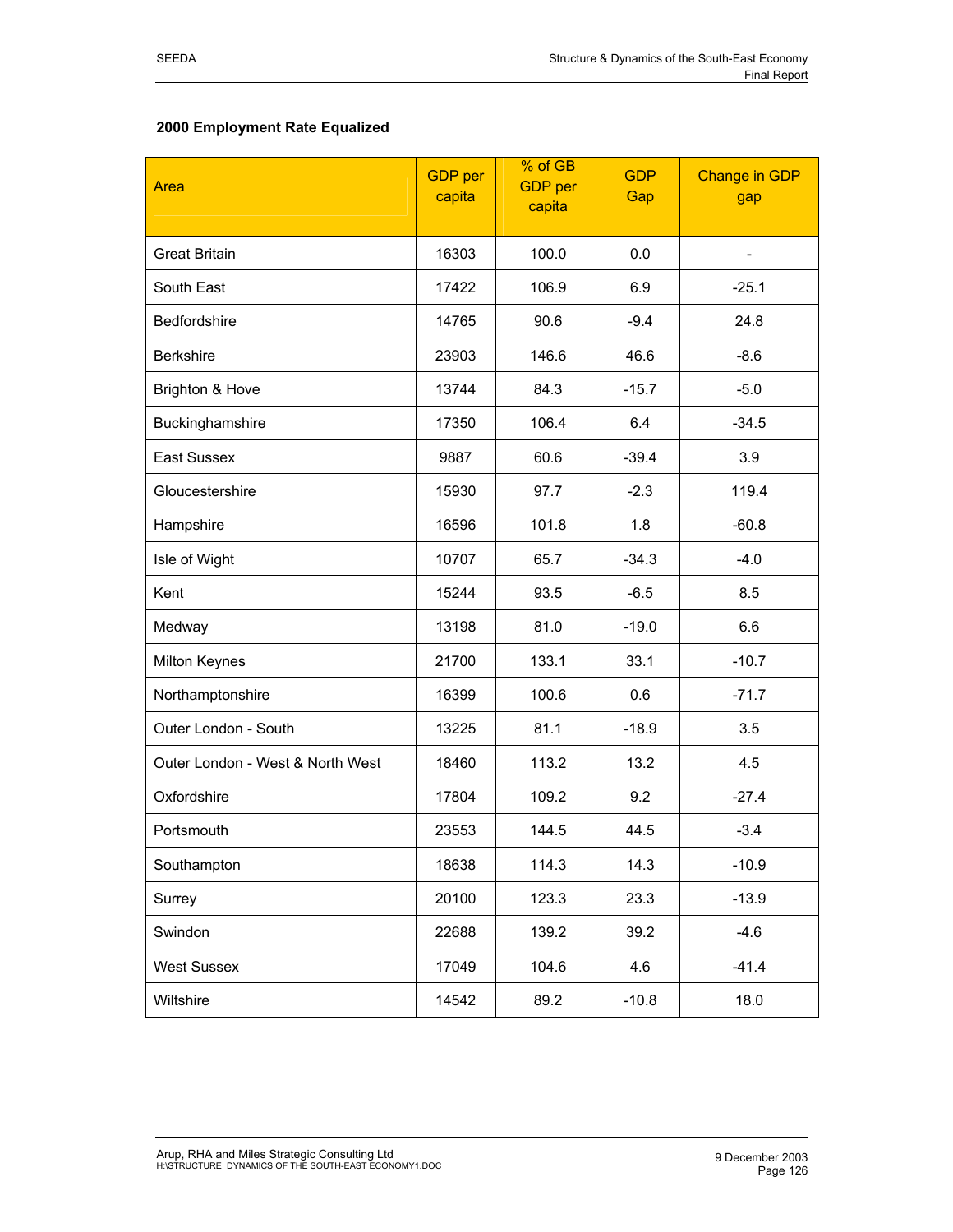**2000 Employment Rate Equalized**

| Area | GDP per capita | % of GB GDP per capita | GDP Gap | Change in GDP gap |
|---|---|---|---|---|
| Great Britain | 16303 | 100.0 | 0.0 | - |
| South East | 17422 | 106.9 | 6.9 | -25.1 |
| Bedfordshire | 14765 | 90.6 | -9.4 | 24.8 |
| Berkshire | 23903 | 146.6 | 46.6 | -8.6 |
| Brighton & Hove | 13744 | 84.3 | -15.7 | -5.0 |
| Buckinghamshire | 17350 | 106.4 | 6.4 | -34.5 |
| East Sussex | 9887 | 60.6 | -39.4 | 3.9 |
| Gloucestershire | 15930 | 97.7 | -2.3 | 119.4 |
| Hampshire | 16596 | 101.8 | 1.8 | -60.8 |
| Isle of Wight | 10707 | 65.7 | -34.3 | -4.0 |
| Kent | 15244 | 93.5 | -6.5 | 8.5 |
| Medway | 13198 | 81.0 | -19.0 | 6.6 |
| Milton Keynes | 21700 | 133.1 | 33.1 | -10.7 |
| Northamptonshire | 16399 | 100.6 | 0.6 | -71.7 |
| Outer London - South | 13225 | 81.1 | -18.9 | 3.5 |
| Outer London - West & North West | 18460 | 113.2 | 13.2 | 4.5 |
| Oxfordshire | 17804 | 109.2 | 9.2 | -27.4 |
| Portsmouth | 23553 | 144.5 | 44.5 | -3.4 |
| Southampton | 18638 | 114.3 | 14.3 | -10.9 |
| Surrey | 20100 | 123.3 | 23.3 | -13.9 |
| Swindon | 22688 | 139.2 | 39.2 | -4.6 |
| West Sussex | 17049 | 104.6 | 4.6 | -41.4 |
| Wiltshire | 14542 | 89.2 | -10.8 | 18.0 |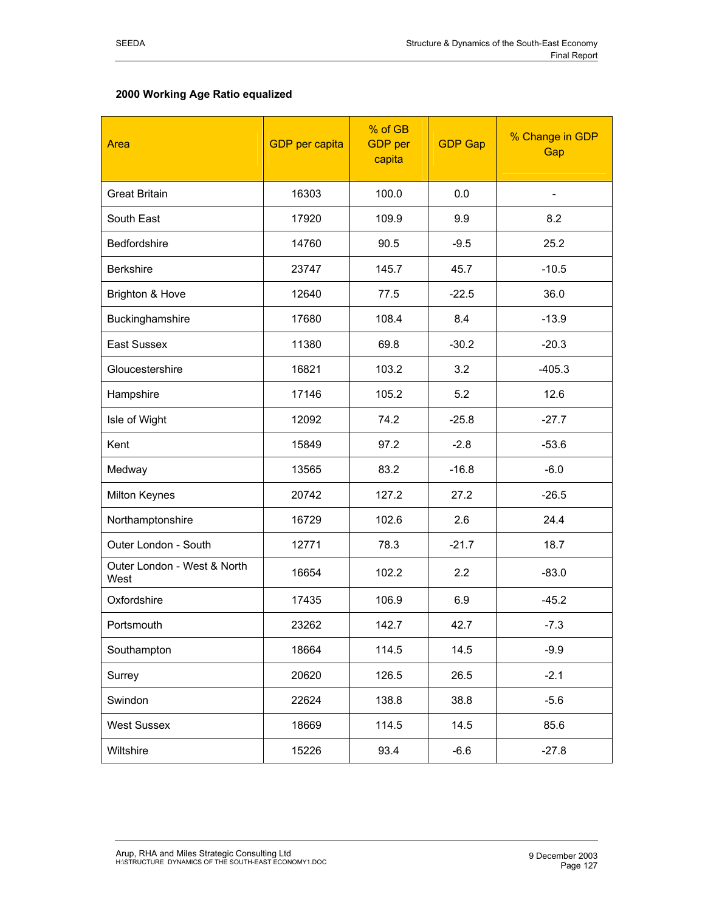**2000 Working Age Ratio equalized**

| Area | GDP per capita | % of GB GDP per capita | GDP Gap | % Change in GDP Gap |
|---|---|---|---|---|
| Great Britain | 16303 | 100.0 | 0.0 | - |
| South East | 17920 | 109.9 | 9.9 | 8.2 |
| Bedfordshire | 14760 | 90.5 | -9.5 | 25.2 |
| Berkshire | 23747 | 145.7 | 45.7 | -10.5 |
| Brighton & Hove | 12640 | 77.5 | -22.5 | 36.0 |
| Buckinghamshire | 17680 | 108.4 | 8.4 | -13.9 |
| East Sussex | 11380 | 69.8 | -30.2 | -20.3 |
| Gloucestershire | 16821 | 103.2 | 3.2 | -405.3 |
| Hampshire | 17146 | 105.2 | 5.2 | 12.6 |
| Isle of Wight | 12092 | 74.2 | -25.8 | -27.7 |
| Kent | 15849 | 97.2 | -2.8 | -53.6 |
| Medway | 13565 | 83.2 | -16.8 | -6.0 |
| Milton Keynes | 20742 | 127.2 | 27.2 | -26.5 |
| Northamptonshire | 16729 | 102.6 | 2.6 | 24.4 |
| Outer London - South | 12771 | 78.3 | -21.7 | 18.7 |
| Outer London - West & North West | 16654 | 102.2 | 2.2 | -83.0 |
| Oxfordshire | 17435 | 106.9 | 6.9 | -45.2 |
| Portsmouth | 23262 | 142.7 | 42.7 | -7.3 |
| Southampton | 18664 | 114.5 | 14.5 | -9.9 |
| Surrey | 20620 | 126.5 | 26.5 | -2.1 |
| Swindon | 22624 | 138.8 | 38.8 | -5.6 |
| West Sussex | 18669 | 114.5 | 14.5 | 85.6 |
| Wiltshire | 15226 | 93.4 | -6.6 | -27.8 |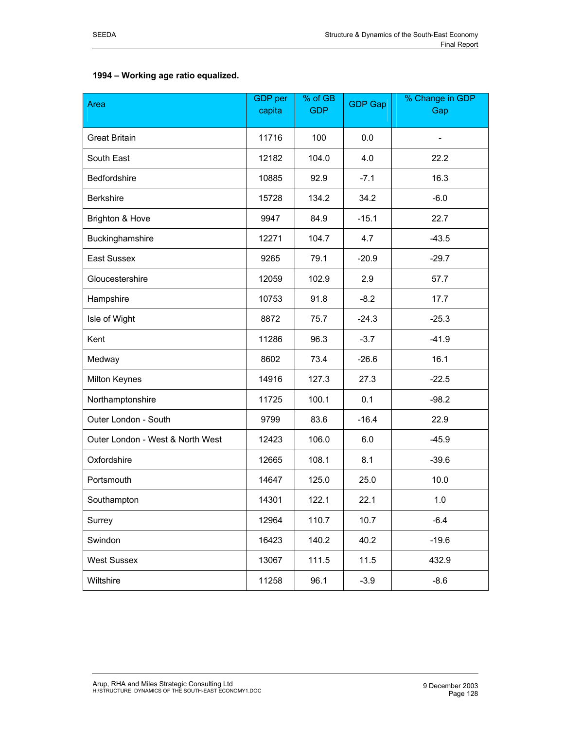**1994 – Working age ratio equalized.**

| Area | GDP per capita | % of GB GDP | GDP Gap | % Change in GDP Gap |
|---|---|---|---|---|
| Great Britain | 11716 | 100 | 0.0 | - |
| South East | 12182 | 104.0 | 4.0 | 22.2 |
| Bedfordshire | 10885 | 92.9 | -7.1 | 16.3 |
| Berkshire | 15728 | 134.2 | 34.2 | -6.0 |
| Brighton & Hove | 9947 | 84.9 | -15.1 | 22.7 |
| Buckinghamshire | 12271 | 104.7 | 4.7 | -43.5 |
| East Sussex | 9265 | 79.1 | -20.9 | -29.7 |
| Gloucestershire | 12059 | 102.9 | 2.9 | 57.7 |
| Hampshire | 10753 | 91.8 | -8.2 | 17.7 |
| Isle of Wight | 8872 | 75.7 | -24.3 | -25.3 |
| Kent | 11286 | 96.3 | -3.7 | -41.9 |
| Medway | 8602 | 73.4 | -26.6 | 16.1 |
| Milton Keynes | 14916 | 127.3 | 27.3 | -22.5 |
| Northamptonshire | 11725 | 100.1 | 0.1 | -98.2 |
| Outer London - South | 9799 | 83.6 | -16.4 | 22.9 |
| Outer London - West & North West | 12423 | 106.0 | 6.0 | -45.9 |
| Oxfordshire | 12665 | 108.1 | 8.1 | -39.6 |
| Portsmouth | 14647 | 125.0 | 25.0 | 10.0 |
| Southampton | 14301 | 122.1 | 22.1 | 1.0 |
| Surrey | 12964 | 110.7 | 10.7 | -6.4 |
| Swindon | 16423 | 140.2 | 40.2 | -19.6 |
| West Sussex | 13067 | 111.5 | 11.5 | 432.9 |
| Wiltshire | 11258 | 96.1 | -3.9 | -8.6 |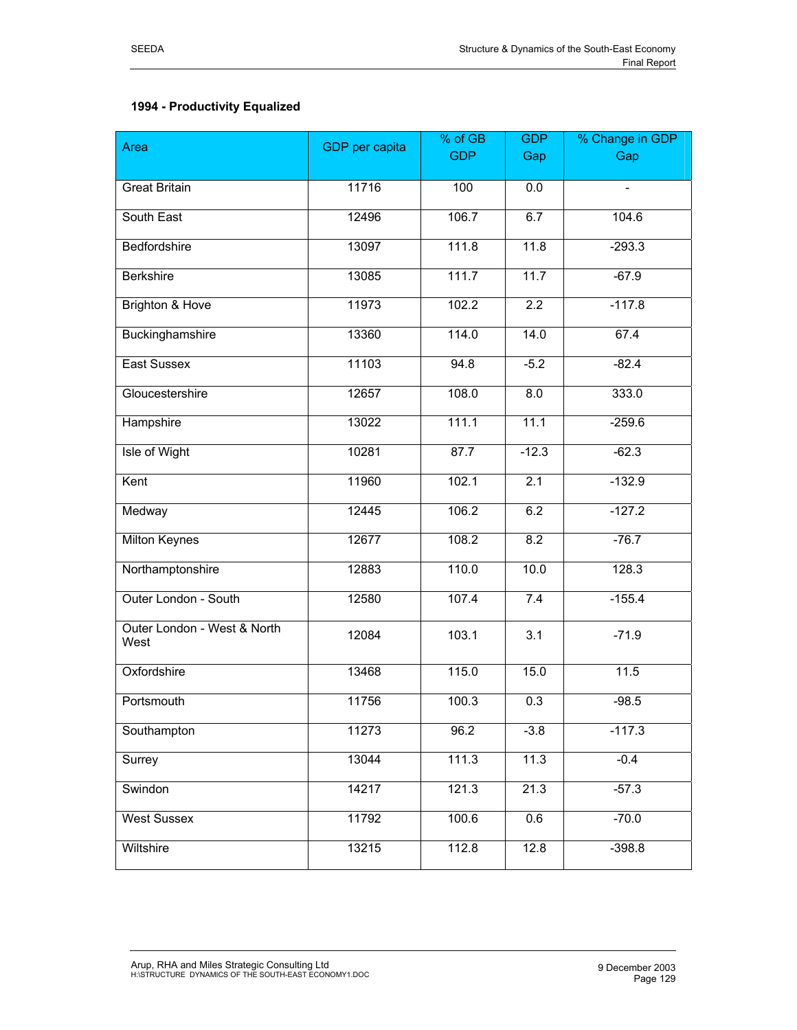**1994 - Productivity Equalized**

| Area | GDP per capita | % of GB GDP | GDP Gap | % Change in GDP Gap |
|---|---|---|---|---|
| Great Britain | 11716 | 100 | 0.0 | - |
| South East | 12496 | 106.7 | 6.7 | 104.6 |
| Bedfordshire | 13097 | 111.8 | 11.8 | -293.3 |
| Berkshire | 13085 | 111.7 | 11.7 | -67.9 |
| Brighton & Hove | 11973 | 102.2 | 2.2 | -117.8 |
| Buckinghamshire | 13360 | 114.0 | 14.0 | 67.4 |
| East Sussex | 11103 | 94.8 | -5.2 | -82.4 |
| Gloucestershire | 12657 | 108.0 | 8.0 | 333.0 |
| Hampshire | 13022 | 111.1 | 11.1 | -259.6 |
| Isle of Wight | 10281 | 87.7 | -12.3 | -62.3 |
| Kent | 11960 | 102.1 | 2.1 | -132.9 |
| Medway | 12445 | 106.2 | 6.2 | -127.2 |
| Milton Keynes | 12677 | 108.2 | 8.2 | -76.7 |
| Northamptonshire | 12883 | 110.0 | 10.0 | 128.3 |
| Outer London - South | 12580 | 107.4 | 7.4 | -155.4 |
| Outer London - West & North West | 12084 | 103.1 | 3.1 | -71.9 |
| Oxfordshire | 13468 | 115.0 | 15.0 | 11.5 |
| Portsmouth | 11756 | 100.3 | 0.3 | -98.5 |
| Southampton | 11273 | 96.2 | -3.8 | -117.3 |
| Surrey | 13044 | 111.3 | 11.3 | -0.4 |
| Swindon | 14217 | 121.3 | 21.3 | -57.3 |
| West Sussex | 11792 | 100.6 | 0.6 | -70.0 |
| Wiltshire | 13215 | 112.8 | 12.8 | -398.8 |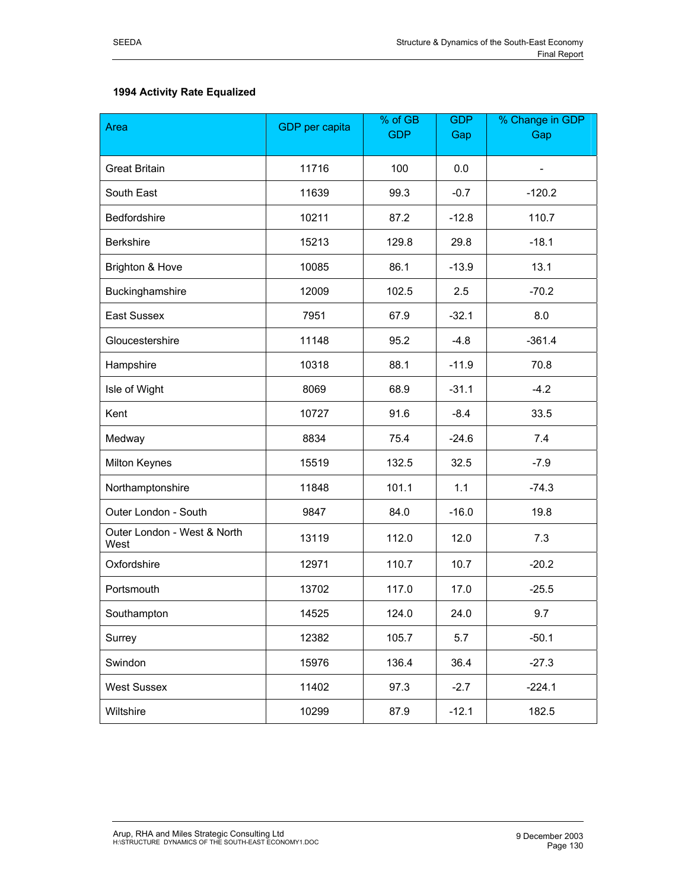**1994 Activity Rate Equalized**

| Area | GDP per capita | % of GB GDP | GDP Gap | % Change in GDP Gap |
|---|---|---|---|---|
| Great Britain | 11716 | 100 | 0.0 | - |
| South East | 11639 | 99.3 | -0.7 | -120.2 |
| Bedfordshire | 10211 | 87.2 | -12.8 | 110.7 |
| Berkshire | 15213 | 129.8 | 29.8 | -18.1 |
| Brighton & Hove | 10085 | 86.1 | -13.9 | 13.1 |
| Buckinghamshire | 12009 | 102.5 | 2.5 | -70.2 |
| East Sussex | 7951 | 67.9 | -32.1 | 8.0 |
| Gloucestershire | 11148 | 95.2 | -4.8 | -361.4 |
| Hampshire | 10318 | 88.1 | -11.9 | 70.8 |
| Isle of Wight | 8069 | 68.9 | -31.1 | -4.2 |
| Kent | 10727 | 91.6 | -8.4 | 33.5 |
| Medway | 8834 | 75.4 | -24.6 | 7.4 |
| Milton Keynes | 15519 | 132.5 | 32.5 | -7.9 |
| Northamptonshire | 11848 | 101.1 | 1.1 | -74.3 |
| Outer London - South | 9847 | 84.0 | -16.0 | 19.8 |
| Outer London - West & North West | 13119 | 112.0 | 12.0 | 7.3 |
| Oxfordshire | 12971 | 110.7 | 10.7 | -20.2 |
| Portsmouth | 13702 | 117.0 | 17.0 | -25.5 |
| Southampton | 14525 | 124.0 | 24.0 | 9.7 |
| Surrey | 12382 | 105.7 | 5.7 | -50.1 |
| Swindon | 15976 | 136.4 | 36.4 | -27.3 |
| West Sussex | 11402 | 97.3 | -2.7 | -224.1 |
| Wiltshire | 10299 | 87.9 | -12.1 | 182.5 |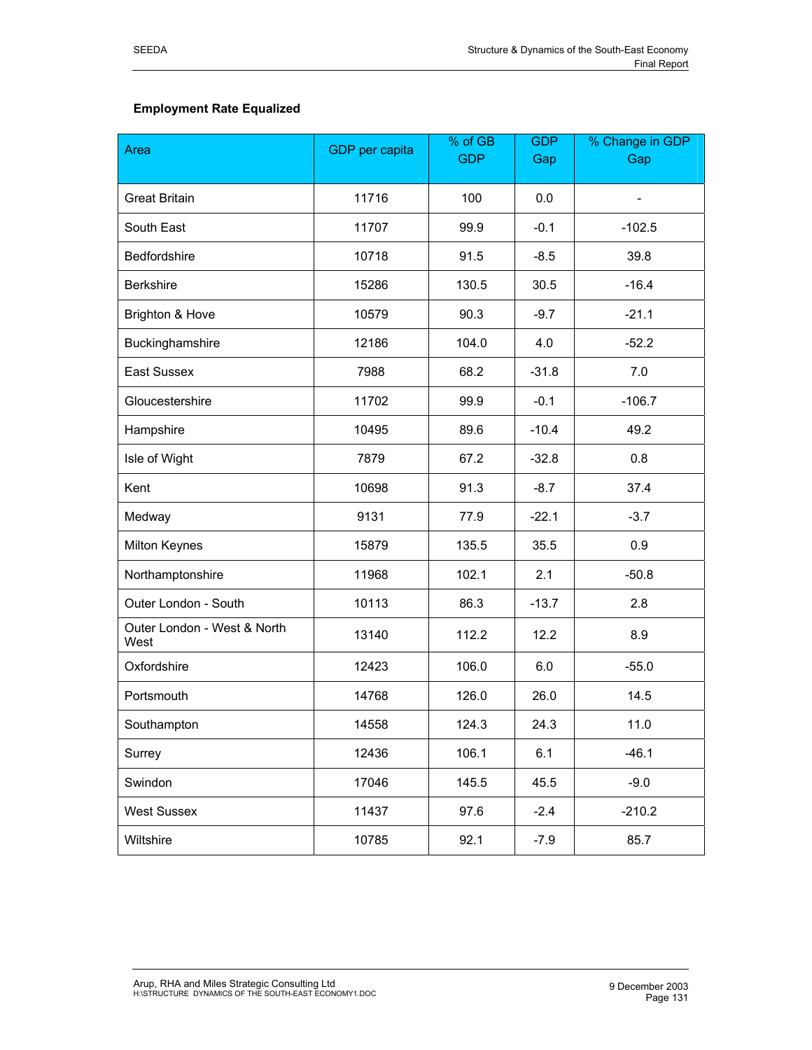**Employment Rate Equalized**

| Area | GDP per capita | % of GB GDP | GDP Gap | % Change in GDP Gap |
|---|---|---|---|---|
| Great Britain | 11716 | 100 | 0.0 | - |
| South East | 11707 | 99.9 | -0.1 | -102.5 |
| Bedfordshire | 10718 | 91.5 | -8.5 | 39.8 |
| Berkshire | 15286 | 130.5 | 30.5 | -16.4 |
| Brighton & Hove | 10579 | 90.3 | -9.7 | -21.1 |
| Buckinghamshire | 12186 | 104.0 | 4.0 | -52.2 |
| East Sussex | 7988 | 68.2 | -31.8 | 7.0 |
| Gloucestershire | 11702 | 99.9 | -0.1 | -106.7 |
| Hampshire | 10495 | 89.6 | -10.4 | 49.2 |
| Isle of Wight | 7879 | 67.2 | -32.8 | 0.8 |
| Kent | 10698 | 91.3 | -8.7 | 37.4 |
| Medway | 9131 | 77.9 | -22.1 | -3.7 |
| Milton Keynes | 15879 | 135.5 | 35.5 | 0.9 |
| Northamptonshire | 11968 | 102.1 | 2.1 | -50.8 |
| Outer London - South | 10113 | 86.3 | -13.7 | 2.8 |
| Outer London - West & North West | 13140 | 112.2 | 12.2 | 8.9 |
| Oxfordshire | 12423 | 106.0 | 6.0 | -55.0 |
| Portsmouth | 14768 | 126.0 | 26.0 | 14.5 |
| Southampton | 14558 | 124.3 | 24.3 | 11.0 |
| Surrey | 12436 | 106.1 | 6.1 | -46.1 |
| Swindon | 17046 | 145.5 | 45.5 | -9.0 |
| West Sussex | 11437 | 97.6 | -2.4 | -210.2 |
| Wiltshire | 10785 | 92.1 | -7.9 | 85.7 |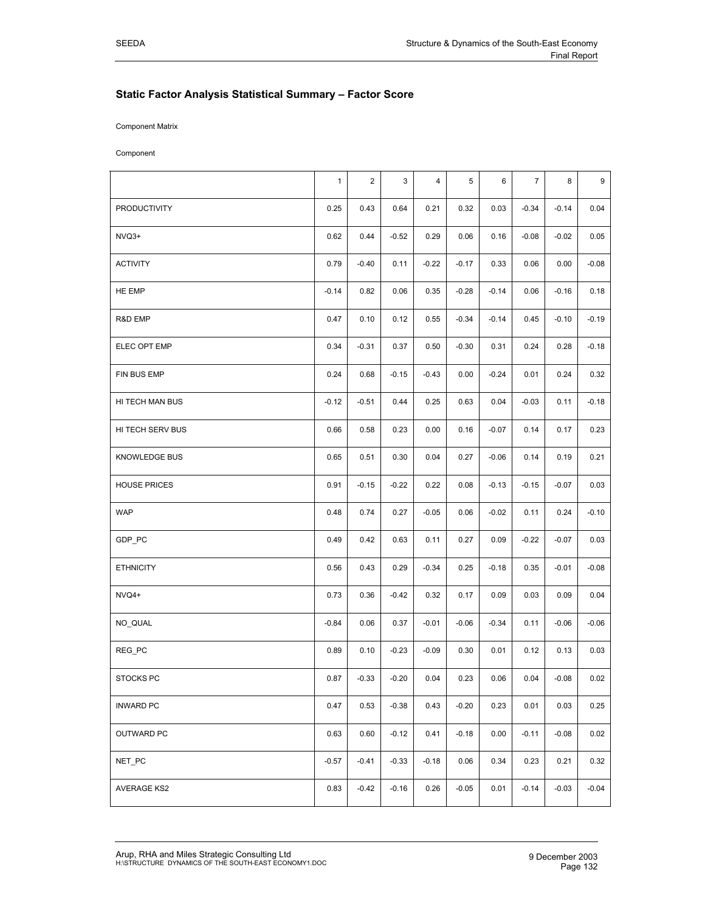## Static Factor Analysis Statistical Summary – Factor Score

Component Matrix

Component

| | 1 | 2 | 3 | 4 | 5 | 6 | 7 | 8 | 9 |
|---|---|---|---|---|---|---|---|---|---|
| PRODUCTIVITY | 0.25 | 0.43 | 0.64 | 0.21 | 0.32 | 0.03 | -0.34 | -0.14 | 0.04 |
| NVQ3+ | 0.62 | 0.44 | -0.52 | 0.29 | 0.06 | 0.16 | -0.08 | -0.02 | 0.05 |
| ACTIVITY | 0.79 | -0.40 | 0.11 | -0.22 | -0.17 | 0.33 | 0.06 | 0.00 | -0.08 |
| HE EMP | -0.14 | 0.82 | 0.06 | 0.35 | -0.28 | -0.14 | 0.06 | -0.16 | 0.18 |
| R&D EMP | 0.47 | 0.10 | 0.12 | 0.55 | -0.34 | -0.14 | 0.45 | -0.10 | -0.19 |
| ELEC OPT EMP | 0.34 | -0.31 | 0.37 | 0.50 | -0.30 | 0.31 | 0.24 | 0.28 | -0.18 |
| FIN BUS EMP | 0.24 | 0.68 | -0.15 | -0.43 | 0.00 | -0.24 | 0.01 | 0.24 | 0.32 |
| HI TECH MAN BUS | -0.12 | -0.51 | 0.44 | 0.25 | 0.63 | 0.04 | -0.03 | 0.11 | -0.18 |
| HI TECH SERV BUS | 0.66 | 0.58 | 0.23 | 0.00 | 0.16 | -0.07 | 0.14 | 0.17 | 0.23 |
| KNOWLEDGE BUS | 0.65 | 0.51 | 0.30 | 0.04 | 0.27 | -0.06 | 0.14 | 0.19 | 0.21 |
| HOUSE PRICES | 0.91 | -0.15 | -0.22 | 0.22 | 0.08 | -0.13 | -0.15 | -0.07 | 0.03 |
| WAP | 0.48 | 0.74 | 0.27 | -0.05 | 0.06 | -0.02 | 0.11 | 0.24 | -0.10 |
| GDP_PC | 0.49 | 0.42 | 0.63 | 0.11 | 0.27 | 0.09 | -0.22 | -0.07 | 0.03 |
| ETHNICITY | 0.56 | 0.43 | 0.29 | -0.34 | 0.25 | -0.18 | 0.35 | -0.01 | -0.08 |
| NVQ4+ | 0.73 | 0.36 | -0.42 | 0.32 | 0.17 | 0.09 | 0.03 | 0.09 | 0.04 |
| NO_QUAL | -0.84 | 0.06 | 0.37 | -0.01 | -0.06 | -0.34 | 0.11 | -0.06 | -0.06 |
| REG_PC | 0.89 | 0.10 | -0.23 | -0.09 | 0.30 | 0.01 | 0.12 | 0.13 | 0.03 |
| STOCKS PC | 0.87 | -0.33 | -0.20 | 0.04 | 0.23 | 0.06 | 0.04 | -0.08 | 0.02 |
| INWARD PC | 0.47 | 0.53 | -0.38 | 0.43 | -0.20 | 0.23 | 0.01 | 0.03 | 0.25 |
| OUTWARD PC | 0.63 | 0.60 | -0.12 | 0.41 | -0.18 | 0.00 | -0.11 | -0.08 | 0.02 |
| NET_PC | -0.57 | -0.41 | -0.33 | -0.18 | 0.06 | 0.34 | 0.23 | 0.21 | 0.32 |
| AVERAGE KS2 | 0.83 | -0.42 | -0.16 | 0.26 | -0.05 | 0.01 | -0.14 | -0.03 | -0.04 |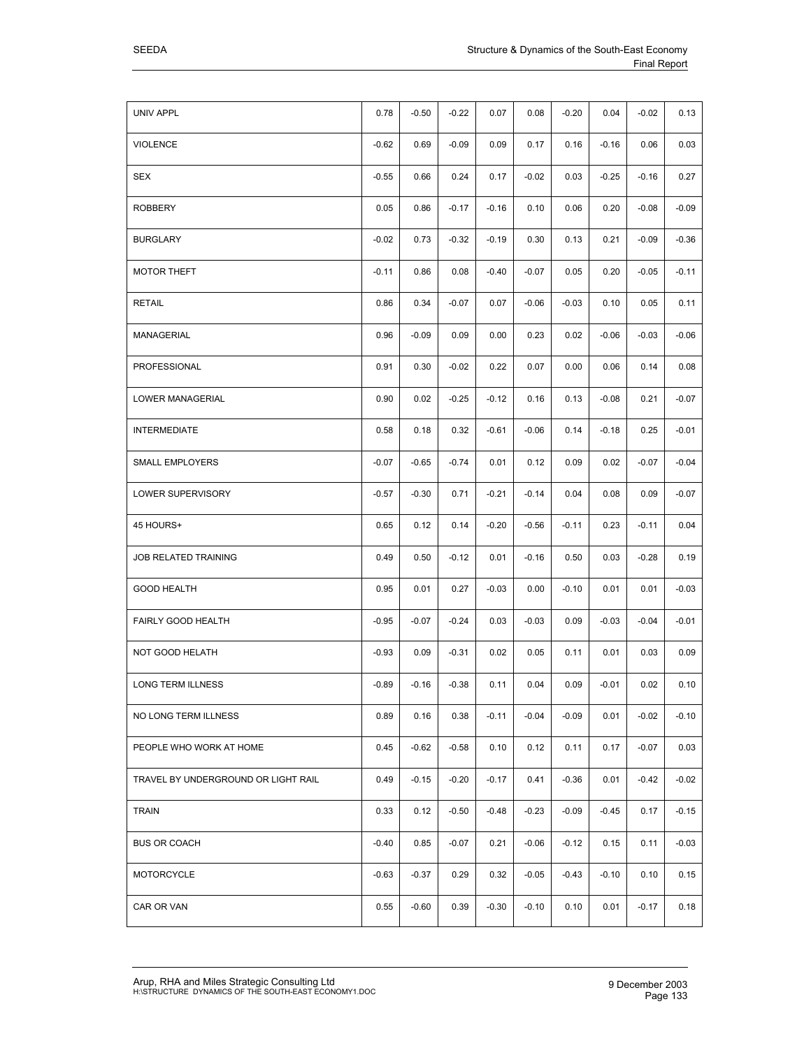| | | | | | | | | | |
|---|---|---|---|---|---|---|---|---|---|
| UNIV APPL | 0.78 | -0.50 | -0.22 | 0.07 | 0.08 | -0.20 | 0.04 | -0.02 | 0.13 |
| VIOLENCE | -0.62 | 0.69 | -0.09 | 0.09 | 0.17 | 0.16 | -0.16 | 0.06 | 0.03 |
| SEX | -0.55 | 0.66 | 0.24 | 0.17 | -0.02 | 0.03 | -0.25 | -0.16 | 0.27 |
| ROBBERY | 0.05 | 0.86 | -0.17 | -0.16 | 0.10 | 0.06 | 0.20 | -0.08 | -0.09 |
| BURGLARY | -0.02 | 0.73 | -0.32 | -0.19 | 0.30 | 0.13 | 0.21 | -0.09 | -0.36 |
| MOTOR THEFT | -0.11 | 0.86 | 0.08 | -0.40 | -0.07 | 0.05 | 0.20 | -0.05 | -0.11 |
| RETAIL | 0.86 | 0.34 | -0.07 | 0.07 | -0.06 | -0.03 | 0.10 | 0.05 | 0.11 |
| MANAGERIAL | 0.96 | -0.09 | 0.09 | 0.00 | 0.23 | 0.02 | -0.06 | -0.03 | -0.06 |
| PROFESSIONAL | 0.91 | 0.30 | -0.02 | 0.22 | 0.07 | 0.00 | 0.06 | 0.14 | 0.08 |
| LOWER MANAGERIAL | 0.90 | 0.02 | -0.25 | -0.12 | 0.16 | 0.13 | -0.08 | 0.21 | -0.07 |
| INTERMEDIATE | 0.58 | 0.18 | 0.32 | -0.61 | -0.06 | 0.14 | -0.18 | 0.25 | -0.01 |
| SMALL EMPLOYERS | -0.07 | -0.65 | -0.74 | 0.01 | 0.12 | 0.09 | 0.02 | -0.07 | -0.04 |
| LOWER SUPERVISORY | -0.57 | -0.30 | 0.71 | -0.21 | -0.14 | 0.04 | 0.08 | 0.09 | -0.07 |
| 45 HOURS+ | 0.65 | 0.12 | 0.14 | -0.20 | -0.56 | -0.11 | 0.23 | -0.11 | 0.04 |
| JOB RELATED TRAINING | 0.49 | 0.50 | -0.12 | 0.01 | -0.16 | 0.50 | 0.03 | -0.28 | 0.19 |
| GOOD HEALTH | 0.95 | 0.01 | 0.27 | -0.03 | 0.00 | -0.10 | 0.01 | 0.01 | -0.03 |
| FAIRLY GOOD HEALTH | -0.95 | -0.07 | -0.24 | 0.03 | -0.03 | 0.09 | -0.03 | -0.04 | -0.01 |
| NOT GOOD HELATH | -0.93 | 0.09 | -0.31 | 0.02 | 0.05 | 0.11 | 0.01 | 0.03 | 0.09 |
| LONG TERM ILLNESS | -0.89 | -0.16 | -0.38 | 0.11 | 0.04 | 0.09 | -0.01 | 0.02 | 0.10 |
| NO LONG TERM ILLNESS | 0.89 | 0.16 | 0.38 | -0.11 | -0.04 | -0.09 | 0.01 | -0.02 | -0.10 |
| PEOPLE WHO WORK AT HOME | 0.45 | -0.62 | -0.58 | 0.10 | 0.12 | 0.11 | 0.17 | -0.07 | 0.03 |
| TRAVEL BY UNDERGROUND OR LIGHT RAIL | 0.49 | -0.15 | -0.20 | -0.17 | 0.41 | -0.36 | 0.01 | -0.42 | -0.02 |
| TRAIN | 0.33 | 0.12 | -0.50 | -0.48 | -0.23 | -0.09 | -0.45 | 0.17 | -0.15 |
| BUS OR COACH | -0.40 | 0.85 | -0.07 | 0.21 | -0.06 | -0.12 | 0.15 | 0.11 | -0.03 |
| MOTORCYCLE | -0.63 | -0.37 | 0.29 | 0.32 | -0.05 | -0.43 | -0.10 | 0.10 | 0.15 |
| CAR OR VAN | 0.55 | -0.60 | 0.39 | -0.30 | -0.10 | 0.10 | 0.01 | -0.17 | 0.18 |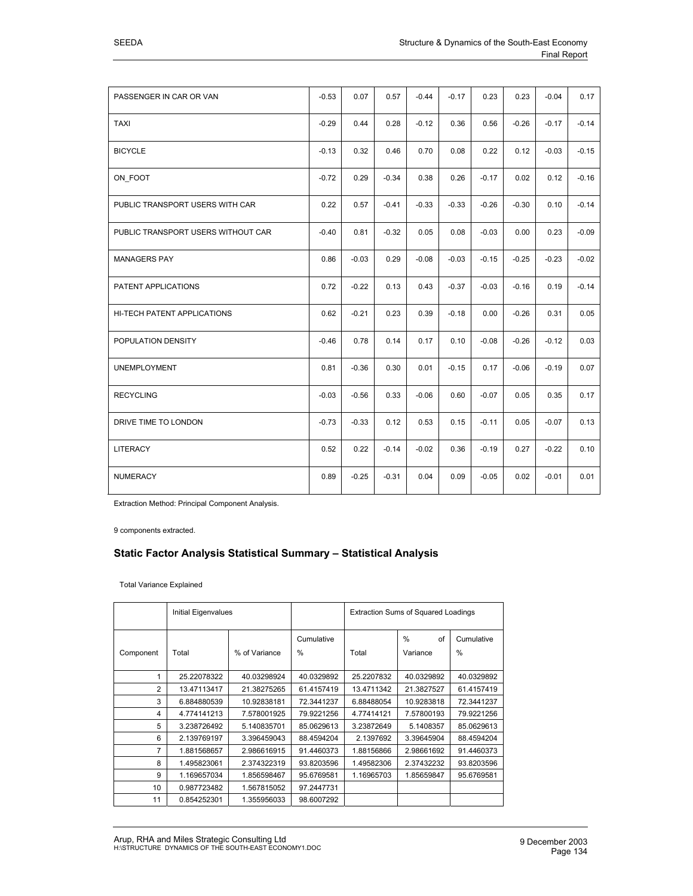| | | | | | | | | | |
|---|---|---|---|---|---|---|---|---|---|
| PASSENGER IN CAR OR VAN | -0.53 | 0.07 | 0.57 | -0.44 | -0.17 | 0.23 | 0.23 | -0.04 | 0.17 |
| TAXI | -0.29 | 0.44 | 0.28 | -0.12 | 0.36 | 0.56 | -0.26 | -0.17 | -0.14 |
| BICYCLE | -0.13 | 0.32 | 0.46 | 0.70 | 0.08 | 0.22 | 0.12 | -0.03 | -0.15 |
| ON_FOOT | -0.72 | 0.29 | -0.34 | 0.38 | 0.26 | -0.17 | 0.02 | 0.12 | -0.16 |
| PUBLIC TRANSPORT USERS WITH CAR | 0.22 | 0.57 | -0.41 | -0.33 | -0.33 | -0.26 | -0.30 | 0.10 | -0.14 |
| PUBLIC TRANSPORT USERS WITHOUT CAR | -0.40 | 0.81 | -0.32 | 0.05 | 0.08 | -0.03 | 0.00 | 0.23 | -0.09 |
| MANAGERS PAY | 0.86 | -0.03 | 0.29 | -0.08 | -0.03 | -0.15 | -0.25 | -0.23 | -0.02 |
| PATENT APPLICATIONS | 0.72 | -0.22 | 0.13 | 0.43 | -0.37 | -0.03 | -0.16 | 0.19 | -0.14 |
| HI-TECH PATENT APPLICATIONS | 0.62 | -0.21 | 0.23 | 0.39 | -0.18 | 0.00 | -0.26 | 0.31 | 0.05 |
| POPULATION DENSITY | -0.46 | 0.78 | 0.14 | 0.17 | 0.10 | -0.08 | -0.26 | -0.12 | 0.03 |
| UNEMPLOYMENT | 0.81 | -0.36 | 0.30 | 0.01 | -0.15 | 0.17 | -0.06 | -0.19 | 0.07 |
| RECYCLING | -0.03 | -0.56 | 0.33 | -0.06 | 0.60 | -0.07 | 0.05 | 0.35 | 0.17 |
| DRIVE TIME TO LONDON | -0.73 | -0.33 | 0.12 | 0.53 | 0.15 | -0.11 | 0.05 | -0.07 | 0.13 |
| LITERACY | 0.52 | 0.22 | -0.14 | -0.02 | 0.36 | -0.19 | 0.27 | -0.22 | 0.10 |
| NUMERACY | 0.89 | -0.25 | -0.31 | 0.04 | 0.09 | -0.05 | 0.02 | -0.01 | 0.01 |

Extraction Method: Principal Component Analysis.

9 components extracted.

## Static Factor Analysis Statistical Summary – Statistical Analysis

Total Variance Explained

| | Initial Eigenvalues | | | Extraction Sums of Squared Loadings | | |
|---|---|---|---|---|---|---|
| Component | Total | % of Variance | Cumulative % | Total | % of Variance | Cumulative % |
| 1 | 25.22078322 | 40.03298924 | 40.0329892 | 25.2207832 | 40.0329892 | 40.0329892 |
| 2 | 13.47113417 | 21.38275265 | 61.4157419 | 13.4711342 | 21.3827527 | 61.4157419 |
| 3 | 6.884880539 | 10.92838181 | 72.3441237 | 6.88488054 | 10.9283818 | 72.3441237 |
| 4 | 4.774141213 | 7.578001925 | 79.9221256 | 4.77414121 | 7.57800193 | 79.9221256 |
| 5 | 3.238726492 | 5.140835701 | 85.0629613 | 3.23872649 | 5.1408357 | 85.0629613 |
| 6 | 2.139769197 | 3.396459043 | 88.4594204 | 2.1397692 | 3.39645904 | 88.4594204 |
| 7 | 1.881568657 | 2.986616915 | 91.4460373 | 1.88156866 | 2.98661692 | 91.4460373 |
| 8 | 1.495823061 | 2.374322319 | 93.8203596 | 1.49582306 | 2.37432232 | 93.8203596 |
| 9 | 1.169657034 | 1.856598467 | 95.6769581 | 1.16965703 | 1.85659847 | 95.6769581 |
| 10 | 0.987723482 | 1.567815052 | 97.2447731 | | | |
| 11 | 0.854252301 | 1.355956033 | 98.6007292 | | | |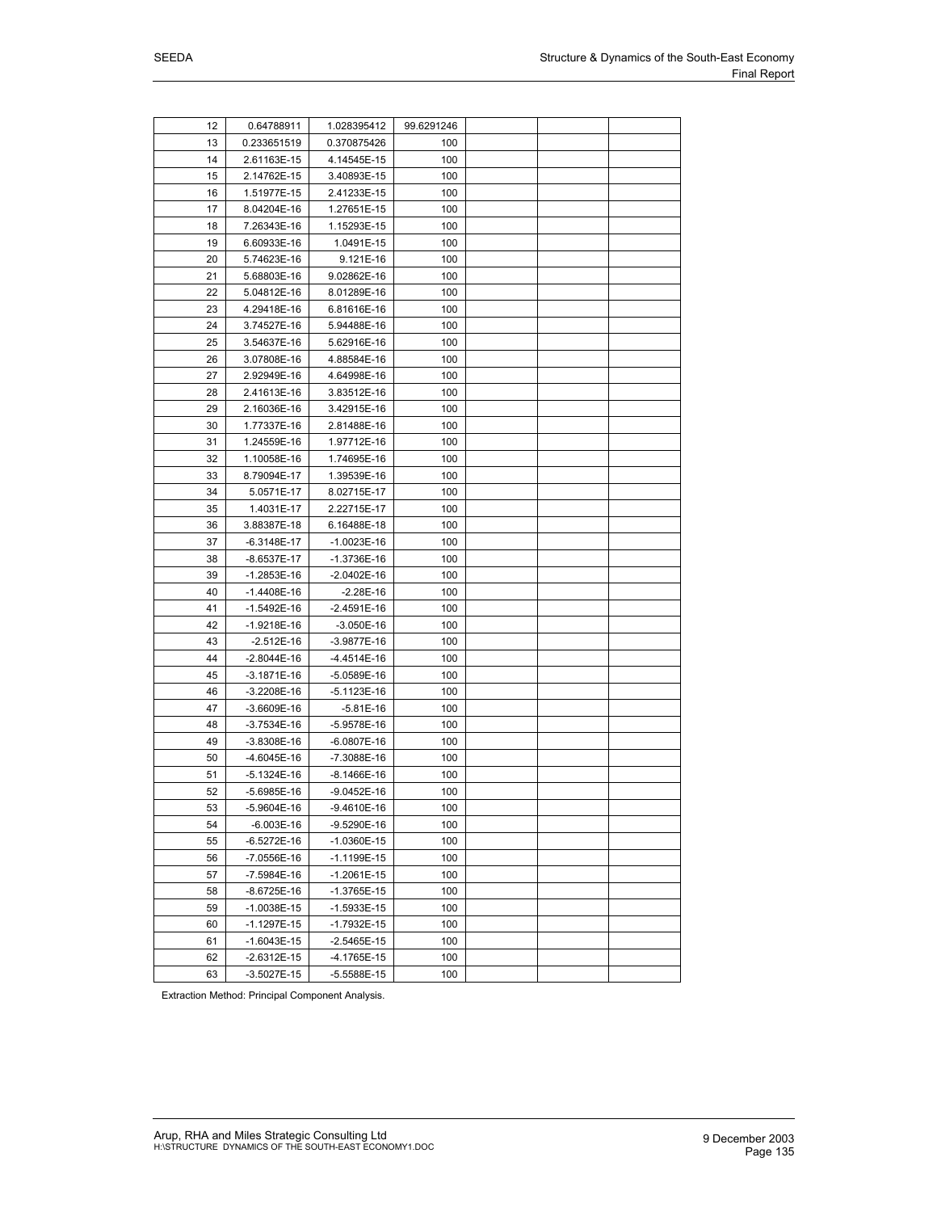| | | | | | | |
|---|---|---|---|---|---|---|
| 12 | 0.64788911 | 1.028395412 | 99.6291246 | | | |
| 13 | 0.233651519 | 0.370875426 | 100 | | | |
| 14 | 2.61163E-15 | 4.14545E-15 | 100 | | | |
| 15 | 2.14762E-15 | 3.40893E-15 | 100 | | | |
| 16 | 1.51977E-15 | 2.41233E-15 | 100 | | | |
| 17 | 8.04204E-16 | 1.27651E-15 | 100 | | | |
| 18 | 7.26343E-16 | 1.15293E-15 | 100 | | | |
| 19 | 6.60933E-16 | 1.0491E-15 | 100 | | | |
| 20 | 5.74623E-16 | 9.121E-16 | 100 | | | |
| 21 | 5.68803E-16 | 9.02862E-16 | 100 | | | |
| 22 | 5.04812E-16 | 8.01289E-16 | 100 | | | |
| 23 | 4.29418E-16 | 6.81616E-16 | 100 | | | |
| 24 | 3.74527E-16 | 5.94488E-16 | 100 | | | |
| 25 | 3.54637E-16 | 5.62916E-16 | 100 | | | |
| 26 | 3.07808E-16 | 4.88584E-16 | 100 | | | |
| 27 | 2.92949E-16 | 4.64998E-16 | 100 | | | |
| 28 | 2.41613E-16 | 3.83512E-16 | 100 | | | |
| 29 | 2.16036E-16 | 3.42915E-16 | 100 | | | |
| 30 | 1.77337E-16 | 2.81488E-16 | 100 | | | |
| 31 | 1.24559E-16 | 1.97712E-16 | 100 | | | |
| 32 | 1.10058E-16 | 1.74695E-16 | 100 | | | |
| 33 | 8.79094E-17 | 1.39539E-16 | 100 | | | |
| 34 | 5.0571E-17 | 8.02715E-17 | 100 | | | |
| 35 | 1.4031E-17 | 2.22715E-17 | 100 | | | |
| 36 | 3.88387E-18 | 6.16488E-18 | 100 | | | |
| 37 | -6.3148E-17 | -1.0023E-16 | 100 | | | |
| 38 | -8.6537E-17 | -1.3736E-16 | 100 | | | |
| 39 | -1.2853E-16 | -2.0402E-16 | 100 | | | |
| 40 | -1.4408E-16 | -2.28E-16 | 100 | | | |
| 41 | -1.5492E-16 | -2.4591E-16 | 100 | | | |
| 42 | -1.9218E-16 | -3.050E-16 | 100 | | | |
| 43 | -2.512E-16 | -3.9877E-16 | 100 | | | |
| 44 | -2.8044E-16 | -4.4514E-16 | 100 | | | |
| 45 | -3.1871E-16 | -5.0589E-16 | 100 | | | |
| 46 | -3.2208E-16 | -5.1123E-16 | 100 | | | |
| 47 | -3.6609E-16 | -5.81E-16 | 100 | | | |
| 48 | -3.7534E-16 | -5.9578E-16 | 100 | | | |
| 49 | -3.8308E-16 | -6.0807E-16 | 100 | | | |
| 50 | -4.6045E-16 | -7.3088E-16 | 100 | | | |
| 51 | -5.1324E-16 | -8.1466E-16 | 100 | | | |
| 52 | -5.6985E-16 | -9.0452E-16 | 100 | | | |
| 53 | -5.9604E-16 | -9.4610E-16 | 100 | | | |
| 54 | -6.003E-16 | -9.5290E-16 | 100 | | | |
| 55 | -6.5272E-16 | -1.0360E-15 | 100 | | | |
| 56 | -7.0556E-16 | -1.1199E-15 | 100 | | | |
| 57 | -7.5984E-16 | -1.2061E-15 | 100 | | | |
| 58 | -8.6725E-16 | -1.3765E-15 | 100 | | | |
| 59 | -1.0038E-15 | -1.5933E-15 | 100 | | | |
| 60 | -1.1297E-15 | -1.7932E-15 | 100 | | | |
| 61 | -1.6043E-15 | -2.5465E-15 | 100 | | | |
| 62 | -2.6312E-15 | -4.1765E-15 | 100 | | | |
| 63 | -3.5027E-15 | -5.5588E-15 | 100 | | | |

Extraction Method: Principal Component Analysis.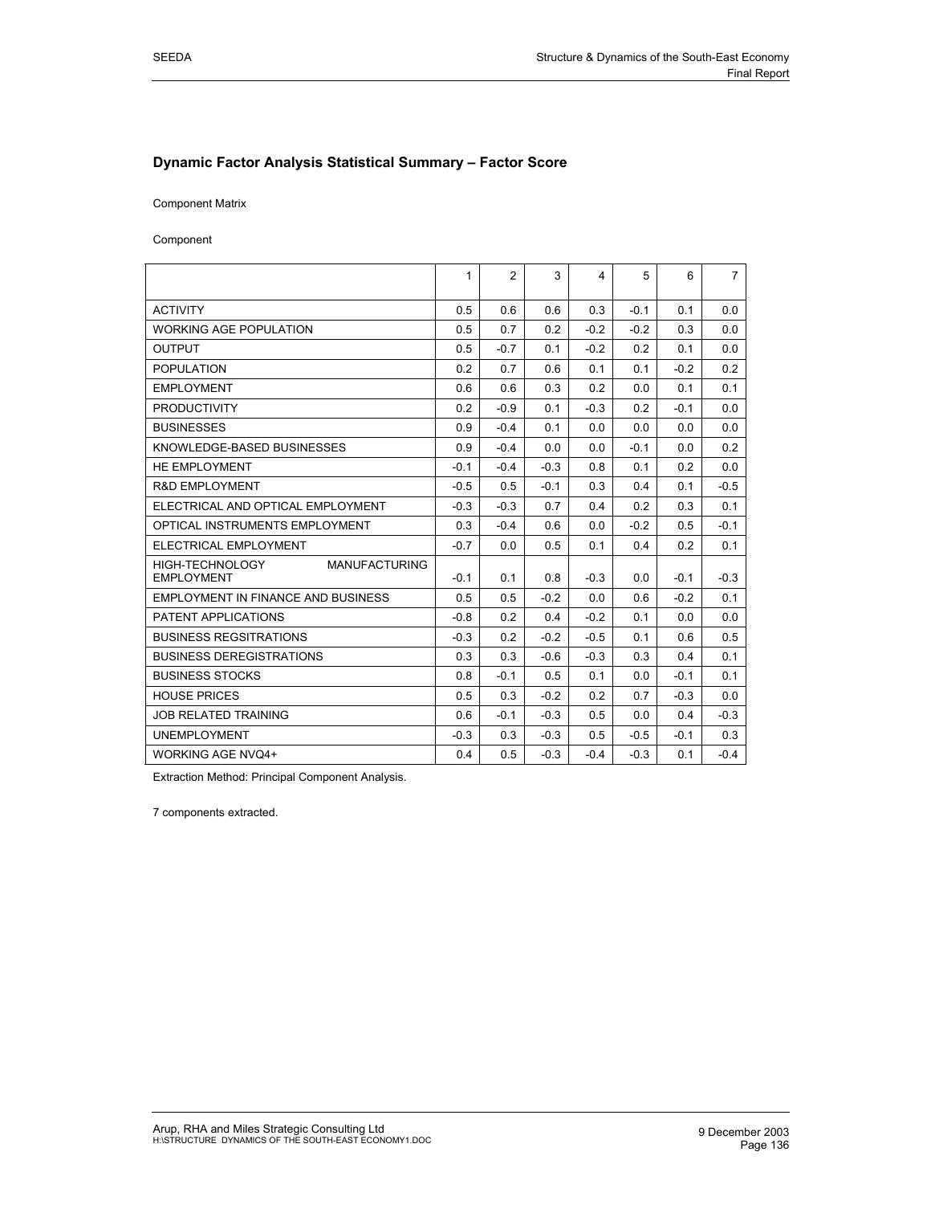### Dynamic Factor Analysis Statistical Summary – Factor Score

Component Matrix

Component

| | 1 | 2 | 3 | 4 | 5 | 6 | 7 |
|---|---|---|---|---|---|---|---|
| ACTIVITY | 0.5 | 0.6 | 0.6 | 0.3 | -0.1 | 0.1 | 0.0 |
| WORKING AGE POPULATION | 0.5 | 0.7 | 0.2 | -0.2 | -0.2 | 0.3 | 0.0 |
| OUTPUT | 0.5 | -0.7 | 0.1 | -0.2 | 0.2 | 0.1 | 0.0 |
| POPULATION | 0.2 | 0.7 | 0.6 | 0.1 | 0.1 | -0.2 | 0.2 |
| EMPLOYMENT | 0.6 | 0.6 | 0.3 | 0.2 | 0.0 | 0.1 | 0.1 |
| PRODUCTIVITY | 0.2 | -0.9 | 0.1 | -0.3 | 0.2 | -0.1 | 0.0 |
| BUSINESSES | 0.9 | -0.4 | 0.1 | 0.0 | 0.0 | 0.0 | 0.0 |
| KNOWLEDGE-BASED BUSINESSES | 0.9 | -0.4 | 0.0 | 0.0 | -0.1 | 0.0 | 0.2 |
| HE EMPLOYMENT | -0.1 | -0.4 | -0.3 | 0.8 | 0.1 | 0.2 | 0.0 |
| R&D EMPLOYMENT | -0.5 | 0.5 | -0.1 | 0.3 | 0.4 | 0.1 | -0.5 |
| ELECTRICAL AND OPTICAL EMPLOYMENT | -0.3 | -0.3 | 0.7 | 0.4 | 0.2 | 0.3 | 0.1 |
| OPTICAL INSTRUMENTS EMPLOYMENT | 0.3 | -0.4 | 0.6 | 0.0 | -0.2 | 0.5 | -0.1 |
| ELECTRICAL EMPLOYMENT | -0.7 | 0.0 | 0.5 | 0.1 | 0.4 | 0.2 | 0.1 |
| HIGH-TECHNOLOGY MANUFACTURING EMPLOYMENT | -0.1 | 0.1 | 0.8 | -0.3 | 0.0 | -0.1 | -0.3 |
| EMPLOYMENT IN FINANCE AND BUSINESS | 0.5 | 0.5 | -0.2 | 0.0 | 0.6 | -0.2 | 0.1 |
| PATENT APPLICATIONS | -0.8 | 0.2 | 0.4 | -0.2 | 0.1 | 0.0 | 0.0 |
| BUSINESS REGSITRATIONS | -0.3 | 0.2 | -0.2 | -0.5 | 0.1 | 0.6 | 0.5 |
| BUSINESS DEREGISTRATIONS | 0.3 | 0.3 | -0.6 | -0.3 | 0.3 | 0.4 | 0.1 |
| BUSINESS STOCKS | 0.8 | -0.1 | 0.5 | 0.1 | 0.0 | -0.1 | 0.1 |
| HOUSE PRICES | 0.5 | 0.3 | -0.2 | 0.2 | 0.7 | -0.3 | 0.0 |
| JOB RELATED TRAINING | 0.6 | -0.1 | -0.3 | 0.5 | 0.0 | 0.4 | -0.3 |
| UNEMPLOYMENT | -0.3 | 0.3 | -0.3 | 0.5 | -0.5 | -0.1 | 0.3 |
| WORKING AGE NVQ4+ | 0.4 | 0.5 | -0.3 | -0.4 | -0.3 | 0.1 | -0.4 |

Extraction Method: Principal Component Analysis.

7 components extracted.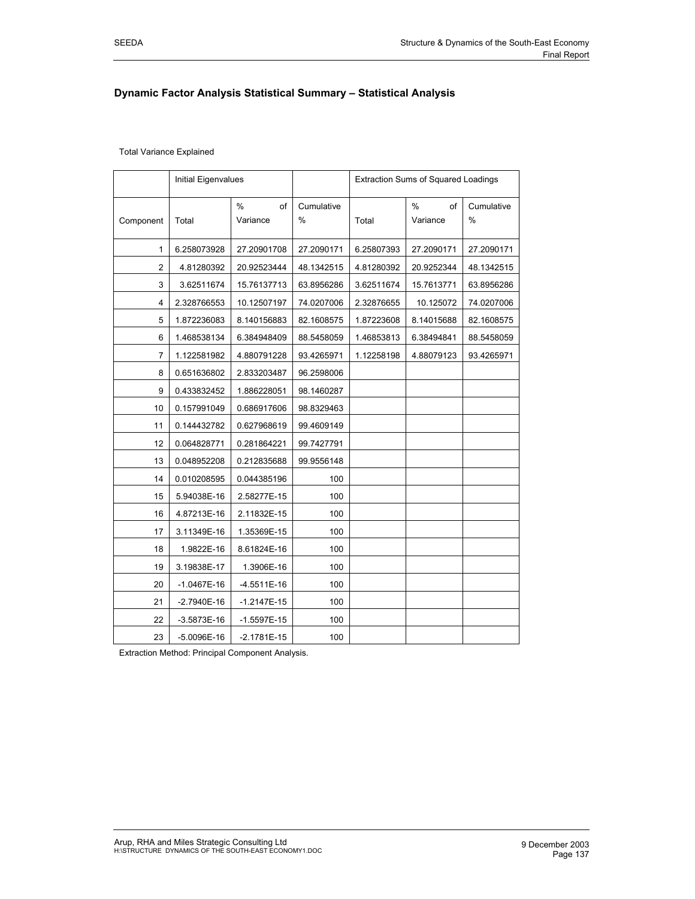## Dynamic Factor Analysis Statistical Summary – Statistical Analysis

Total Variance Explained

| | Initial Eigenvalues | | | Extraction Sums of Squared Loadings | | |
|---|---|---|---|---|---|---|
| Component | Total | % of Variance | Cumulative % | Total | % of Variance | Cumulative % |
| 1 | 6.258073928 | 27.20901708 | 27.2090171 | 6.25807393 | 27.2090171 | 27.2090171 |
| 2 | 4.81280392 | 20.92523444 | 48.1342515 | 4.81280392 | 20.9252344 | 48.1342515 |
| 3 | 3.62511674 | 15.76137713 | 63.8956286 | 3.62511674 | 15.7613771 | 63.8956286 |
| 4 | 2.328766553 | 10.12507197 | 74.0207006 | 2.32876655 | 10.125072 | 74.0207006 |
| 5 | 1.872236083 | 8.140156883 | 82.1608575 | 1.87223608 | 8.14015688 | 82.1608575 |
| 6 | 1.468538134 | 6.384948409 | 88.5458059 | 1.46853813 | 6.38494841 | 88.5458059 |
| 7 | 1.122581982 | 4.880791228 | 93.4265971 | 1.12258198 | 4.88079123 | 93.4265971 |
| 8 | 0.651636802 | 2.833203487 | 96.2598006 | | | |
| 9 | 0.433832452 | 1.886228051 | 98.1460287 | | | |
| 10 | 0.157991049 | 0.686917606 | 98.8329463 | | | |
| 11 | 0.144432782 | 0.627968619 | 99.4609149 | | | |
| 12 | 0.064828771 | 0.281864221 | 99.7427791 | | | |
| 13 | 0.048952208 | 0.212835688 | 99.9556148 | | | |
| 14 | 0.010208595 | 0.044385196 | 100 | | | |
| 15 | 5.94038E-16 | 2.58277E-15 | 100 | | | |
| 16 | 4.87213E-16 | 2.11832E-15 | 100 | | | |
| 17 | 3.11349E-16 | 1.35369E-15 | 100 | | | |
| 18 | 1.9822E-16 | 8.61824E-16 | 100 | | | |
| 19 | 3.19838E-17 | 1.3906E-16 | 100 | | | |
| 20 | -1.0467E-16 | -4.5511E-16 | 100 | | | |
| 21 | -2.7940E-16 | -1.2147E-15 | 100 | | | |
| 22 | -3.5873E-16 | -1.5597E-15 | 100 | | | |
| 23 | -5.0096E-16 | -2.1781E-15 | 100 | | | |

Extraction Method: Principal Component Analysis.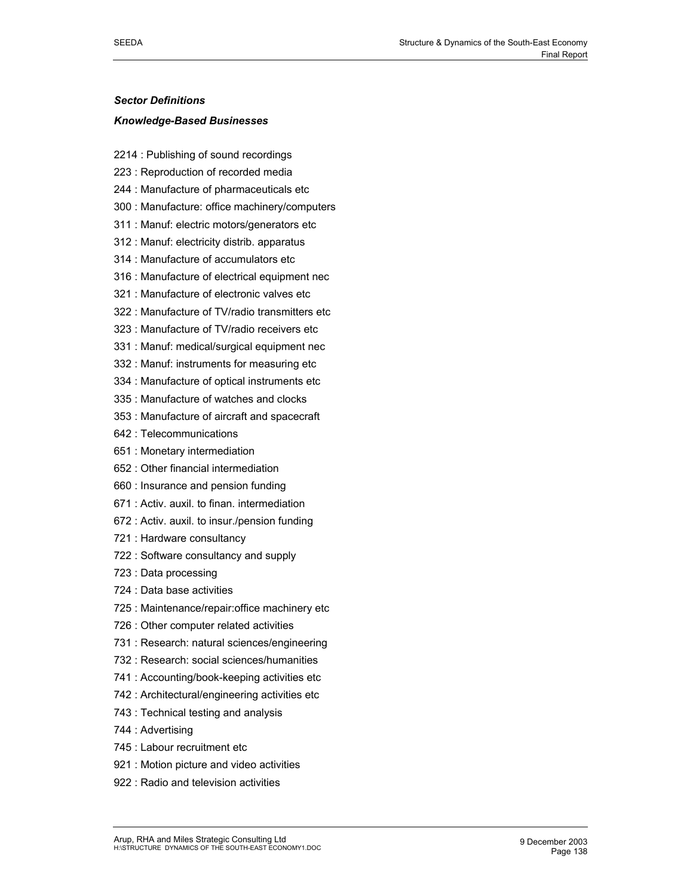***Sector Definitions***

***Knowledge-Based Businesses***

2214 : Publishing of sound recordings

223 : Reproduction of recorded media

244 : Manufacture of pharmaceuticals etc

300 : Manufacture: office machinery/computers

311 : Manuf: electric motors/generators etc

312 : Manuf: electricity distrib. apparatus

314 : Manufacture of accumulators etc

316 : Manufacture of electrical equipment nec

321 : Manufacture of electronic valves etc

322 : Manufacture of TV/radio transmitters etc

323 : Manufacture of TV/radio receivers etc

331 : Manuf: medical/surgical equipment nec

332 : Manuf: instruments for measuring etc

334 : Manufacture of optical instruments etc

335 : Manufacture of watches and clocks

353 : Manufacture of aircraft and spacecraft

642 : Telecommunications

651 : Monetary intermediation

652 : Other financial intermediation

660 : Insurance and pension funding

671 : Activ. auxil. to finan. intermediation

672 : Activ. auxil. to insur./pension funding

721 : Hardware consultancy

722 : Software consultancy and supply

723 : Data processing

724 : Data base activities

725 : Maintenance/repair:office machinery etc

726 : Other computer related activities

731 : Research: natural sciences/engineering

732 : Research: social sciences/humanities

741 : Accounting/book-keeping activities etc

742 : Architectural/engineering activities etc

743 : Technical testing and analysis

744 : Advertising

745 : Labour recruitment etc

921 : Motion picture and video activities

922 : Radio and television activities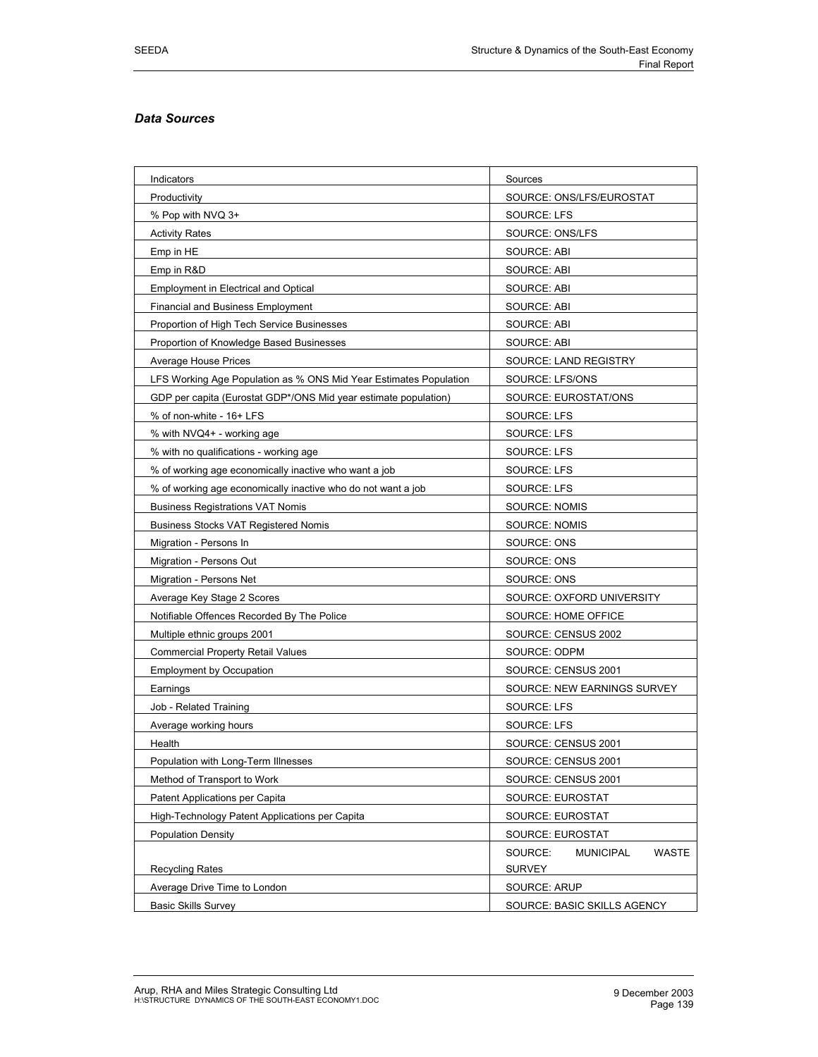### *Data Sources*

| Indicators | Sources |
|---|---|
| Productivity | SOURCE: ONS/LFS/EUROSTAT |
| % Pop with NVQ 3+ | SOURCE: LFS |
| Activity Rates | SOURCE: ONS/LFS |
| Emp in HE | SOURCE: ABI |
| Emp in R&D | SOURCE: ABI |
| Employment in Electrical and Optical | SOURCE: ABI |
| Financial and Business Employment | SOURCE: ABI |
| Proportion of High Tech Service Businesses | SOURCE: ABI |
| Proportion of Knowledge Based Businesses | SOURCE: ABI |
| Average House Prices | SOURCE: LAND REGISTRY |
| LFS Working Age Population as % ONS Mid Year Estimates Population | SOURCE: LFS/ONS |
| GDP per capita (Eurostat GDP*/ONS Mid year estimate population) | SOURCE: EUROSTAT/ONS |
| % of non-white - 16+ LFS | SOURCE: LFS |
| % with NVQ4+ - working age | SOURCE: LFS |
| % with no qualifications - working age | SOURCE: LFS |
| % of working age economically inactive who want a job | SOURCE: LFS |
| % of working age economically inactive who do not want a job | SOURCE: LFS |
| Business Registrations VAT Nomis | SOURCE: NOMIS |
| Business Stocks VAT Registered Nomis | SOURCE: NOMIS |
| Migration - Persons In | SOURCE: ONS |
| Migration - Persons Out | SOURCE: ONS |
| Migration - Persons Net | SOURCE: ONS |
| Average Key Stage 2 Scores | SOURCE: OXFORD UNIVERSITY |
| Notifiable Offences Recorded By The Police | SOURCE: HOME OFFICE |
| Multiple ethnic groups 2001 | SOURCE: CENSUS 2002 |
| Commercial Property Retail Values | SOURCE: ODPM |
| Employment by Occupation | SOURCE: CENSUS 2001 |
| Earnings | SOURCE: NEW EARNINGS SURVEY |
| Job - Related Training | SOURCE: LFS |
| Average working hours | SOURCE: LFS |
| Health | SOURCE: CENSUS 2001 |
| Population with Long-Term Illnesses | SOURCE: CENSUS 2001 |
| Method of Transport to Work | SOURCE: CENSUS 2001 |
| Patent Applications per Capita | SOURCE: EUROSTAT |
| High-Technology Patent Applications per Capita | SOURCE: EUROSTAT |
| Population Density | SOURCE: EUROSTAT |
| Recycling Rates | SOURCE: MUNICIPAL WASTE SURVEY |
| Average Drive Time to London | SOURCE: ARUP |
| Basic Skills Survey | SOURCE: BASIC SKILLS AGENCY |